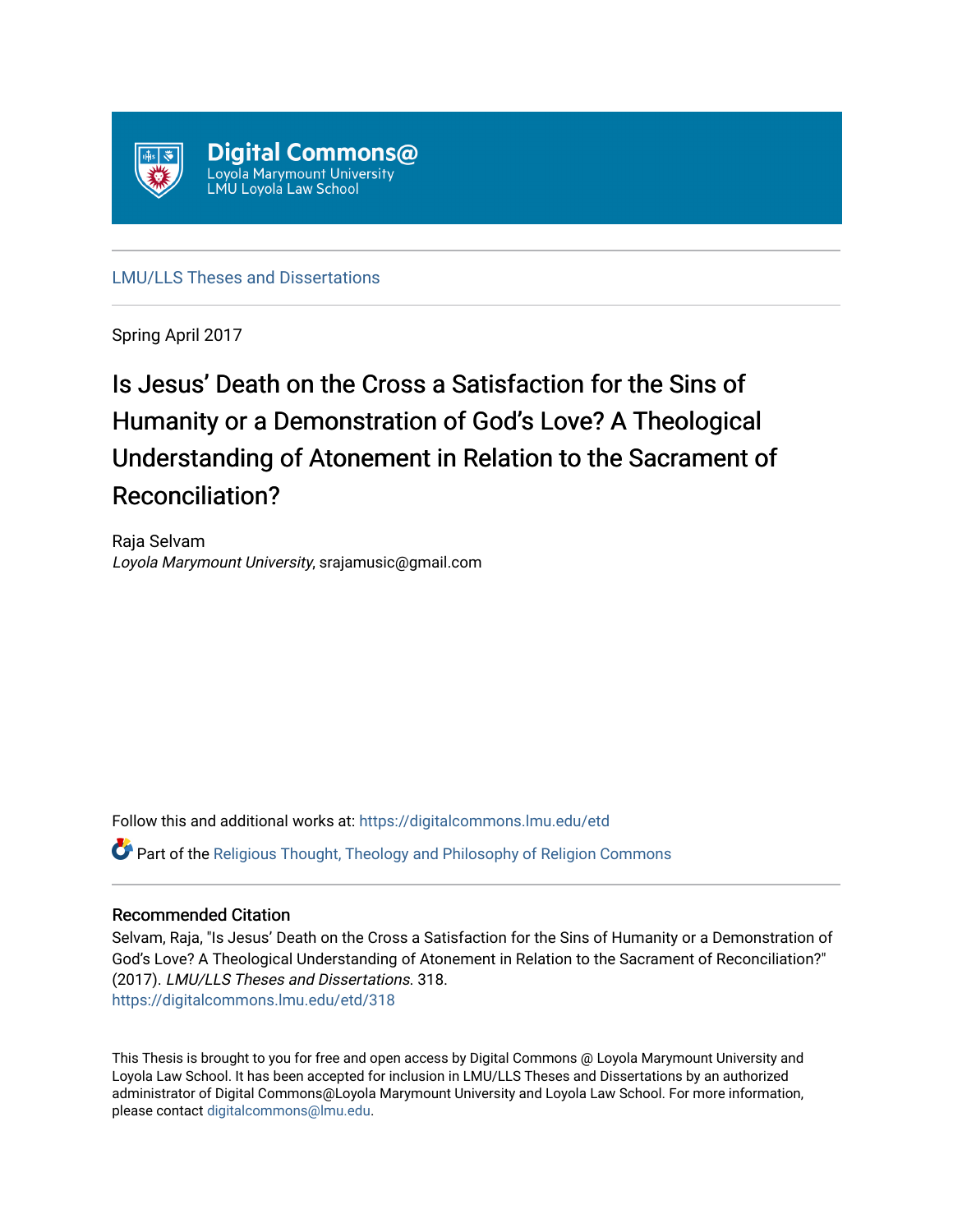Digital Commons@
Loyola Marymount University
LMU Loyola Law School

LMU/LLS Theses and Dissertations

Spring April 2017

# Is Jesus' Death on the Cross a Satisfaction for the Sins of Humanity or a Demonstration of God's Love? A Theological Understanding of Atonement in Relation to the Sacrament of Reconciliation?

Raja Selvam
*Loyola Marymount University*, srajamusic@gmail.com

Follow this and additional works at: https://digitalcommons.lmu.edu/etd

Part of the Religious Thought, Theology and Philosophy of Religion Commons

## Recommended Citation

Selvam, Raja, "Is Jesus' Death on the Cross a Satisfaction for the Sins of Humanity or a Demonstration of God's Love? A Theological Understanding of Atonement in Relation to the Sacrament of Reconciliation?" (2017). *LMU/LLS Theses and Dissertations*. 318.
https://digitalcommons.lmu.edu/etd/318

This Thesis is brought to you for free and open access by Digital Commons @ Loyola Marymount University and Loyola Law School. It has been accepted for inclusion in LMU/LLS Theses and Dissertations by an authorized administrator of Digital Commons@Loyola Marymount University and Loyola Law School. For more information, please contact digitalcommons@lmu.edu.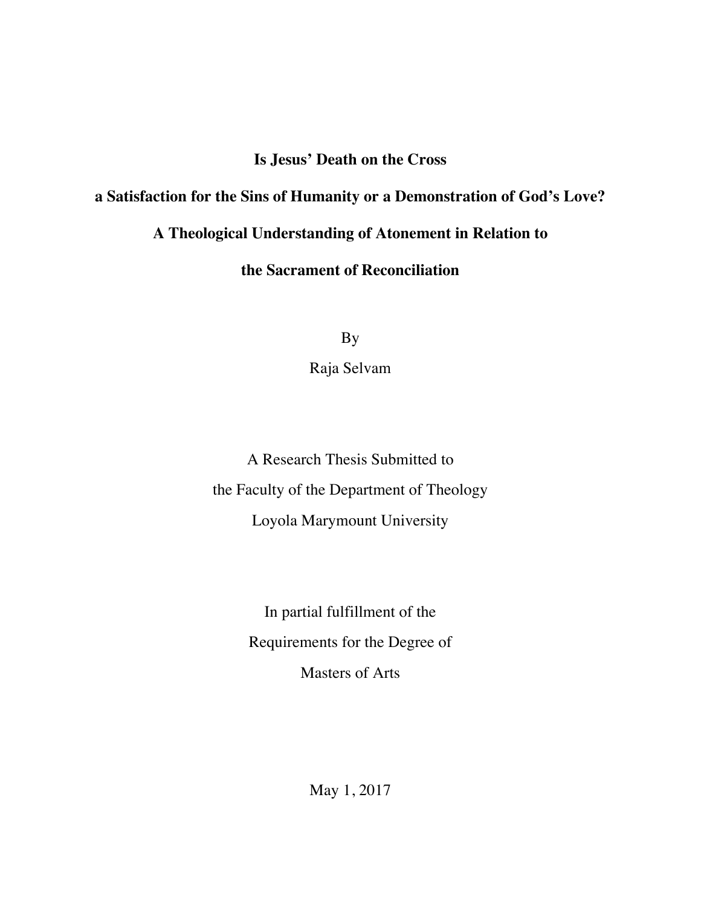# Is Jesus' Death on the Cross a Satisfaction for the Sins of Humanity or a Demonstration of God's Love? A Theological Understanding of Atonement in Relation to the Sacrament of Reconciliation

By

Raja Selvam

A Research Thesis Submitted to
the Faculty of the Department of Theology
Loyola Marymount University

In partial fulfillment of the
Requirements for the Degree of
Masters of Arts

May 1, 2017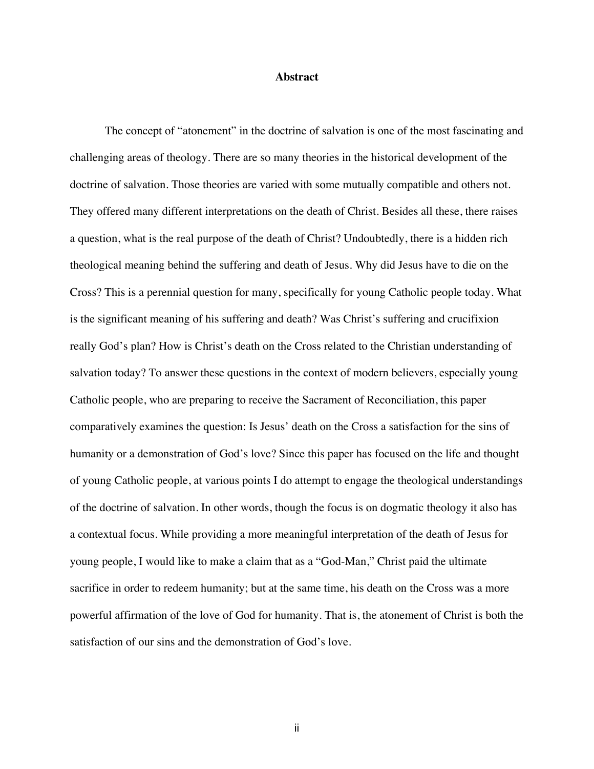# Abstract

The concept of "atonement" in the doctrine of salvation is one of the most fascinating and challenging areas of theology. There are so many theories in the historical development of the doctrine of salvation. Those theories are varied with some mutually compatible and others not. They offered many different interpretations on the death of Christ. Besides all these, there raises a question, what is the real purpose of the death of Christ? Undoubtedly, there is a hidden rich theological meaning behind the suffering and death of Jesus. Why did Jesus have to die on the Cross? This is a perennial question for many, specifically for young Catholic people today. What is the significant meaning of his suffering and death? Was Christ's suffering and crucifixion really God's plan? How is Christ's death on the Cross related to the Christian understanding of salvation today? To answer these questions in the context of modern believers, especially young Catholic people, who are preparing to receive the Sacrament of Reconciliation, this paper comparatively examines the question: Is Jesus' death on the Cross a satisfaction for the sins of humanity or a demonstration of God's love? Since this paper has focused on the life and thought of young Catholic people, at various points I do attempt to engage the theological understandings of the doctrine of salvation. In other words, though the focus is on dogmatic theology it also has a contextual focus. While providing a more meaningful interpretation of the death of Jesus for young people, I would like to make a claim that as a "God-Man," Christ paid the ultimate sacrifice in order to redeem humanity; but at the same time, his death on the Cross was a more powerful affirmation of the love of God for humanity. That is, the atonement of Christ is both the satisfaction of our sins and the demonstration of God's love.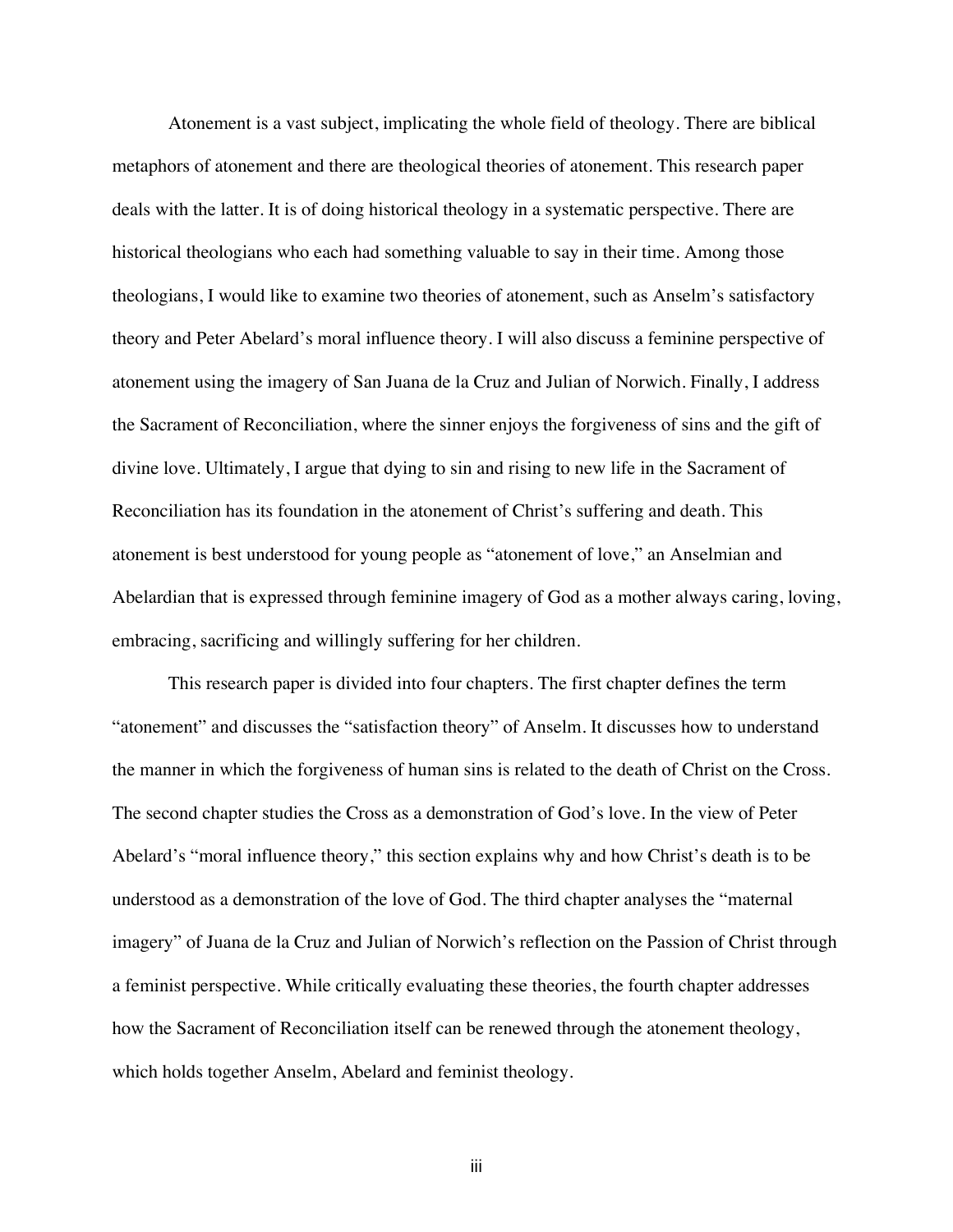Atonement is a vast subject, implicating the whole field of theology. There are biblical metaphors of atonement and there are theological theories of atonement. This research paper deals with the latter. It is of doing historical theology in a systematic perspective. There are historical theologians who each had something valuable to say in their time. Among those theologians, I would like to examine two theories of atonement, such as Anselm's satisfactory theory and Peter Abelard's moral influence theory. I will also discuss a feminine perspective of atonement using the imagery of San Juana de la Cruz and Julian of Norwich. Finally, I address the Sacrament of Reconciliation, where the sinner enjoys the forgiveness of sins and the gift of divine love. Ultimately, I argue that dying to sin and rising to new life in the Sacrament of Reconciliation has its foundation in the atonement of Christ's suffering and death. This atonement is best understood for young people as "atonement of love," an Anselmian and Abelardian that is expressed through feminine imagery of God as a mother always caring, loving, embracing, sacrificing and willingly suffering for her children.

This research paper is divided into four chapters. The first chapter defines the term "atonement" and discusses the "satisfaction theory" of Anselm. It discusses how to understand the manner in which the forgiveness of human sins is related to the death of Christ on the Cross. The second chapter studies the Cross as a demonstration of God's love. In the view of Peter Abelard's "moral influence theory," this section explains why and how Christ's death is to be understood as a demonstration of the love of God. The third chapter analyses the "maternal imagery" of Juana de la Cruz and Julian of Norwich's reflection on the Passion of Christ through a feminist perspective. While critically evaluating these theories, the fourth chapter addresses how the Sacrament of Reconciliation itself can be renewed through the atonement theology, which holds together Anselm, Abelard and feminist theology.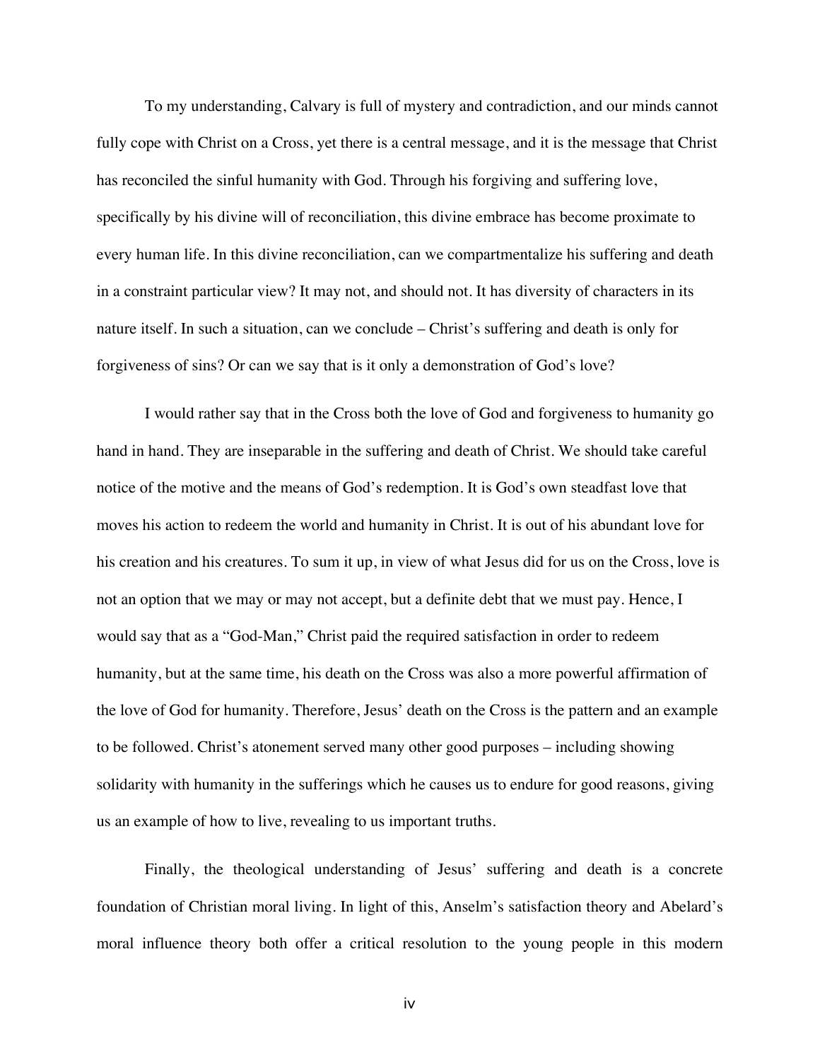To my understanding, Calvary is full of mystery and contradiction, and our minds cannot fully cope with Christ on a Cross, yet there is a central message, and it is the message that Christ has reconciled the sinful humanity with God. Through his forgiving and suffering love, specifically by his divine will of reconciliation, this divine embrace has become proximate to every human life. In this divine reconciliation, can we compartmentalize his suffering and death in a constraint particular view? It may not, and should not. It has diversity of characters in its nature itself. In such a situation, can we conclude – Christ's suffering and death is only for forgiveness of sins? Or can we say that is it only a demonstration of God's love?

I would rather say that in the Cross both the love of God and forgiveness to humanity go hand in hand. They are inseparable in the suffering and death of Christ. We should take careful notice of the motive and the means of God's redemption. It is God's own steadfast love that moves his action to redeem the world and humanity in Christ. It is out of his abundant love for his creation and his creatures. To sum it up, in view of what Jesus did for us on the Cross, love is not an option that we may or may not accept, but a definite debt that we must pay. Hence, I would say that as a "God-Man," Christ paid the required satisfaction in order to redeem humanity, but at the same time, his death on the Cross was also a more powerful affirmation of the love of God for humanity. Therefore, Jesus' death on the Cross is the pattern and an example to be followed. Christ's atonement served many other good purposes – including showing solidarity with humanity in the sufferings which he causes us to endure for good reasons, giving us an example of how to live, revealing to us important truths.

Finally, the theological understanding of Jesus' suffering and death is a concrete foundation of Christian moral living. In light of this, Anselm's satisfaction theory and Abelard's moral influence theory both offer a critical resolution to the young people in this modern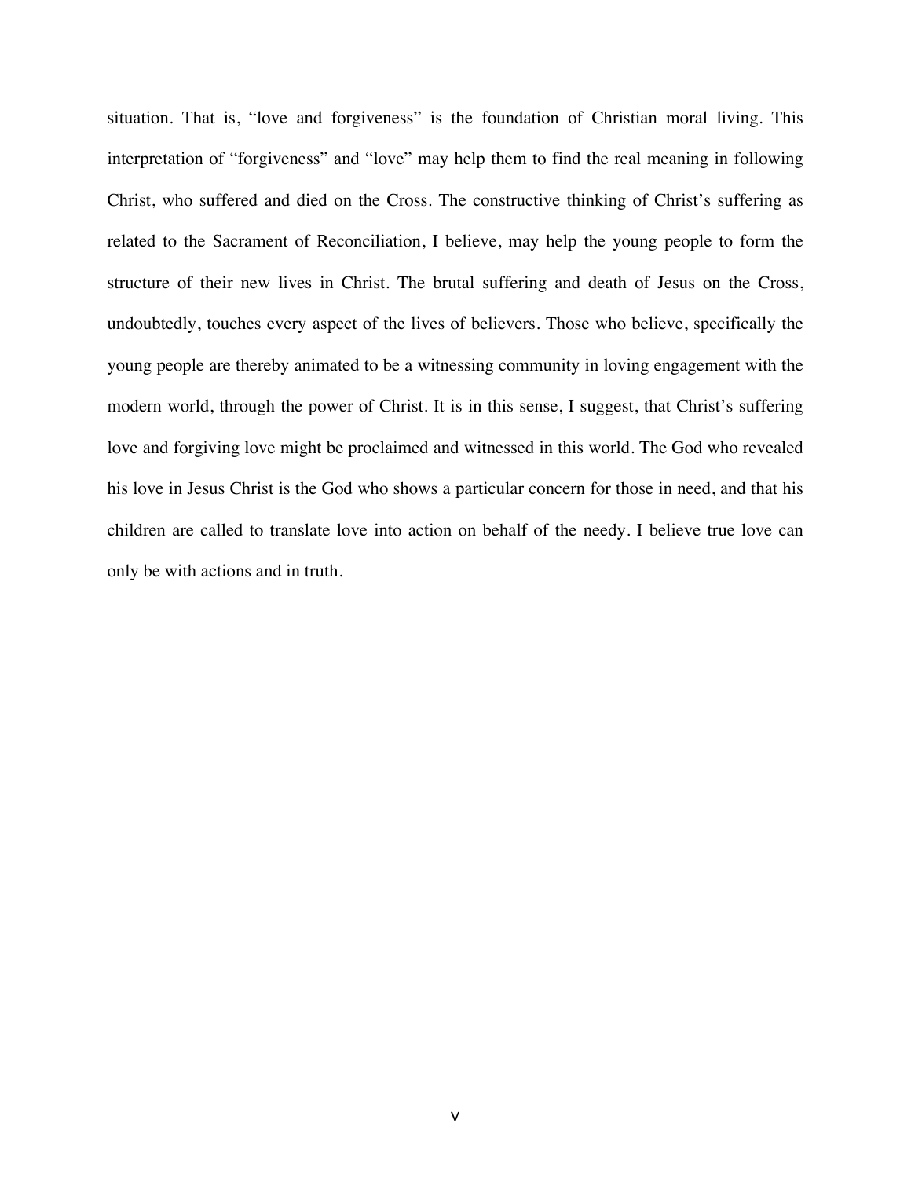situation. That is, "love and forgiveness" is the foundation of Christian moral living. This interpretation of "forgiveness" and "love" may help them to find the real meaning in following Christ, who suffered and died on the Cross. The constructive thinking of Christ's suffering as related to the Sacrament of Reconciliation, I believe, may help the young people to form the structure of their new lives in Christ. The brutal suffering and death of Jesus on the Cross, undoubtedly, touches every aspect of the lives of believers. Those who believe, specifically the young people are thereby animated to be a witnessing community in loving engagement with the modern world, through the power of Christ. It is in this sense, I suggest, that Christ's suffering love and forgiving love might be proclaimed and witnessed in this world. The God who revealed his love in Jesus Christ is the God who shows a particular concern for those in need, and that his children are called to translate love into action on behalf of the needy. I believe true love can only be with actions and in truth.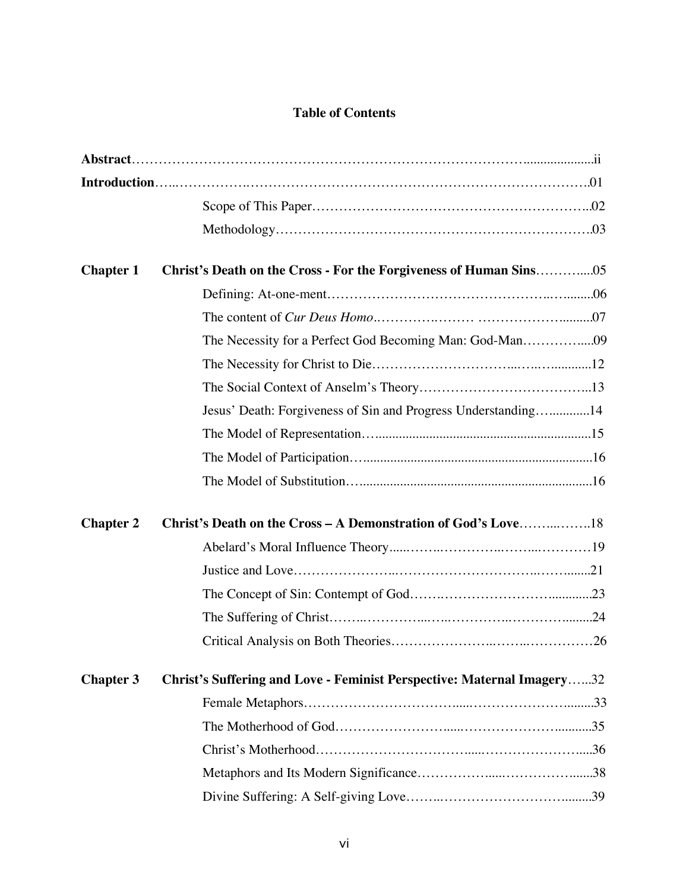# Table of Contents

**Abstract**……………………………………………………………………………....................ii

**Introduction**…..……………..…………………………………………………………………….01

Scope of This Paper……………………………………………………..02

Methodology…………………………………………………………….03

**Chapter 1** **Christ's Death on the Cross - For the Forgiveness of Human Sins**………….....05

Defining: At-one-ment…………………………………………..….........06

The content of *Cur Deus Homo*.………….……… ……………….........07

The Necessity for a Perfect God Becoming Man: God-Man………….....09

The Necessity for Christ to Die…………………………...….…............12

The Social Context of Anselm's Theory………………………………..13

Jesus' Death: Forgiveness of Sin and Progress Understanding….............14

The Model of Representation…...............................................................15

The Model of Participation…..................................................................16

The Model of Substitution…....................................................................16

**Chapter 2** **Christ's Death on the Cross – A Demonstration of God's Love**……..…….18

Abelard's Moral Influence Theory......……..…………..……...…………19

Justice and Love…………………..…………………………..…….......21

The Concept of Sin: Contempt of God…….…………………….............23

The Suffering of Christ……..…………...…..…………..………….........24

Critical Analysis on Both Theories…………………..……..……………26

**Chapter 3** **Christ's Suffering and Love - Feminist Perspective: Maternal Imagery**…...32

Female Metaphors……………………………......…………………….........33

The Motherhood of God……………………......……………………...........35

Christ's Motherhood……………………………......……………………....36

Metaphors and Its Modern Significance……………......………………......38

Divine Suffering: A Self-giving Love……..………………………….........39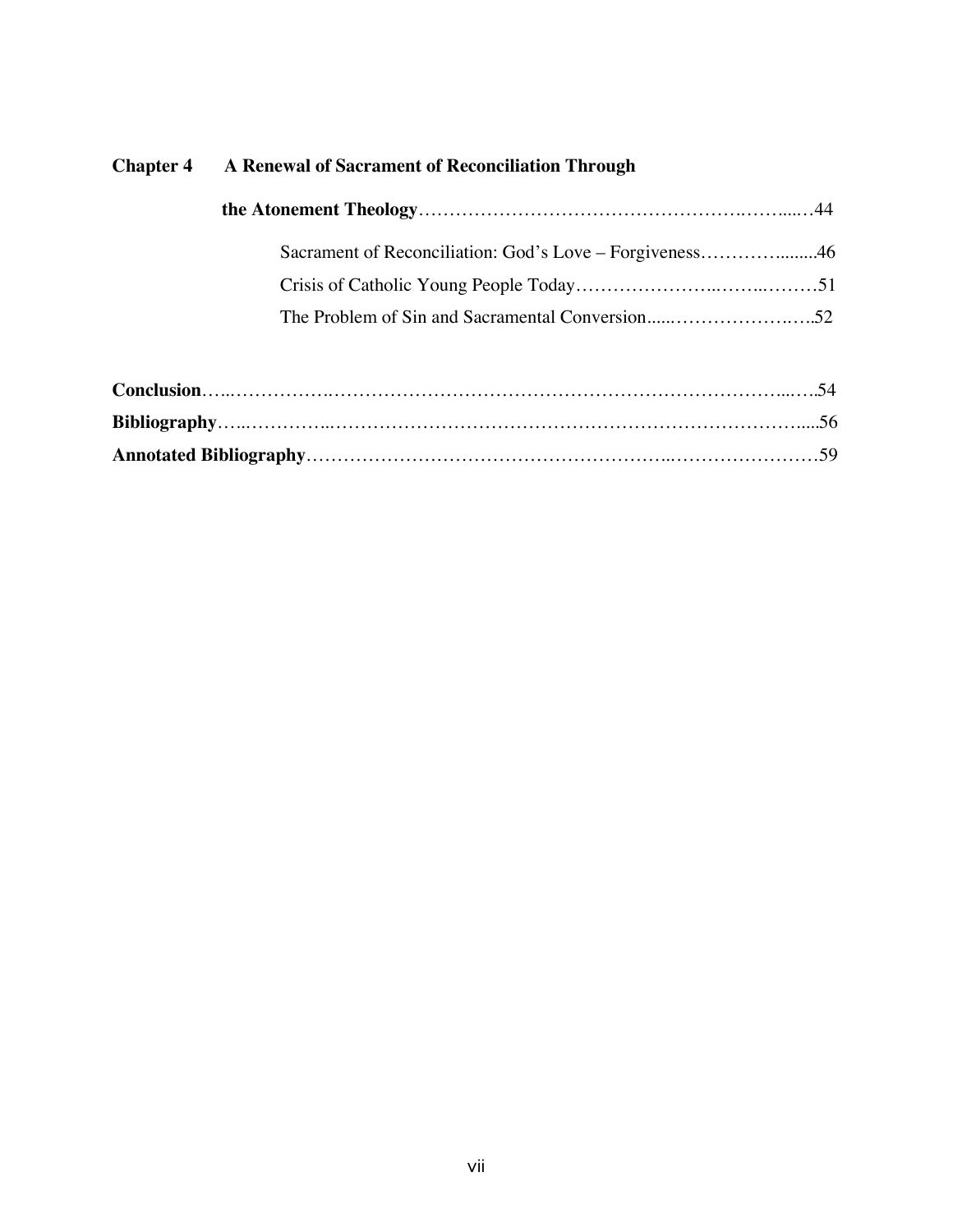**Chapter 4 A Renewal of Sacrament of Reconciliation Through the Atonement Theology**……………………………………………….……....…44

Sacrament of Reconciliation: God's Love – Forgiveness…………........46

Crisis of Catholic Young People Today…………………..……..………51

The Problem of Sin and Sacramental Conversion......……………….…..52

**Conclusion**…..…………….…………………………………………………………...…..54

**Bibliography**…..…………..…………………………………………………………….....56

**Annotated Bibliography**…………………………………………………..……………………59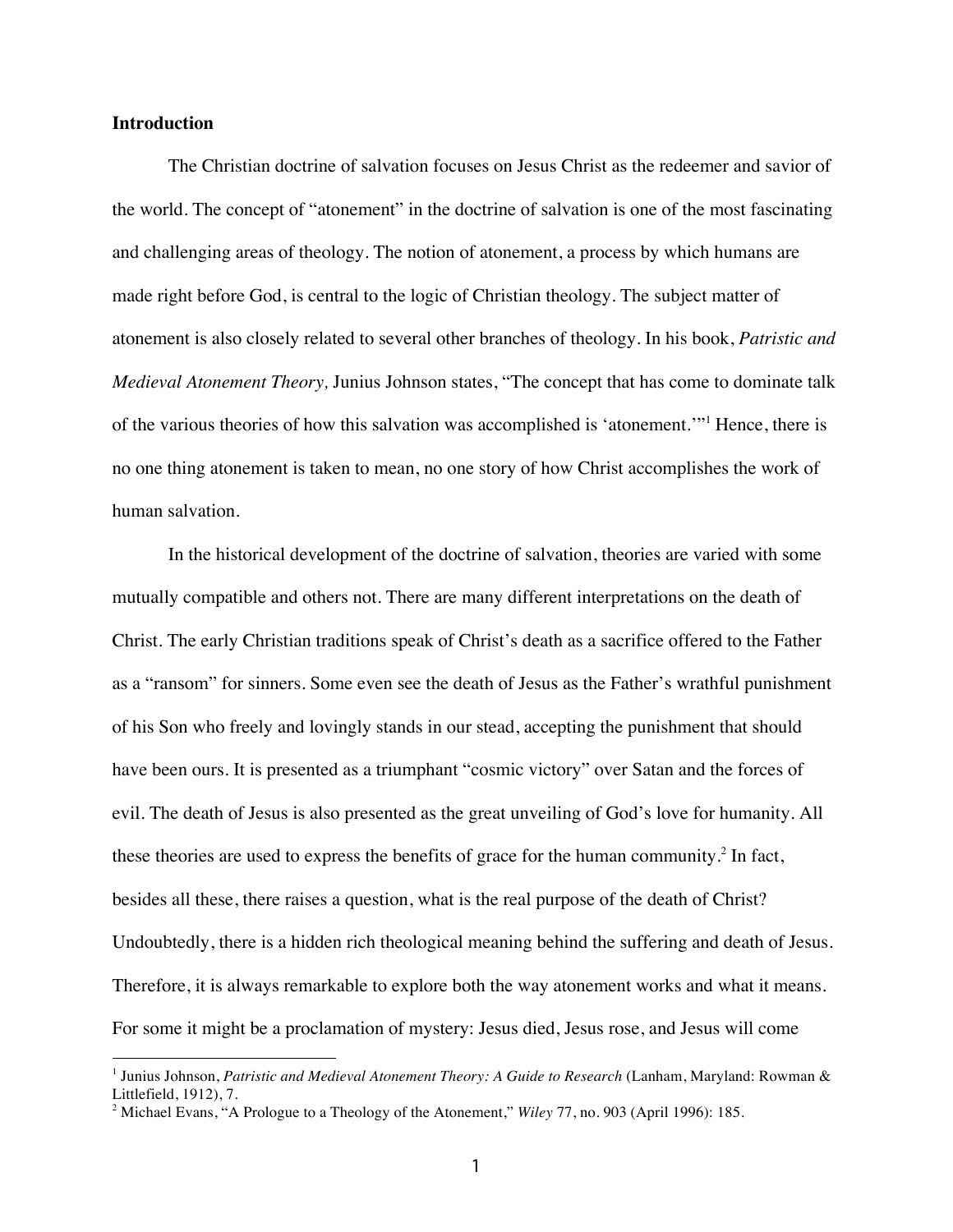**Introduction**

The Christian doctrine of salvation focuses on Jesus Christ as the redeemer and savior of the world. The concept of "atonement" in the doctrine of salvation is one of the most fascinating and challenging areas of theology. The notion of atonement, a process by which humans are made right before God, is central to the logic of Christian theology. The subject matter of atonement is also closely related to several other branches of theology. In his book, *Patristic and Medieval Atonement Theory,* Junius Johnson states, "The concept that has come to dominate talk of the various theories of how this salvation was accomplished is 'atonement.'"[1] Hence, there is no one thing atonement is taken to mean, no one story of how Christ accomplishes the work of human salvation.

In the historical development of the doctrine of salvation, theories are varied with some mutually compatible and others not. There are many different interpretations on the death of Christ. The early Christian traditions speak of Christ's death as a sacrifice offered to the Father as a "ransom" for sinners. Some even see the death of Jesus as the Father's wrathful punishment of his Son who freely and lovingly stands in our stead, accepting the punishment that should have been ours. It is presented as a triumphant "cosmic victory" over Satan and the forces of evil. The death of Jesus is also presented as the great unveiling of God's love for humanity. All these theories are used to express the benefits of grace for the human community.[2] In fact, besides all these, there raises a question, what is the real purpose of the death of Christ? Undoubtedly, there is a hidden rich theological meaning behind the suffering and death of Jesus. Therefore, it is always remarkable to explore both the way atonement works and what it means. For some it might be a proclamation of mystery: Jesus died, Jesus rose, and Jesus will come

---

[1] Junius Johnson, *Patristic and Medieval Atonement Theory: A Guide to Research* (Lanham, Maryland: Rowman & Littlefield, 1912), 7.

[2] Michael Evans, "A Prologue to a Theology of the Atonement," *Wiley* 77, no. 903 (April 1996): 185.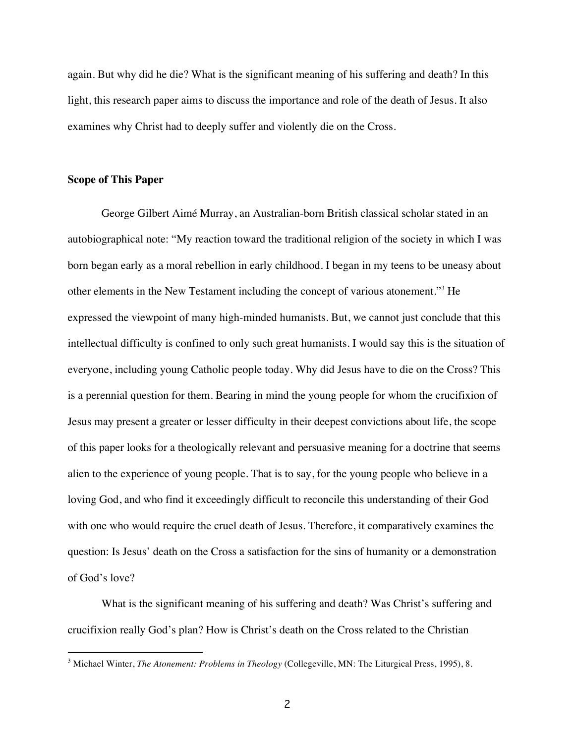again. But why did he die? What is the significant meaning of his suffering and death? In this light, this research paper aims to discuss the importance and role of the death of Jesus. It also examines why Christ had to deeply suffer and violently die on the Cross.

## Scope of This Paper

George Gilbert Aimé Murray, an Australian-born British classical scholar stated in an autobiographical note: "My reaction toward the traditional religion of the society in which I was born began early as a moral rebellion in early childhood. I began in my teens to be uneasy about other elements in the New Testament including the concept of various atonement."[3] He expressed the viewpoint of many high-minded humanists. But, we cannot just conclude that this intellectual difficulty is confined to only such great humanists. I would say this is the situation of everyone, including young Catholic people today. Why did Jesus have to die on the Cross? This is a perennial question for them. Bearing in mind the young people for whom the crucifixion of Jesus may present a greater or lesser difficulty in their deepest convictions about life, the scope of this paper looks for a theologically relevant and persuasive meaning for a doctrine that seems alien to the experience of young people. That is to say, for the young people who believe in a loving God, and who find it exceedingly difficult to reconcile this understanding of their God with one who would require the cruel death of Jesus. Therefore, it comparatively examines the question: Is Jesus' death on the Cross a satisfaction for the sins of humanity or a demonstration of God's love?

What is the significant meaning of his suffering and death? Was Christ's suffering and crucifixion really God's plan? How is Christ's death on the Cross related to the Christian

---

[3] Michael Winter, *The Atonement: Problems in Theology* (Collegeville, MN: The Liturgical Press, 1995), 8.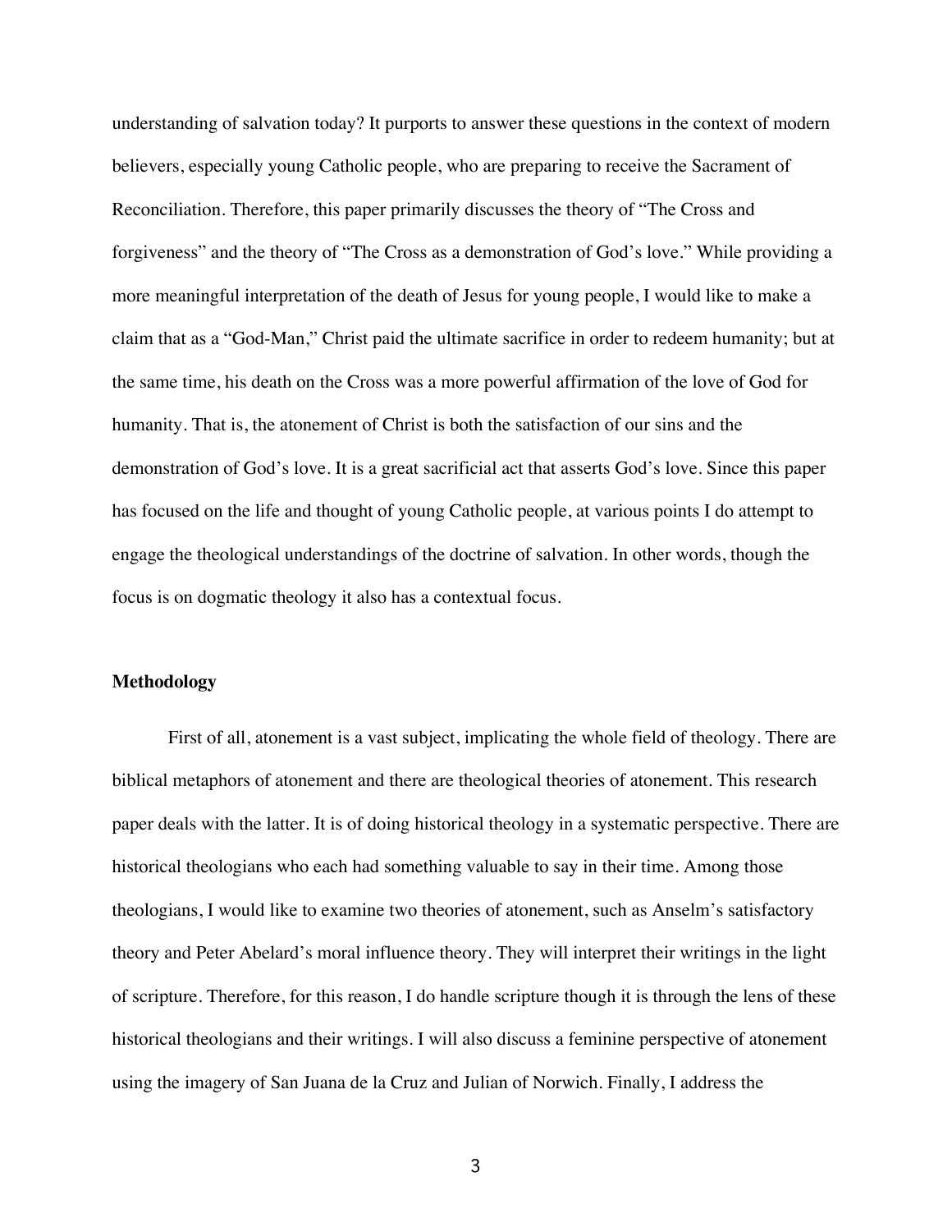understanding of salvation today? It purports to answer these questions in the context of modern believers, especially young Catholic people, who are preparing to receive the Sacrament of Reconciliation. Therefore, this paper primarily discusses the theory of "The Cross and forgiveness" and the theory of "The Cross as a demonstration of God's love." While providing a more meaningful interpretation of the death of Jesus for young people, I would like to make a claim that as a "God-Man," Christ paid the ultimate sacrifice in order to redeem humanity; but at the same time, his death on the Cross was a more powerful affirmation of the love of God for humanity. That is, the atonement of Christ is both the satisfaction of our sins and the demonstration of God's love. It is a great sacrificial act that asserts God's love. Since this paper has focused on the life and thought of young Catholic people, at various points I do attempt to engage the theological understandings of the doctrine of salvation. In other words, though the focus is on dogmatic theology it also has a contextual focus.

**Methodology**

First of all, atonement is a vast subject, implicating the whole field of theology. There are biblical metaphors of atonement and there are theological theories of atonement. This research paper deals with the latter. It is of doing historical theology in a systematic perspective. There are historical theologians who each had something valuable to say in their time. Among those theologians, I would like to examine two theories of atonement, such as Anselm's satisfactory theory and Peter Abelard's moral influence theory. They will interpret their writings in the light of scripture. Therefore, for this reason, I do handle scripture though it is through the lens of these historical theologians and their writings. I will also discuss a feminine perspective of atonement using the imagery of San Juana de la Cruz and Julian of Norwich. Finally, I address the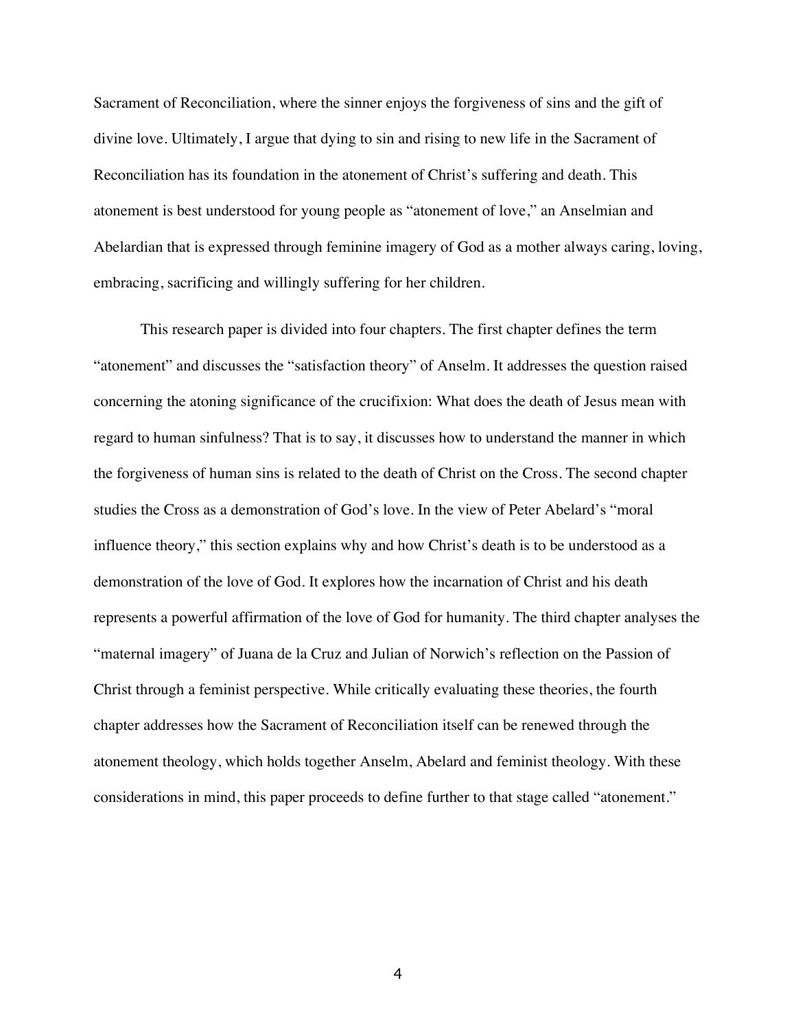Sacrament of Reconciliation, where the sinner enjoys the forgiveness of sins and the gift of divine love. Ultimately, I argue that dying to sin and rising to new life in the Sacrament of Reconciliation has its foundation in the atonement of Christ's suffering and death. This atonement is best understood for young people as "atonement of love," an Anselmian and Abelardian that is expressed through feminine imagery of God as a mother always caring, loving, embracing, sacrificing and willingly suffering for her children.

This research paper is divided into four chapters. The first chapter defines the term "atonement" and discusses the "satisfaction theory" of Anselm. It addresses the question raised concerning the atoning significance of the crucifixion: What does the death of Jesus mean with regard to human sinfulness? That is to say, it discusses how to understand the manner in which the forgiveness of human sins is related to the death of Christ on the Cross. The second chapter studies the Cross as a demonstration of God's love. In the view of Peter Abelard's "moral influence theory," this section explains why and how Christ's death is to be understood as a demonstration of the love of God. It explores how the incarnation of Christ and his death represents a powerful affirmation of the love of God for humanity. The third chapter analyses the "maternal imagery" of Juana de la Cruz and Julian of Norwich's reflection on the Passion of Christ through a feminist perspective. While critically evaluating these theories, the fourth chapter addresses how the Sacrament of Reconciliation itself can be renewed through the atonement theology, which holds together Anselm, Abelard and feminist theology. With these considerations in mind, this paper proceeds to define further to that stage called "atonement."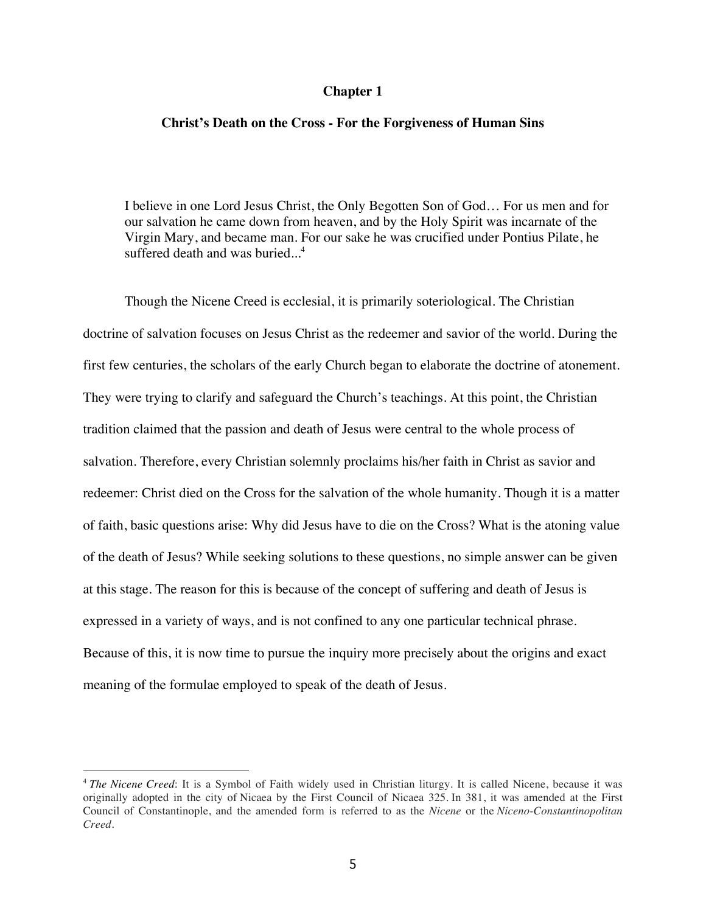# Chapter 1

## Christ's Death on the Cross - For the Forgiveness of Human Sins

> I believe in one Lord Jesus Christ, the Only Begotten Son of God… For us men and for our salvation he came down from heaven, and by the Holy Spirit was incarnate of the Virgin Mary, and became man. For our sake he was crucified under Pontius Pilate, he suffered death and was buried...[4]

Though the Nicene Creed is ecclesial, it is primarily soteriological. The Christian doctrine of salvation focuses on Jesus Christ as the redeemer and savior of the world. During the first few centuries, the scholars of the early Church began to elaborate the doctrine of atonement. They were trying to clarify and safeguard the Church's teachings. At this point, the Christian tradition claimed that the passion and death of Jesus were central to the whole process of salvation. Therefore, every Christian solemnly proclaims his/her faith in Christ as savior and redeemer: Christ died on the Cross for the salvation of the whole humanity. Though it is a matter of faith, basic questions arise: Why did Jesus have to die on the Cross? What is the atoning value of the death of Jesus? While seeking solutions to these questions, no simple answer can be given at this stage. The reason for this is because of the concept of suffering and death of Jesus is expressed in a variety of ways, and is not confined to any one particular technical phrase. Because of this, it is now time to pursue the inquiry more precisely about the origins and exact meaning of the formulae employed to speak of the death of Jesus.

---

[4] *The Nicene Creed*: It is a Symbol of Faith widely used in Christian liturgy. It is called Nicene, because it was originally adopted in the city of Nicaea by the First Council of Nicaea 325. In 381, it was amended at the First Council of Constantinople, and the amended form is referred to as the *Nicene* or the *Niceno-Constantinopolitan Creed*.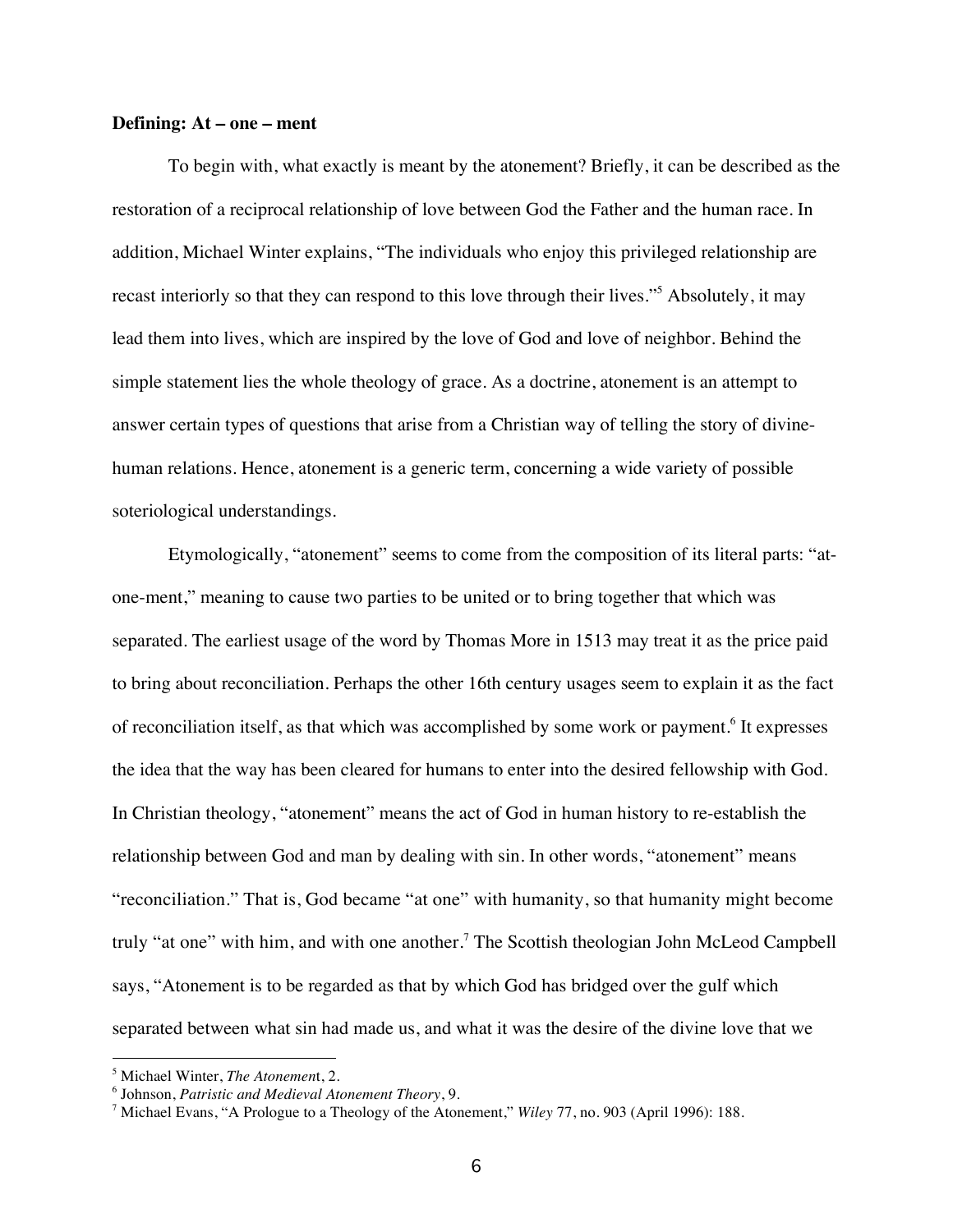**Defining: At – one – ment**

To begin with, what exactly is meant by the atonement? Briefly, it can be described as the restoration of a reciprocal relationship of love between God the Father and the human race. In addition, Michael Winter explains, "The individuals who enjoy this privileged relationship are recast interiorly so that they can respond to this love through their lives."[5] Absolutely, it may lead them into lives, which are inspired by the love of God and love of neighbor. Behind the simple statement lies the whole theology of grace. As a doctrine, atonement is an attempt to answer certain types of questions that arise from a Christian way of telling the story of divine-human relations. Hence, atonement is a generic term, concerning a wide variety of possible soteriological understandings.

Etymologically, "atonement" seems to come from the composition of its literal parts: "at-one-ment," meaning to cause two parties to be united or to bring together that which was separated. The earliest usage of the word by Thomas More in 1513 may treat it as the price paid to bring about reconciliation. Perhaps the other 16th century usages seem to explain it as the fact of reconciliation itself, as that which was accomplished by some work or payment.[6] It expresses the idea that the way has been cleared for humans to enter into the desired fellowship with God. In Christian theology, "atonement" means the act of God in human history to re-establish the relationship between God and man by dealing with sin. In other words, "atonement" means "reconciliation." That is, God became "at one" with humanity, so that humanity might become truly "at one" with him, and with one another.[7] The Scottish theologian John McLeod Campbell says, "Atonement is to be regarded as that by which God has bridged over the gulf which separated between what sin had made us, and what it was the desire of the divine love that we

---

[5] Michael Winter, *The Atonement*, 2.

[6] Johnson, *Patristic and Medieval Atonement Theory*, 9.

[7] Michael Evans, "A Prologue to a Theology of the Atonement," *Wiley* 77, no. 903 (April 1996): 188.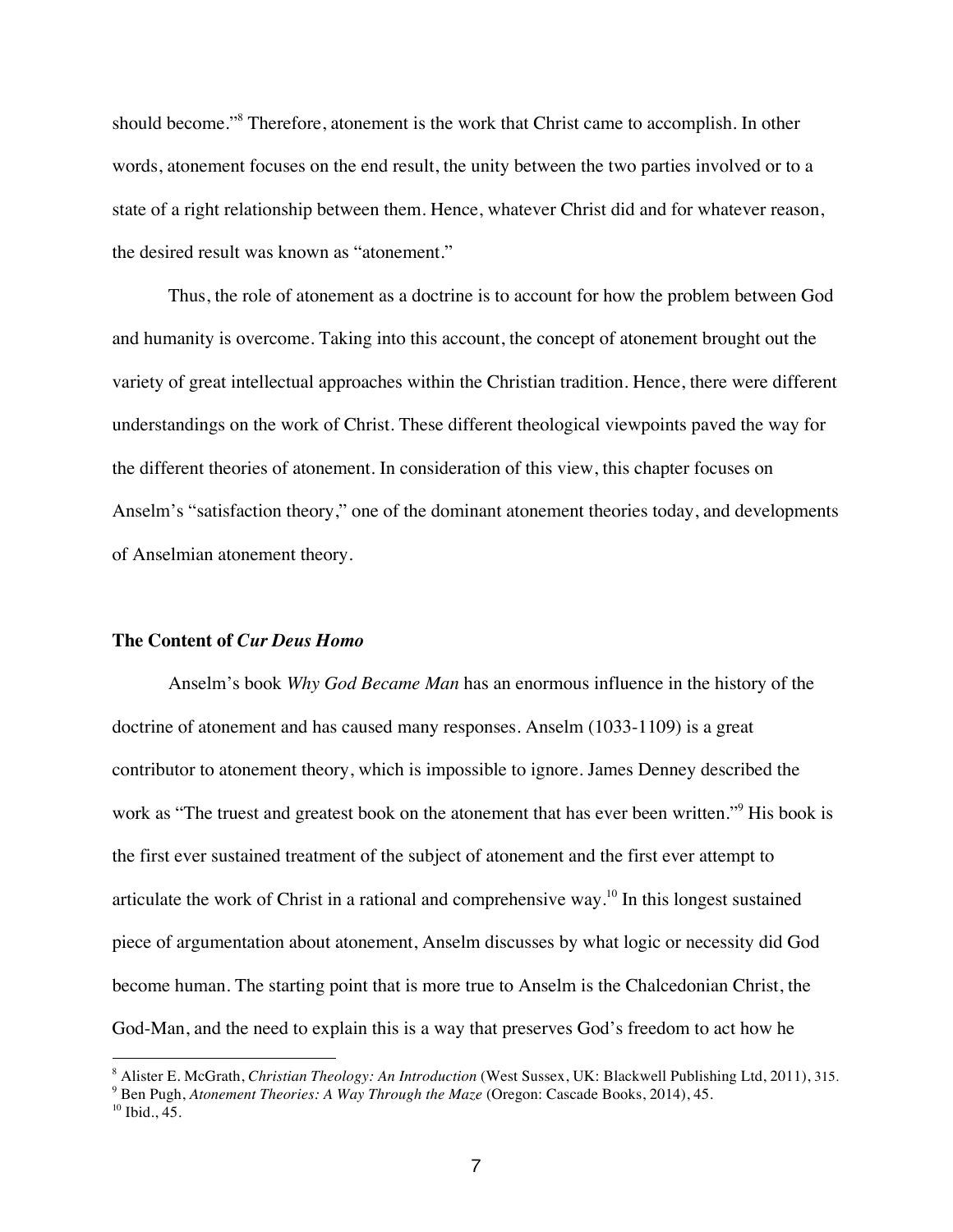should become."[8] Therefore, atonement is the work that Christ came to accomplish. In other words, atonement focuses on the end result, the unity between the two parties involved or to a state of a right relationship between them. Hence, whatever Christ did and for whatever reason, the desired result was known as "atonement."

Thus, the role of atonement as a doctrine is to account for how the problem between God and humanity is overcome. Taking into this account, the concept of atonement brought out the variety of great intellectual approaches within the Christian tradition. Hence, there were different understandings on the work of Christ. These different theological viewpoints paved the way for the different theories of atonement. In consideration of this view, this chapter focuses on Anselm's "satisfaction theory," one of the dominant atonement theories today, and developments of Anselmian atonement theory.

### The Content of *Cur Deus Homo*

Anselm's book *Why God Became Man* has an enormous influence in the history of the doctrine of atonement and has caused many responses. Anselm (1033-1109) is a great contributor to atonement theory, which is impossible to ignore. James Denney described the work as "The truest and greatest book on the atonement that has ever been written."[9] His book is the first ever sustained treatment of the subject of atonement and the first ever attempt to articulate the work of Christ in a rational and comprehensive way.[10] In this longest sustained piece of argumentation about atonement, Anselm discusses by what logic or necessity did God become human. The starting point that is more true to Anselm is the Chalcedonian Christ, the God-Man, and the need to explain this is a way that preserves God's freedom to act how he

---

[8] Alister E. McGrath, *Christian Theology: An Introduction* (West Sussex, UK: Blackwell Publishing Ltd, 2011), 315.

[9] Ben Pugh, *Atonement Theories: A Way Through the Maze* (Oregon: Cascade Books, 2014), 45.

[10] Ibid., 45.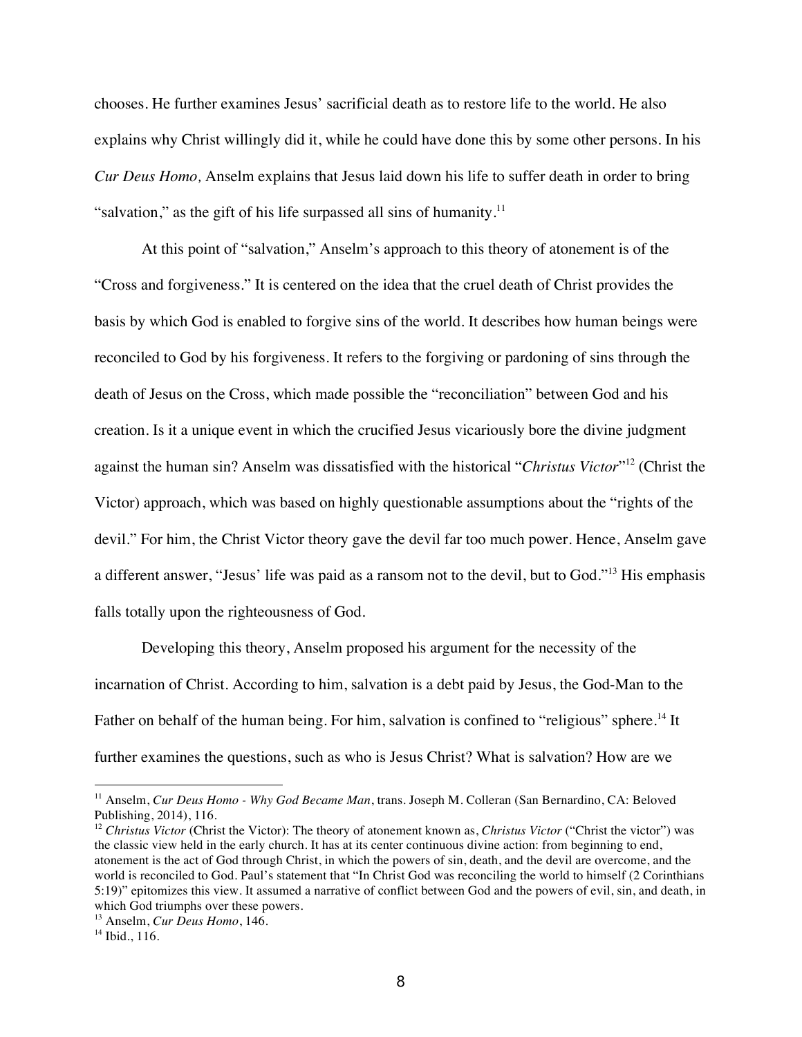chooses. He further examines Jesus' sacrificial death as to restore life to the world. He also explains why Christ willingly did it, while he could have done this by some other persons. In his *Cur Deus Homo,* Anselm explains that Jesus laid down his life to suffer death in order to bring "salvation," as the gift of his life surpassed all sins of humanity.[11]

At this point of "salvation," Anselm's approach to this theory of atonement is of the "Cross and forgiveness." It is centered on the idea that the cruel death of Christ provides the basis by which God is enabled to forgive sins of the world. It describes how human beings were reconciled to God by his forgiveness. It refers to the forgiving or pardoning of sins through the death of Jesus on the Cross, which made possible the "reconciliation" between God and his creation. Is it a unique event in which the crucified Jesus vicariously bore the divine judgment against the human sin? Anselm was dissatisfied with the historical "*Christus Victor*"[12] (Christ the Victor) approach, which was based on highly questionable assumptions about the "rights of the devil." For him, the Christ Victor theory gave the devil far too much power. Hence, Anselm gave a different answer, "Jesus' life was paid as a ransom not to the devil, but to God."[13] His emphasis falls totally upon the righteousness of God.

Developing this theory, Anselm proposed his argument for the necessity of the incarnation of Christ. According to him, salvation is a debt paid by Jesus, the God-Man to the Father on behalf of the human being. For him, salvation is confined to "religious" sphere.[14] It further examines the questions, such as who is Jesus Christ? What is salvation? How are we

---

[11] Anselm, *Cur Deus Homo - Why God Became Man*, trans. Joseph M. Colleran (San Bernardino, CA: Beloved Publishing, 2014), 116.

[12] *Christus Victor* (Christ the Victor): The theory of atonement known as, *Christus Victor* ("Christ the victor") was the classic view held in the early church. It has at its center continuous divine action: from beginning to end, atonement is the act of God through Christ, in which the powers of sin, death, and the devil are overcome, and the world is reconciled to God. Paul's statement that "In Christ God was reconciling the world to himself (2 Corinthians 5:19)" epitomizes this view. It assumed a narrative of conflict between God and the powers of evil, sin, and death, in which God triumphs over these powers.

[13] Anselm, *Cur Deus Homo*, 146.

[14] Ibid., 116.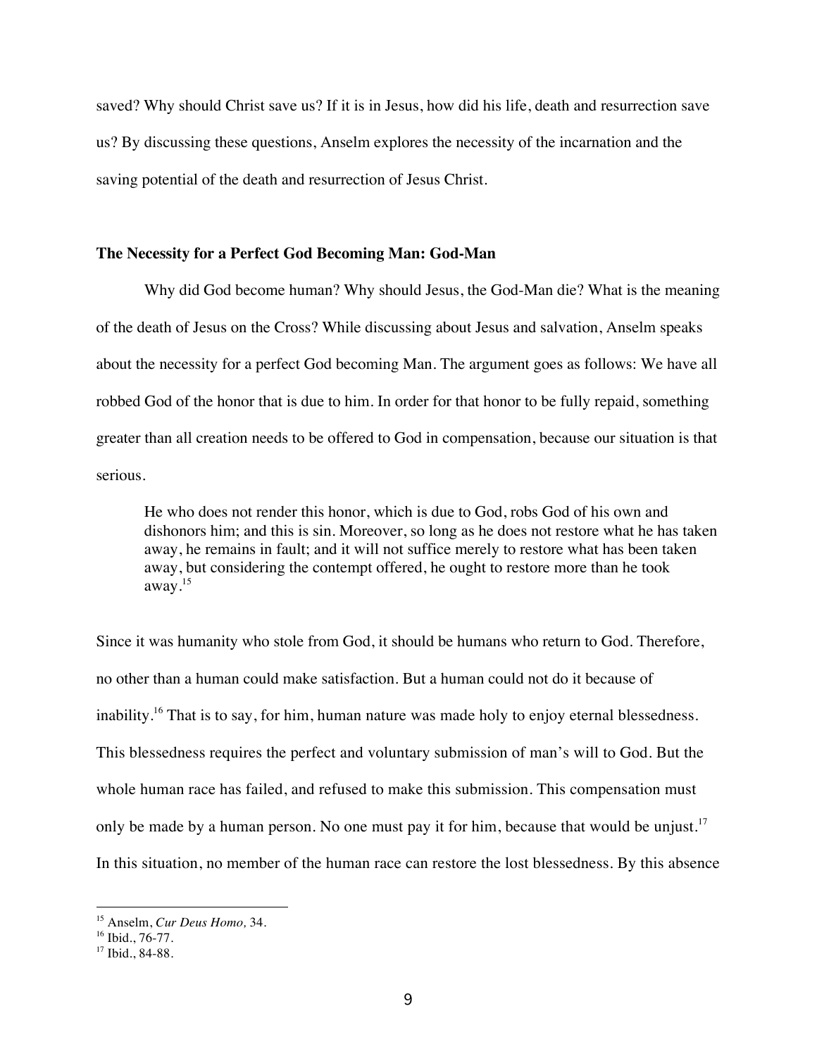saved? Why should Christ save us? If it is in Jesus, how did his life, death and resurrection save us? By discussing these questions, Anselm explores the necessity of the incarnation and the saving potential of the death and resurrection of Jesus Christ.

### The Necessity for a Perfect God Becoming Man: God-Man

Why did God become human? Why should Jesus, the God-Man die? What is the meaning of the death of Jesus on the Cross? While discussing about Jesus and salvation, Anselm speaks about the necessity for a perfect God becoming Man. The argument goes as follows: We have all robbed God of the honor that is due to him. In order for that honor to be fully repaid, something greater than all creation needs to be offered to God in compensation, because our situation is that serious.

> He who does not render this honor, which is due to God, robs God of his own and dishonors him; and this is sin. Moreover, so long as he does not restore what he has taken away, he remains in fault; and it will not suffice merely to restore what has been taken away, but considering the contempt offered, he ought to restore more than he took away.[15]

Since it was humanity who stole from God, it should be humans who return to God. Therefore, no other than a human could make satisfaction. But a human could not do it because of inability.[16] That is to say, for him, human nature was made holy to enjoy eternal blessedness. This blessedness requires the perfect and voluntary submission of man's will to God. But the whole human race has failed, and refused to make this submission. This compensation must only be made by a human person. No one must pay it for him, because that would be unjust.[17] In this situation, no member of the human race can restore the lost blessedness. By this absence

---

[15] Anselm, *Cur Deus Homo,* 34.

[16] Ibid., 76-77.

[17] Ibid., 84-88.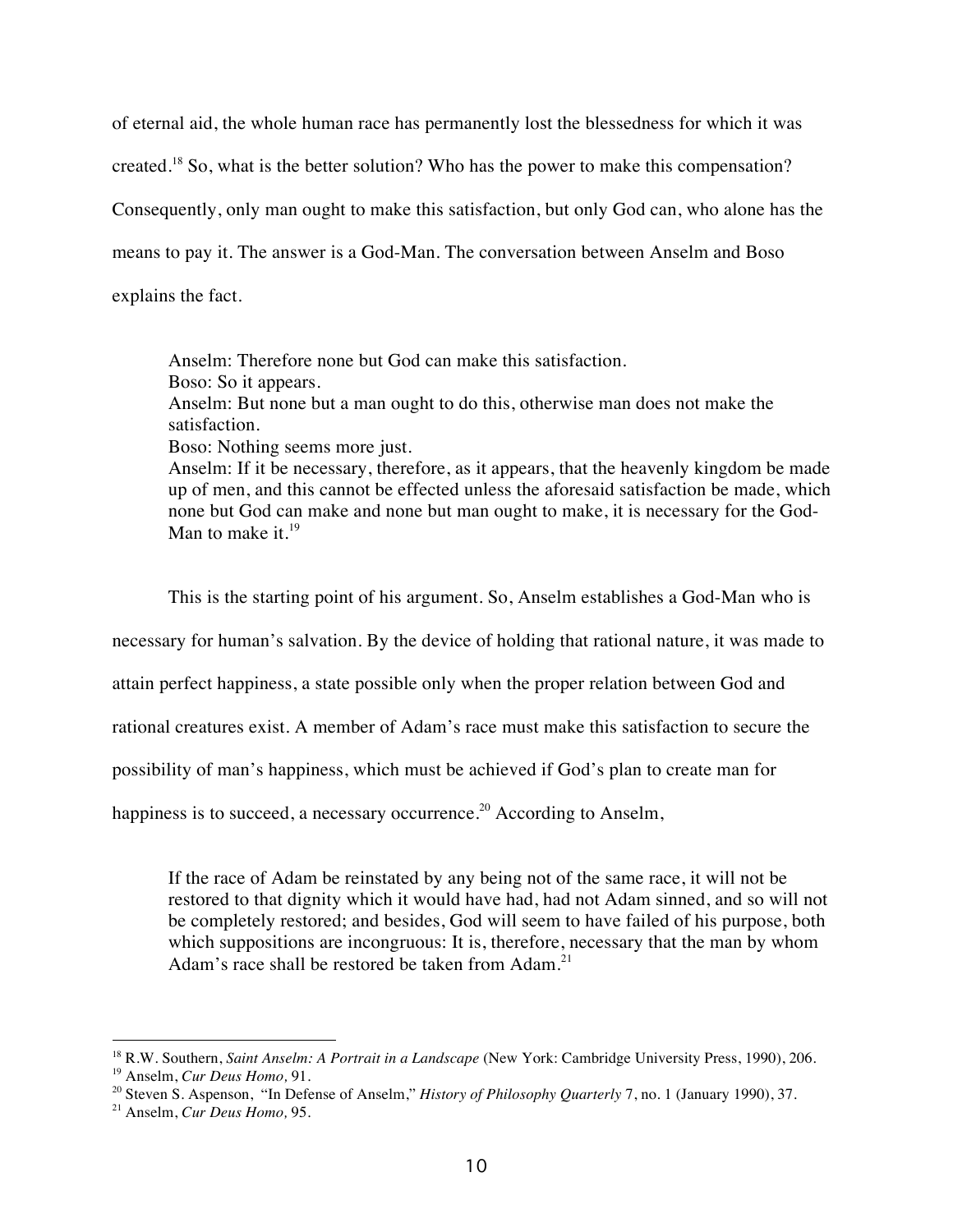of eternal aid, the whole human race has permanently lost the blessedness for which it was created.[18] So, what is the better solution? Who has the power to make this compensation? Consequently, only man ought to make this satisfaction, but only God can, who alone has the means to pay it. The answer is a God-Man. The conversation between Anselm and Boso explains the fact.

> Anselm: Therefore none but God can make this satisfaction.
> Boso: So it appears.
> Anselm: But none but a man ought to do this, otherwise man does not make the satisfaction.
> Boso: Nothing seems more just.
> Anselm: If it be necessary, therefore, as it appears, that the heavenly kingdom be made up of men, and this cannot be effected unless the aforesaid satisfaction be made, which none but God can make and none but man ought to make, it is necessary for the God-Man to make it.[19]

This is the starting point of his argument. So, Anselm establishes a God-Man who is necessary for human's salvation. By the device of holding that rational nature, it was made to attain perfect happiness, a state possible only when the proper relation between God and rational creatures exist. A member of Adam's race must make this satisfaction to secure the possibility of man's happiness, which must be achieved if God's plan to create man for happiness is to succeed, a necessary occurrence.[20] According to Anselm,

> If the race of Adam be reinstated by any being not of the same race, it will not be restored to that dignity which it would have had, had not Adam sinned, and so will not be completely restored; and besides, God will seem to have failed of his purpose, both which suppositions are incongruous: It is, therefore, necessary that the man by whom Adam's race shall be restored be taken from Adam.[21]

---

[18] R.W. Southern, *Saint Anselm: A Portrait in a Landscape* (New York: Cambridge University Press, 1990), 206.
[19] Anselm, *Cur Deus Homo,* 91.
[20] Steven S. Aspenson, "In Defense of Anselm," *History of Philosophy Quarterly* 7, no. 1 (January 1990), 37.
[21] Anselm, *Cur Deus Homo,* 95.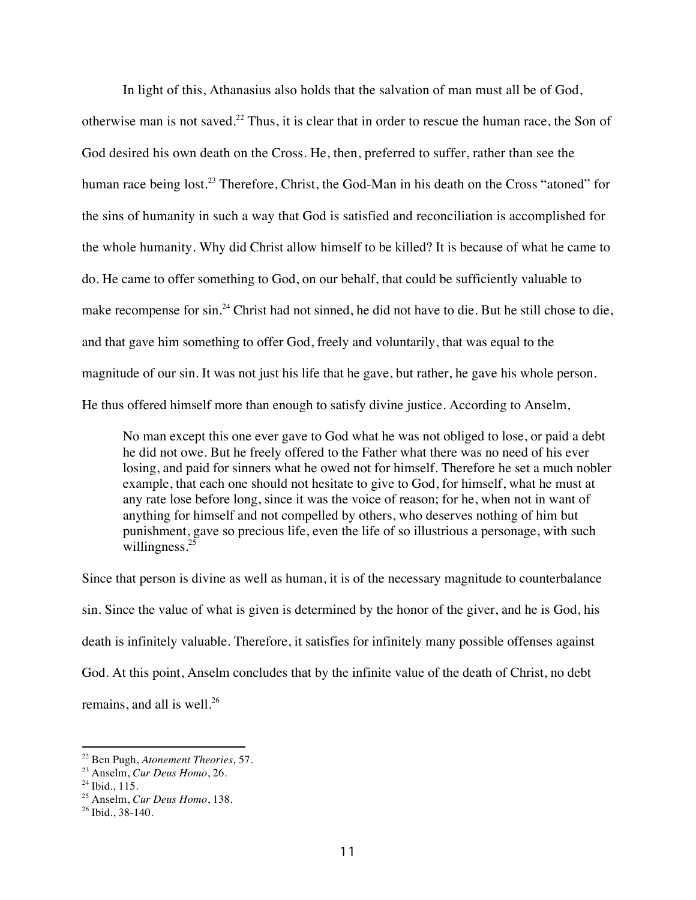In light of this, Athanasius also holds that the salvation of man must all be of God, otherwise man is not saved.[22] Thus, it is clear that in order to rescue the human race, the Son of God desired his own death on the Cross. He, then, preferred to suffer, rather than see the human race being lost.[23] Therefore, Christ, the God-Man in his death on the Cross "atoned" for the sins of humanity in such a way that God is satisfied and reconciliation is accomplished for the whole humanity. Why did Christ allow himself to be killed? It is because of what he came to do. He came to offer something to God, on our behalf, that could be sufficiently valuable to make recompense for sin.[24] Christ had not sinned, he did not have to die. But he still chose to die, and that gave him something to offer God, freely and voluntarily, that was equal to the magnitude of our sin. It was not just his life that he gave, but rather, he gave his whole person. He thus offered himself more than enough to satisfy divine justice. According to Anselm,

> No man except this one ever gave to God what he was not obliged to lose, or paid a debt he did not owe. But he freely offered to the Father what there was no need of his ever losing, and paid for sinners what he owed not for himself. Therefore he set a much nobler example, that each one should not hesitate to give to God, for himself, what he must at any rate lose before long, since it was the voice of reason; for he, when not in want of anything for himself and not compelled by others, who deserves nothing of him but punishment, gave so precious life, even the life of so illustrious a personage, with such willingness.[25]

Since that person is divine as well as human, it is of the necessary magnitude to counterbalance sin. Since the value of what is given is determined by the honor of the giver, and he is God, his death is infinitely valuable. Therefore, it satisfies for infinitely many possible offenses against God. At this point, Anselm concludes that by the infinite value of the death of Christ, no debt remains, and all is well.[26]

---

[22] Ben Pugh, *Atonement Theories,* 57.
[23] Anselm, *Cur Deus Homo*, 26.
[24] Ibid., 115.
[25] Anselm, *Cur Deus Homo*, 138.
[26] Ibid., 38-140.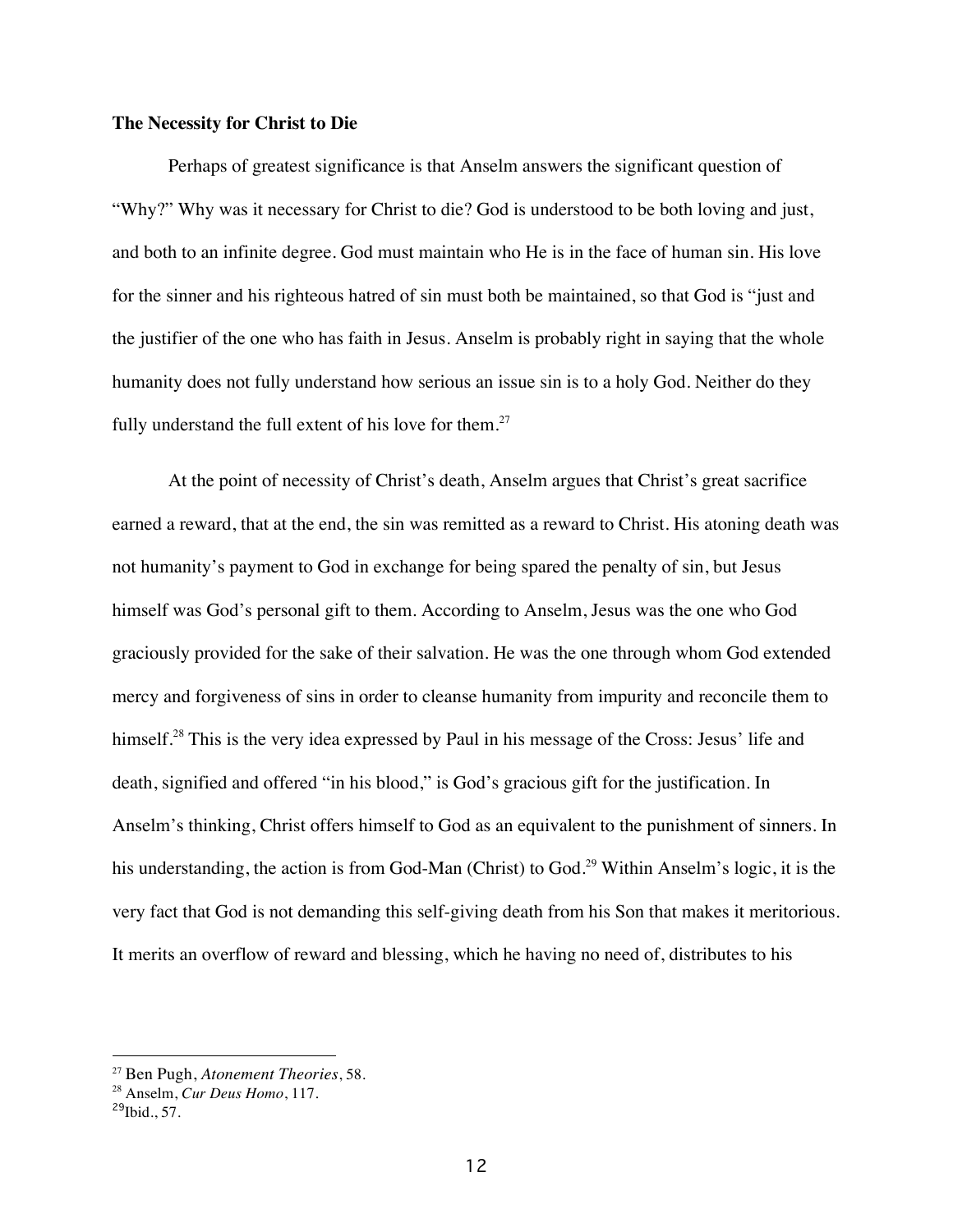**The Necessity for Christ to Die**

Perhaps of greatest significance is that Anselm answers the significant question of "Why?" Why was it necessary for Christ to die? God is understood to be both loving and just, and both to an infinite degree. God must maintain who He is in the face of human sin. His love for the sinner and his righteous hatred of sin must both be maintained, so that God is "just and the justifier of the one who has faith in Jesus. Anselm is probably right in saying that the whole humanity does not fully understand how serious an issue sin is to a holy God. Neither do they fully understand the full extent of his love for them.[27]

At the point of necessity of Christ's death, Anselm argues that Christ's great sacrifice earned a reward, that at the end, the sin was remitted as a reward to Christ. His atoning death was not humanity's payment to God in exchange for being spared the penalty of sin, but Jesus himself was God's personal gift to them. According to Anselm, Jesus was the one who God graciously provided for the sake of their salvation. He was the one through whom God extended mercy and forgiveness of sins in order to cleanse humanity from impurity and reconcile them to himself.[28] This is the very idea expressed by Paul in his message of the Cross: Jesus' life and death, signified and offered "in his blood," is God's gracious gift for the justification. In Anselm's thinking, Christ offers himself to God as an equivalent to the punishment of sinners. In his understanding, the action is from God-Man (Christ) to God.[29] Within Anselm's logic, it is the very fact that God is not demanding this self-giving death from his Son that makes it meritorious. It merits an overflow of reward and blessing, which he having no need of, distributes to his

---

[27] Ben Pugh, *Atonement Theories*, 58.

[28] Anselm, *Cur Deus Homo*, 117.

[29] Ibid., 57.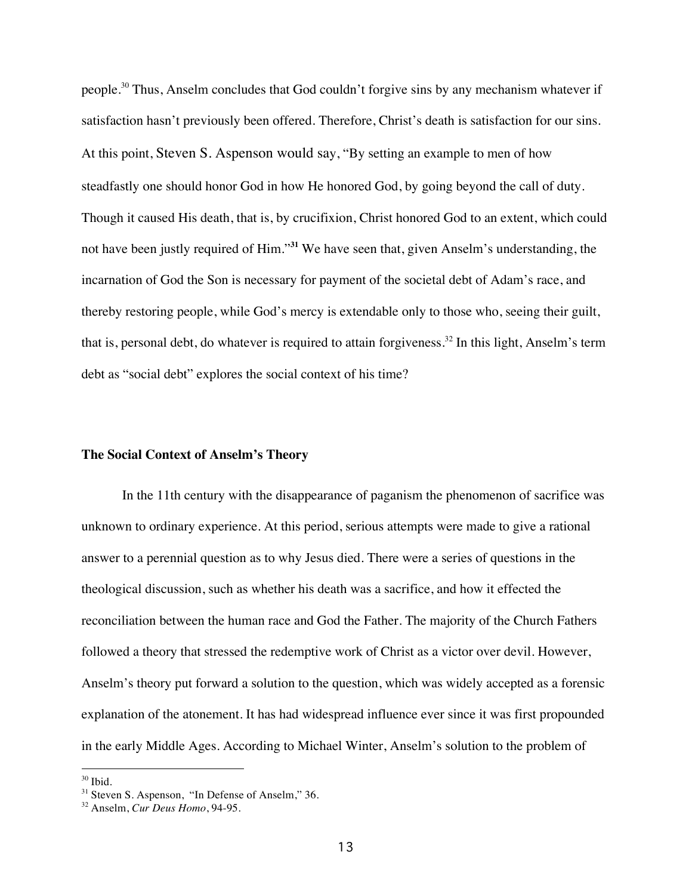people.[30] Thus, Anselm concludes that God couldn't forgive sins by any mechanism whatever if satisfaction hasn't previously been offered. Therefore, Christ's death is satisfaction for our sins. At this point, Steven S. Aspenson would say, "By setting an example to men of how steadfastly one should honor God in how He honored God, by going beyond the call of duty. Though it caused His death, that is, by crucifixion, Christ honored God to an extent, which could not have been justly required of Him."[31] We have seen that, given Anselm's understanding, the incarnation of God the Son is necessary for payment of the societal debt of Adam's race, and thereby restoring people, while God's mercy is extendable only to those who, seeing their guilt, that is, personal debt, do whatever is required to attain forgiveness.[32] In this light, Anselm's term debt as "social debt" explores the social context of his time?

**The Social Context of Anselm's Theory**

In the 11th century with the disappearance of paganism the phenomenon of sacrifice was unknown to ordinary experience. At this period, serious attempts were made to give a rational answer to a perennial question as to why Jesus died. There were a series of questions in the theological discussion, such as whether his death was a sacrifice, and how it effected the reconciliation between the human race and God the Father. The majority of the Church Fathers followed a theory that stressed the redemptive work of Christ as a victor over devil. However, Anselm's theory put forward a solution to the question, which was widely accepted as a forensic explanation of the atonement. It has had widespread influence ever since it was first propounded in the early Middle Ages. According to Michael Winter, Anselm's solution to the problem of

---

[30] Ibid.

[31] Steven S. Aspenson, "In Defense of Anselm," 36.

[32] Anselm, *Cur Deus Homo*, 94-95.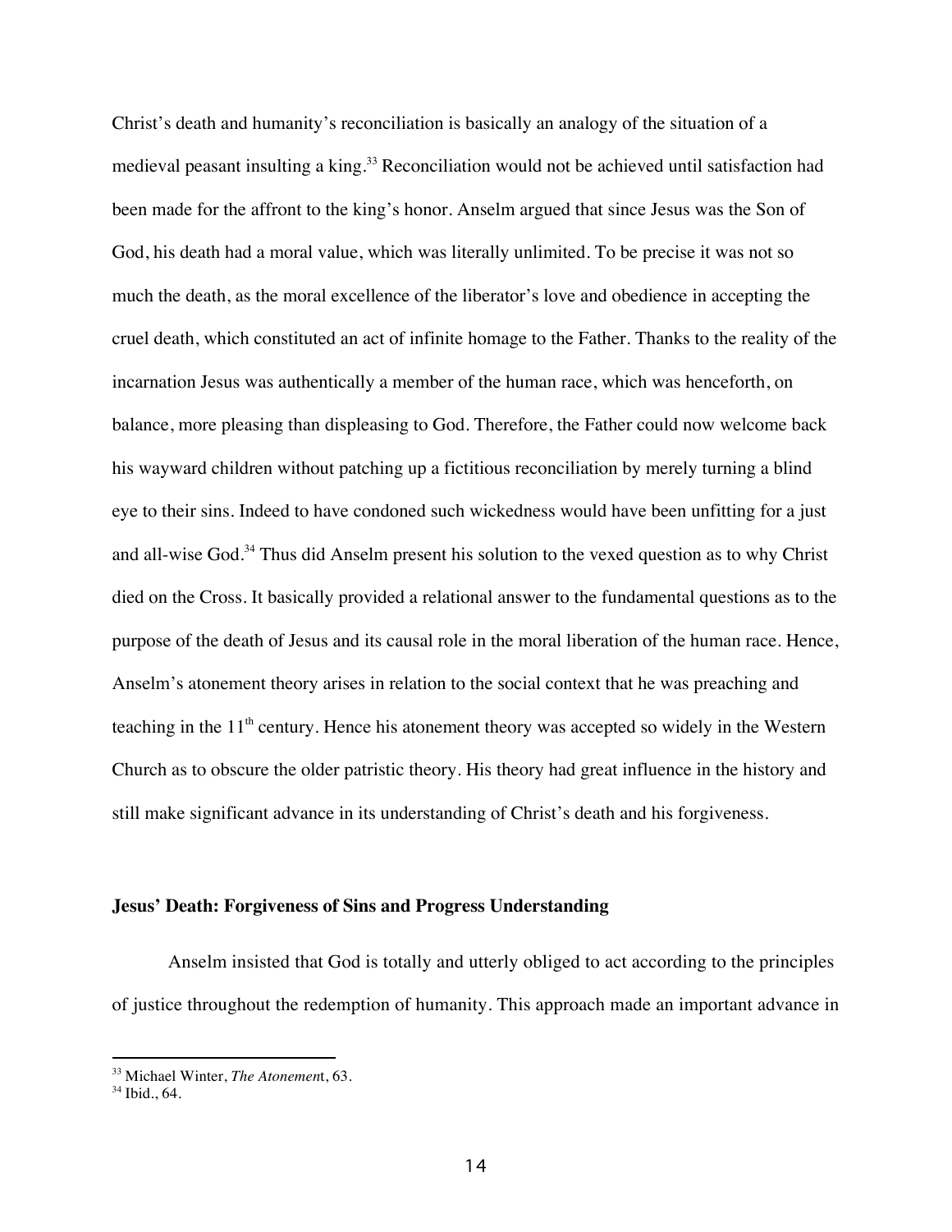Christ's death and humanity's reconciliation is basically an analogy of the situation of a medieval peasant insulting a king.[33] Reconciliation would not be achieved until satisfaction had been made for the affront to the king's honor. Anselm argued that since Jesus was the Son of God, his death had a moral value, which was literally unlimited. To be precise it was not so much the death, as the moral excellence of the liberator's love and obedience in accepting the cruel death, which constituted an act of infinite homage to the Father. Thanks to the reality of the incarnation Jesus was authentically a member of the human race, which was henceforth, on balance, more pleasing than displeasing to God. Therefore, the Father could now welcome back his wayward children without patching up a fictitious reconciliation by merely turning a blind eye to their sins. Indeed to have condoned such wickedness would have been unfitting for a just and all-wise God.[34] Thus did Anselm present his solution to the vexed question as to why Christ died on the Cross. It basically provided a relational answer to the fundamental questions as to the purpose of the death of Jesus and its causal role in the moral liberation of the human race. Hence, Anselm's atonement theory arises in relation to the social context that he was preaching and teaching in the 11th century. Hence his atonement theory was accepted so widely in the Western Church as to obscure the older patristic theory. His theory had great influence in the history and still make significant advance in its understanding of Christ's death and his forgiveness.

### Jesus' Death: Forgiveness of Sins and Progress Understanding

Anselm insisted that God is totally and utterly obliged to act according to the principles of justice throughout the redemption of humanity. This approach made an important advance in

---

[33] Michael Winter, *The Atonement*, 63.

[34] Ibid., 64.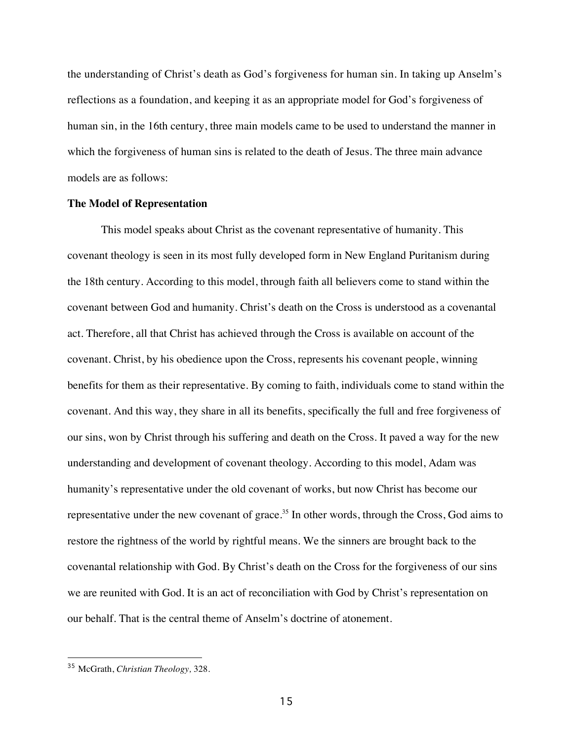the understanding of Christ's death as God's forgiveness for human sin. In taking up Anselm's reflections as a foundation, and keeping it as an appropriate model for God's forgiveness of human sin, in the 16th century, three main models came to be used to understand the manner in which the forgiveness of human sins is related to the death of Jesus. The three main advance models are as follows:

**The Model of Representation**

This model speaks about Christ as the covenant representative of humanity. This covenant theology is seen in its most fully developed form in New England Puritanism during the 18th century. According to this model, through faith all believers come to stand within the covenant between God and humanity. Christ's death on the Cross is understood as a covenantal act. Therefore, all that Christ has achieved through the Cross is available on account of the covenant. Christ, by his obedience upon the Cross, represents his covenant people, winning benefits for them as their representative. By coming to faith, individuals come to stand within the covenant. And this way, they share in all its benefits, specifically the full and free forgiveness of our sins, won by Christ through his suffering and death on the Cross. It paved a way for the new understanding and development of covenant theology. According to this model, Adam was humanity's representative under the old covenant of works, but now Christ has become our representative under the new covenant of grace.[35] In other words, through the Cross, God aims to restore the rightness of the world by rightful means. We the sinners are brought back to the covenantal relationship with God. By Christ's death on the Cross for the forgiveness of our sins we are reunited with God. It is an act of reconciliation with God by Christ's representation on our behalf. That is the central theme of Anselm's doctrine of atonement.

---

[35] McGrath, *Christian Theology,* 328.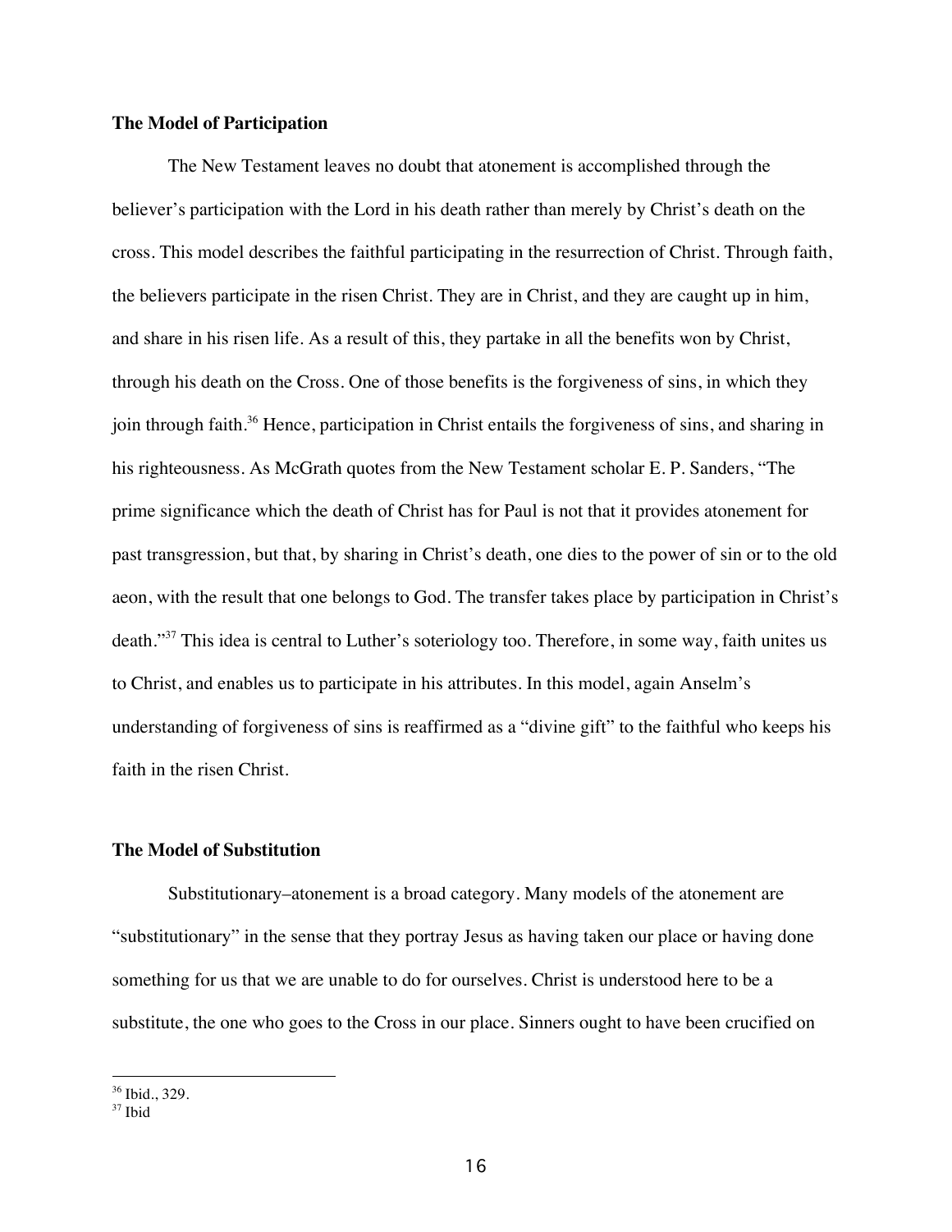**The Model of Participation**

The New Testament leaves no doubt that atonement is accomplished through the believer's participation with the Lord in his death rather than merely by Christ's death on the cross. This model describes the faithful participating in the resurrection of Christ. Through faith, the believers participate in the risen Christ. They are in Christ, and they are caught up in him, and share in his risen life. As a result of this, they partake in all the benefits won by Christ, through his death on the Cross. One of those benefits is the forgiveness of sins, in which they join through faith.[36] Hence, participation in Christ entails the forgiveness of sins, and sharing in his righteousness. As McGrath quotes from the New Testament scholar E. P. Sanders, "The prime significance which the death of Christ has for Paul is not that it provides atonement for past transgression, but that, by sharing in Christ's death, one dies to the power of sin or to the old aeon, with the result that one belongs to God. The transfer takes place by participation in Christ's death."[37] This idea is central to Luther's soteriology too. Therefore, in some way, faith unites us to Christ, and enables us to participate in his attributes. In this model, again Anselm's understanding of forgiveness of sins is reaffirmed as a "divine gift" to the faithful who keeps his faith in the risen Christ.

**The Model of Substitution**

Substitutionary–atonement is a broad category. Many models of the atonement are "substitutionary" in the sense that they portray Jesus as having taken our place or having done something for us that we are unable to do for ourselves. Christ is understood here to be a substitute, the one who goes to the Cross in our place. Sinners ought to have been crucified on

---

[36] Ibid., 329.

[37] Ibid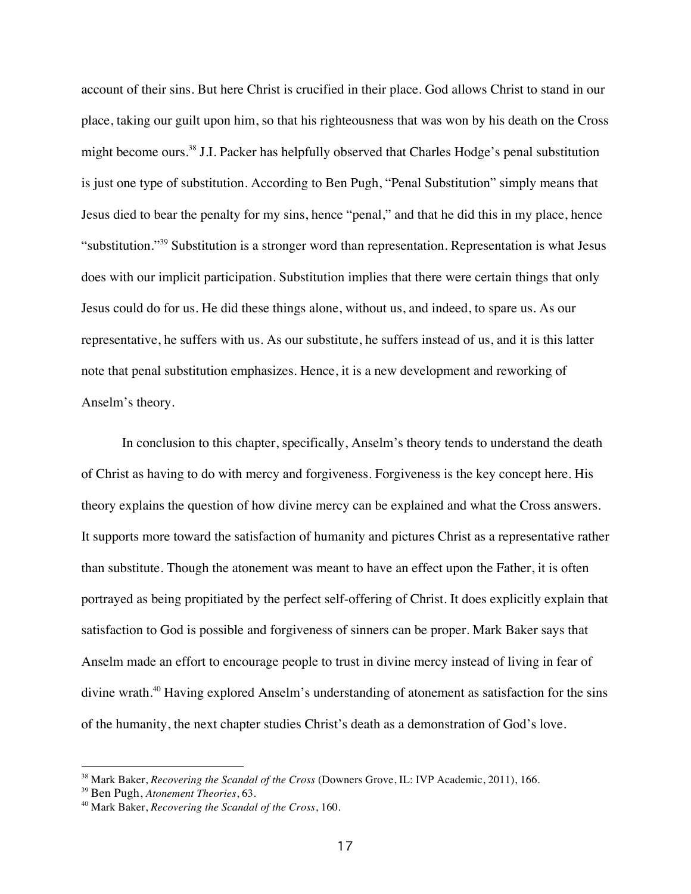account of their sins. But here Christ is crucified in their place. God allows Christ to stand in our place, taking our guilt upon him, so that his righteousness that was won by his death on the Cross might become ours.[38] J.I. Packer has helpfully observed that Charles Hodge's penal substitution is just one type of substitution. According to Ben Pugh, "Penal Substitution" simply means that Jesus died to bear the penalty for my sins, hence "penal," and that he did this in my place, hence "substitution."[39] Substitution is a stronger word than representation. Representation is what Jesus does with our implicit participation. Substitution implies that there were certain things that only Jesus could do for us. He did these things alone, without us, and indeed, to spare us. As our representative, he suffers with us. As our substitute, he suffers instead of us, and it is this latter note that penal substitution emphasizes. Hence, it is a new development and reworking of Anselm's theory.

In conclusion to this chapter, specifically, Anselm's theory tends to understand the death of Christ as having to do with mercy and forgiveness. Forgiveness is the key concept here. His theory explains the question of how divine mercy can be explained and what the Cross answers. It supports more toward the satisfaction of humanity and pictures Christ as a representative rather than substitute. Though the atonement was meant to have an effect upon the Father, it is often portrayed as being propitiated by the perfect self-offering of Christ. It does explicitly explain that satisfaction to God is possible and forgiveness of sinners can be proper. Mark Baker says that Anselm made an effort to encourage people to trust in divine mercy instead of living in fear of divine wrath.[40] Having explored Anselm's understanding of atonement as satisfaction for the sins of the humanity, the next chapter studies Christ's death as a demonstration of God's love.

---

[38] Mark Baker, *Recovering the Scandal of the Cross* (Downers Grove, IL: IVP Academic, 2011), 166.

[39] Ben Pugh, *Atonement Theories*, 63.

[40] Mark Baker, *Recovering the Scandal of the Cross*, 160.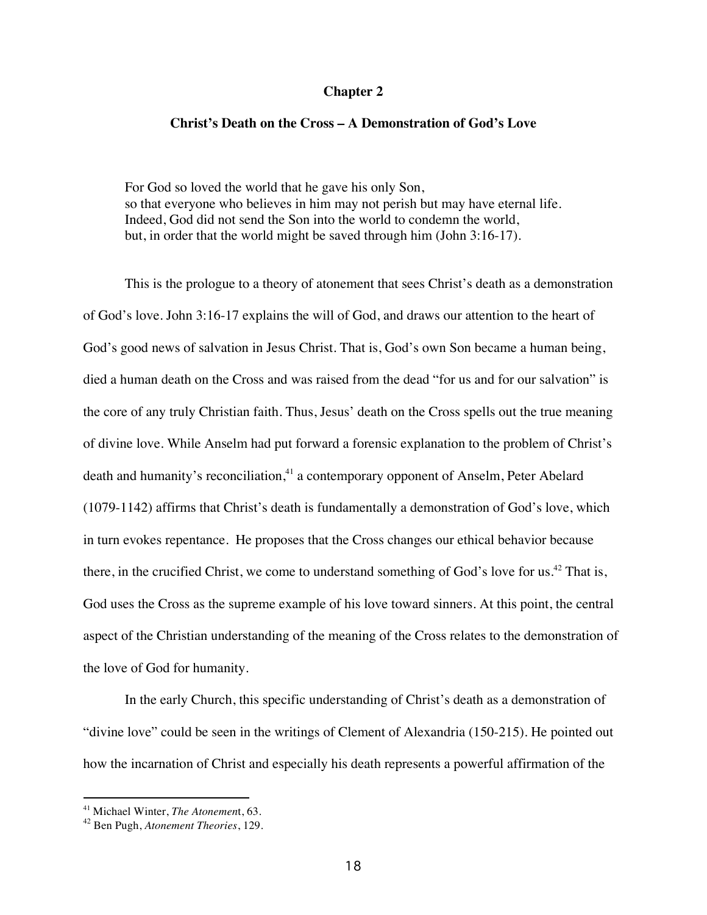# Chapter 2

## Christ's Death on the Cross – A Demonstration of God's Love

> For God so loved the world that he gave his only Son,
> so that everyone who believes in him may not perish but may have eternal life.
> Indeed, God did not send the Son into the world to condemn the world,
> but, in order that the world might be saved through him (John 3:16-17).

This is the prologue to a theory of atonement that sees Christ's death as a demonstration of God's love. John 3:16-17 explains the will of God, and draws our attention to the heart of God's good news of salvation in Jesus Christ. That is, God's own Son became a human being, died a human death on the Cross and was raised from the dead "for us and for our salvation" is the core of any truly Christian faith. Thus, Jesus' death on the Cross spells out the true meaning of divine love. While Anselm had put forward a forensic explanation to the problem of Christ's death and humanity's reconciliation,[41] a contemporary opponent of Anselm, Peter Abelard (1079-1142) affirms that Christ's death is fundamentally a demonstration of God's love, which in turn evokes repentance. He proposes that the Cross changes our ethical behavior because there, in the crucified Christ, we come to understand something of God's love for us.[42] That is, God uses the Cross as the supreme example of his love toward sinners. At this point, the central aspect of the Christian understanding of the meaning of the Cross relates to the demonstration of the love of God for humanity.

In the early Church, this specific understanding of Christ's death as a demonstration of "divine love" could be seen in the writings of Clement of Alexandria (150-215). He pointed out how the incarnation of Christ and especially his death represents a powerful affirmation of the

---

[41] Michael Winter, *The Atonement*, 63.

[42] Ben Pugh, *Atonement Theories*, 129.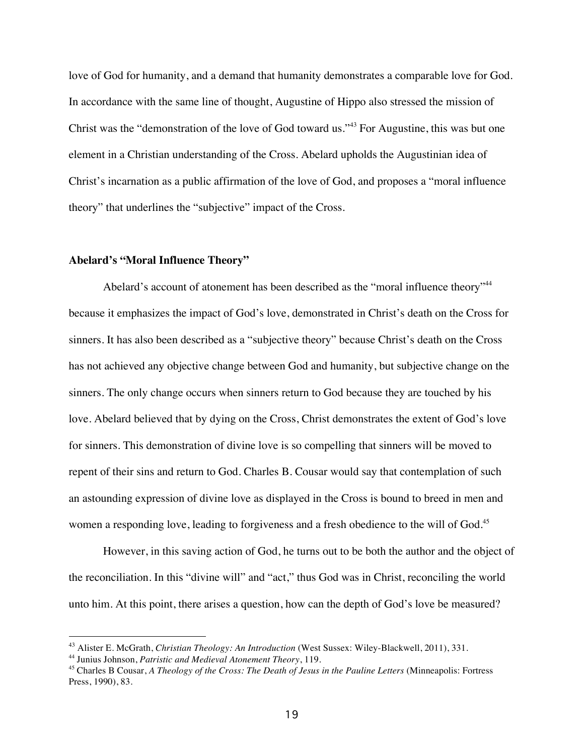love of God for humanity, and a demand that humanity demonstrates a comparable love for God. In accordance with the same line of thought, Augustine of Hippo also stressed the mission of Christ was the "demonstration of the love of God toward us."[43] For Augustine, this was but one element in a Christian understanding of the Cross. Abelard upholds the Augustinian idea of Christ's incarnation as a public affirmation of the love of God, and proposes a "moral influence theory" that underlines the "subjective" impact of the Cross.

**Abelard's "Moral Influence Theory"**

Abelard's account of atonement has been described as the "moral influence theory"[44] because it emphasizes the impact of God's love, demonstrated in Christ's death on the Cross for sinners. It has also been described as a "subjective theory" because Christ's death on the Cross has not achieved any objective change between God and humanity, but subjective change on the sinners. The only change occurs when sinners return to God because they are touched by his love. Abelard believed that by dying on the Cross, Christ demonstrates the extent of God's love for sinners. This demonstration of divine love is so compelling that sinners will be moved to repent of their sins and return to God. Charles B. Cousar would say that contemplation of such an astounding expression of divine love as displayed in the Cross is bound to breed in men and women a responding love, leading to forgiveness and a fresh obedience to the will of God.[45]

However, in this saving action of God, he turns out to be both the author and the object of the reconciliation. In this "divine will" and "act," thus God was in Christ, reconciling the world unto him. At this point, there arises a question, how can the depth of God's love be measured?

---

[43] Alister E. McGrath, *Christian Theology: An Introduction* (West Sussex: Wiley-Blackwell, 2011), 331.
[44] Junius Johnson, *Patristic and Medieval Atonement Theory*, 119.
[45] Charles B Cousar, *A Theology of the Cross: The Death of Jesus in the Pauline Letters* (Minneapolis: Fortress Press, 1990), 83.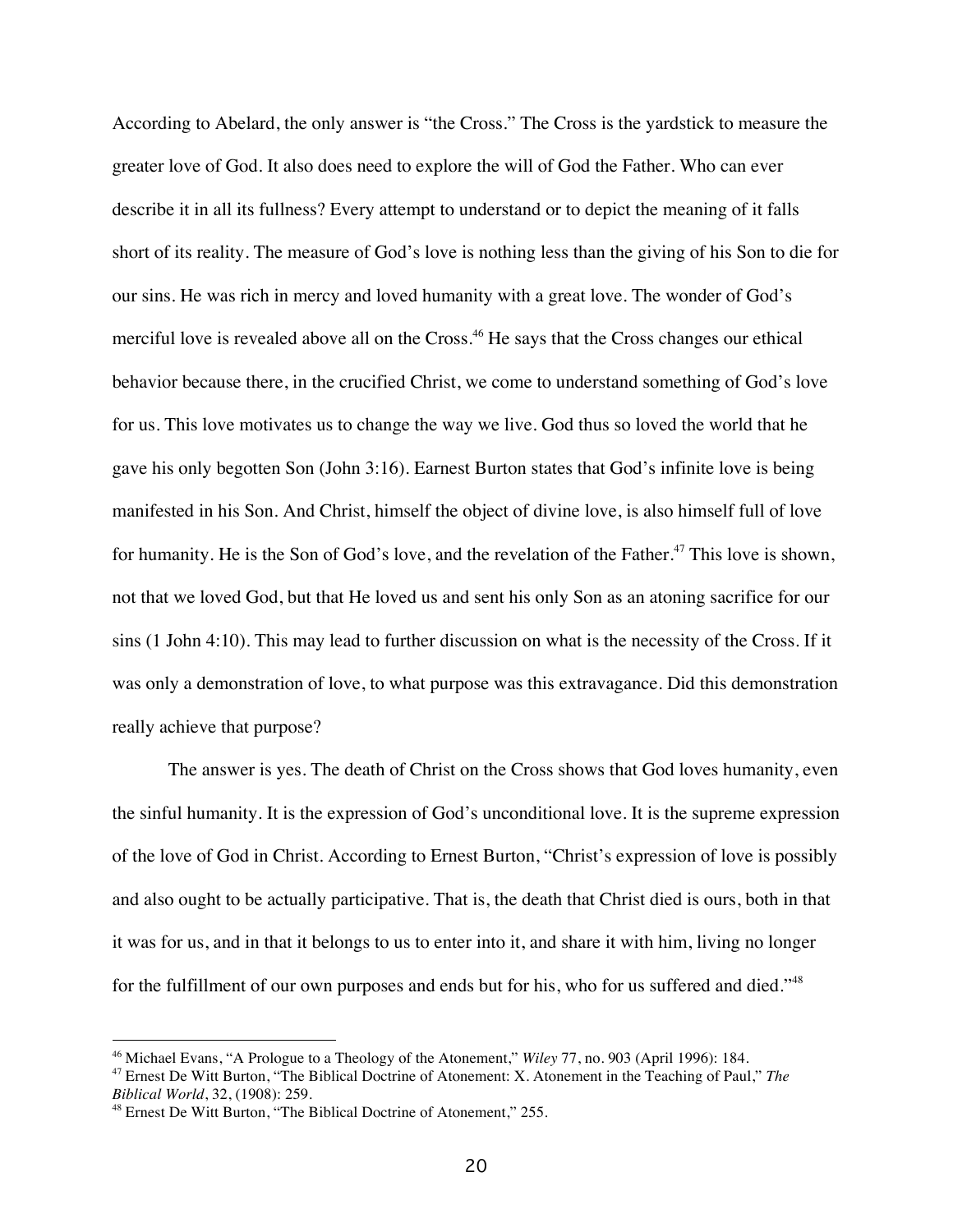According to Abelard, the only answer is "the Cross." The Cross is the yardstick to measure the greater love of God. It also does need to explore the will of God the Father. Who can ever describe it in all its fullness? Every attempt to understand or to depict the meaning of it falls short of its reality. The measure of God's love is nothing less than the giving of his Son to die for our sins. He was rich in mercy and loved humanity with a great love. The wonder of God's merciful love is revealed above all on the Cross.[46] He says that the Cross changes our ethical behavior because there, in the crucified Christ, we come to understand something of God's love for us. This love motivates us to change the way we live. God thus so loved the world that he gave his only begotten Son (John 3:16). Earnest Burton states that God's infinite love is being manifested in his Son. And Christ, himself the object of divine love, is also himself full of love for humanity. He is the Son of God's love, and the revelation of the Father.[47] This love is shown, not that we loved God, but that He loved us and sent his only Son as an atoning sacrifice for our sins (1 John 4:10). This may lead to further discussion on what is the necessity of the Cross. If it was only a demonstration of love, to what purpose was this extravagance. Did this demonstration really achieve that purpose?

The answer is yes. The death of Christ on the Cross shows that God loves humanity, even the sinful humanity. It is the expression of God's unconditional love. It is the supreme expression of the love of God in Christ. According to Ernest Burton, "Christ's expression of love is possibly and also ought to be actually participative. That is, the death that Christ died is ours, both in that it was for us, and in that it belongs to us to enter into it, and share it with him, living no longer for the fulfillment of our own purposes and ends but for his, who for us suffered and died."[48]

---

[46] Michael Evans, "A Prologue to a Theology of the Atonement," *Wiley* 77, no. 903 (April 1996): 184.

[47] Ernest De Witt Burton, "The Biblical Doctrine of Atonement: X. Atonement in the Teaching of Paul," *The Biblical World*, 32, (1908): 259.

[48] Ernest De Witt Burton, "The Biblical Doctrine of Atonement," 255.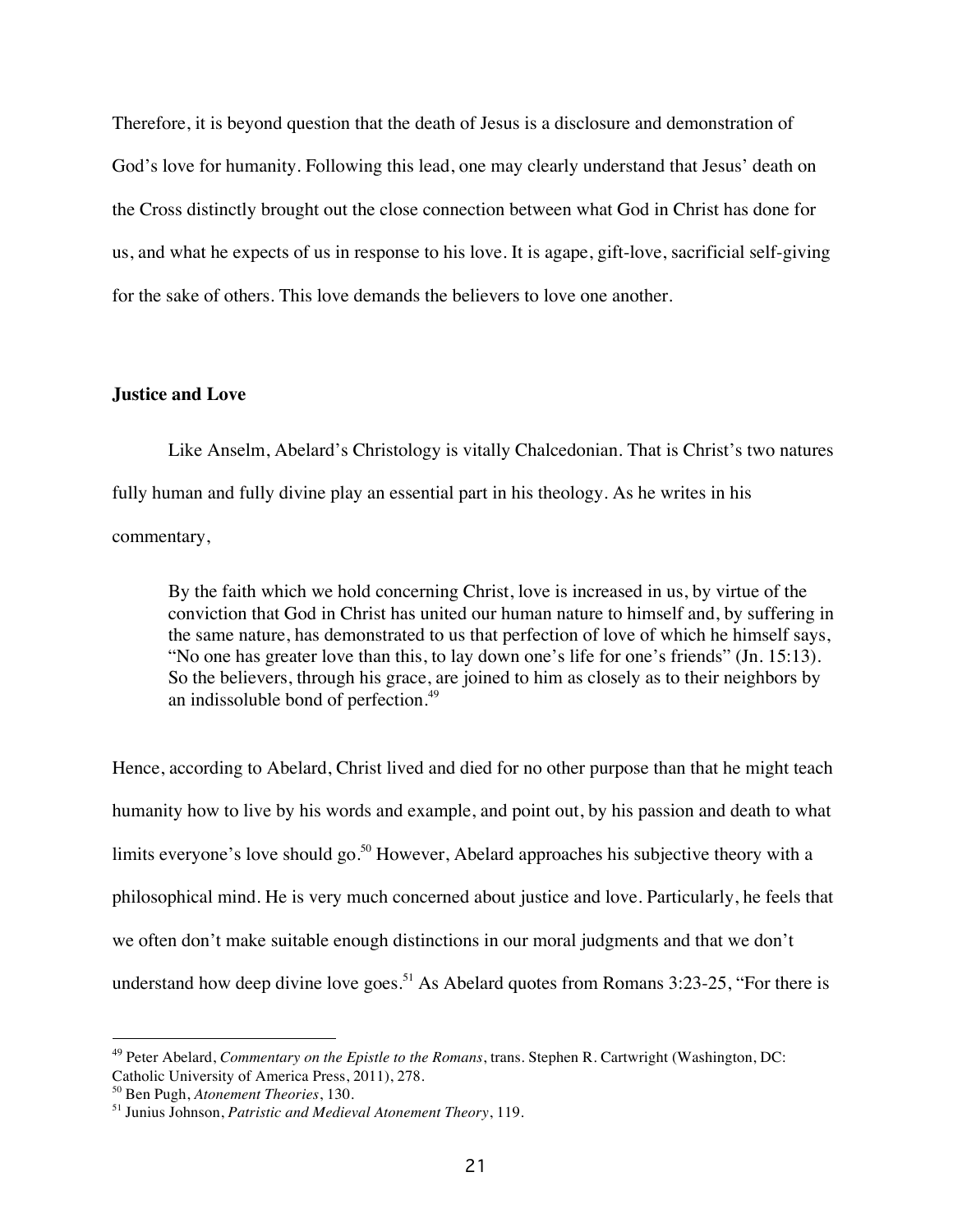Therefore, it is beyond question that the death of Jesus is a disclosure and demonstration of God's love for humanity. Following this lead, one may clearly understand that Jesus' death on the Cross distinctly brought out the close connection between what God in Christ has done for us, and what he expects of us in response to his love. It is agape, gift-love, sacrificial self-giving for the sake of others. This love demands the believers to love one another.

### Justice and Love

Like Anselm, Abelard's Christology is vitally Chalcedonian. That is Christ's two natures fully human and fully divine play an essential part in his theology. As he writes in his commentary,

> By the faith which we hold concerning Christ, love is increased in us, by virtue of the conviction that God in Christ has united our human nature to himself and, by suffering in the same nature, has demonstrated to us that perfection of love of which he himself says, "No one has greater love than this, to lay down one's life for one's friends" (Jn. 15:13). So the believers, through his grace, are joined to him as closely as to their neighbors by an indissoluble bond of perfection.[49]

Hence, according to Abelard, Christ lived and died for no other purpose than that he might teach humanity how to live by his words and example, and point out, by his passion and death to what limits everyone's love should go.[50] However, Abelard approaches his subjective theory with a philosophical mind. He is very much concerned about justice and love. Particularly, he feels that we often don't make suitable enough distinctions in our moral judgments and that we don't understand how deep divine love goes.[51] As Abelard quotes from Romans 3:23-25, "For there is

---

[49] Peter Abelard, *Commentary on the Epistle to the Romans*, trans. Stephen R. Cartwright (Washington, DC: Catholic University of America Press, 2011), 278.

[50] Ben Pugh, *Atonement Theories*, 130.

[51] Junius Johnson, *Patristic and Medieval Atonement Theory*, 119.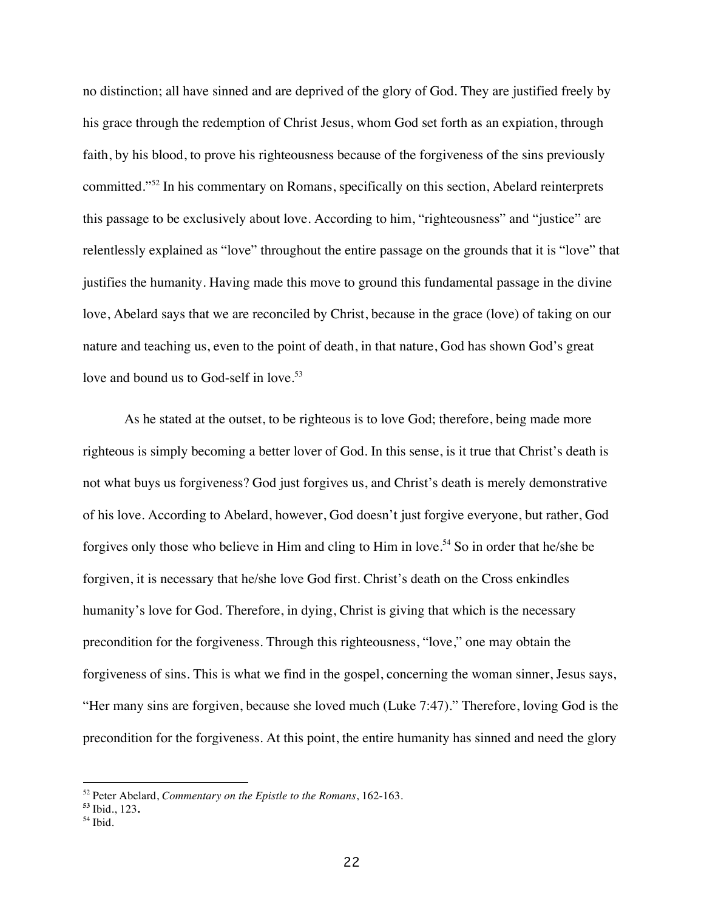no distinction; all have sinned and are deprived of the glory of God. They are justified freely by his grace through the redemption of Christ Jesus, whom God set forth as an expiation, through faith, by his blood, to prove his righteousness because of the forgiveness of the sins previously committed."[52] In his commentary on Romans, specifically on this section, Abelard reinterprets this passage to be exclusively about love. According to him, "righteousness" and "justice" are relentlessly explained as "love" throughout the entire passage on the grounds that it is "love" that justifies the humanity. Having made this move to ground this fundamental passage in the divine love, Abelard says that we are reconciled by Christ, because in the grace (love) of taking on our nature and teaching us, even to the point of death, in that nature, God has shown God's great love and bound us to God-self in love.[53]

As he stated at the outset, to be righteous is to love God; therefore, being made more righteous is simply becoming a better lover of God. In this sense, is it true that Christ's death is not what buys us forgiveness? God just forgives us, and Christ's death is merely demonstrative of his love. According to Abelard, however, God doesn't just forgive everyone, but rather, God forgives only those who believe in Him and cling to Him in love.[54] So in order that he/she be forgiven, it is necessary that he/she love God first. Christ's death on the Cross enkindles humanity's love for God. Therefore, in dying, Christ is giving that which is the necessary precondition for the forgiveness. Through this righteousness, "love," one may obtain the forgiveness of sins. This is what we find in the gospel, concerning the woman sinner, Jesus says, "Her many sins are forgiven, because she loved much (Luke 7:47)." Therefore, loving God is the precondition for the forgiveness. At this point, the entire humanity has sinned and need the glory

---

[52] Peter Abelard, *Commentary on the Epistle to the Romans*, 162-163.
[53] Ibid., 123.
[54] Ibid.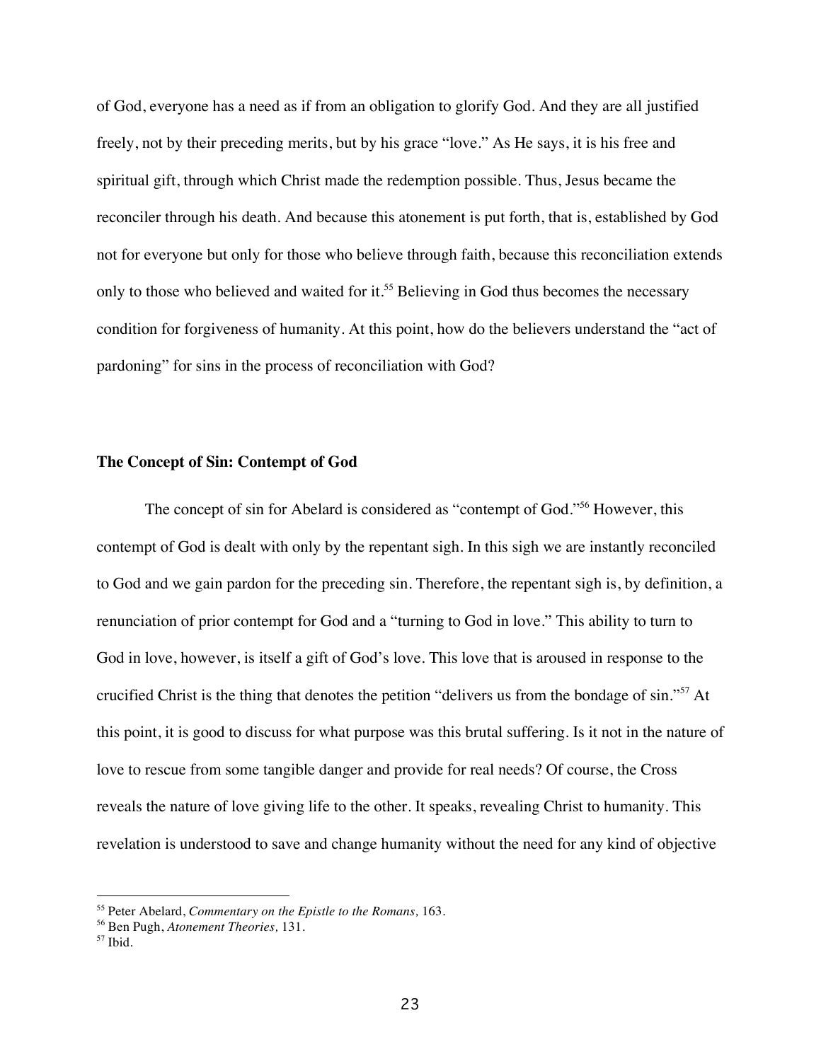of God, everyone has a need as if from an obligation to glorify God. And they are all justified freely, not by their preceding merits, but by his grace "love." As He says, it is his free and spiritual gift, through which Christ made the redemption possible. Thus, Jesus became the reconciler through his death. And because this atonement is put forth, that is, established by God not for everyone but only for those who believe through faith, because this reconciliation extends only to those who believed and waited for it.[55] Believing in God thus becomes the necessary condition for forgiveness of humanity. At this point, how do the believers understand the "act of pardoning" for sins in the process of reconciliation with God?

**The Concept of Sin: Contempt of God**

The concept of sin for Abelard is considered as "contempt of God."[56] However, this contempt of God is dealt with only by the repentant sigh. In this sigh we are instantly reconciled to God and we gain pardon for the preceding sin. Therefore, the repentant sigh is, by definition, a renunciation of prior contempt for God and a "turning to God in love." This ability to turn to God in love, however, is itself a gift of God's love. This love that is aroused in response to the crucified Christ is the thing that denotes the petition "delivers us from the bondage of sin."[57] At this point, it is good to discuss for what purpose was this brutal suffering. Is it not in the nature of love to rescue from some tangible danger and provide for real needs? Of course, the Cross reveals the nature of love giving life to the other. It speaks, revealing Christ to humanity. This revelation is understood to save and change humanity without the need for any kind of objective

---

[55] Peter Abelard, *Commentary on the Epistle to the Romans,* 163.

[56] Ben Pugh, *Atonement Theories,* 131.

[57] Ibid.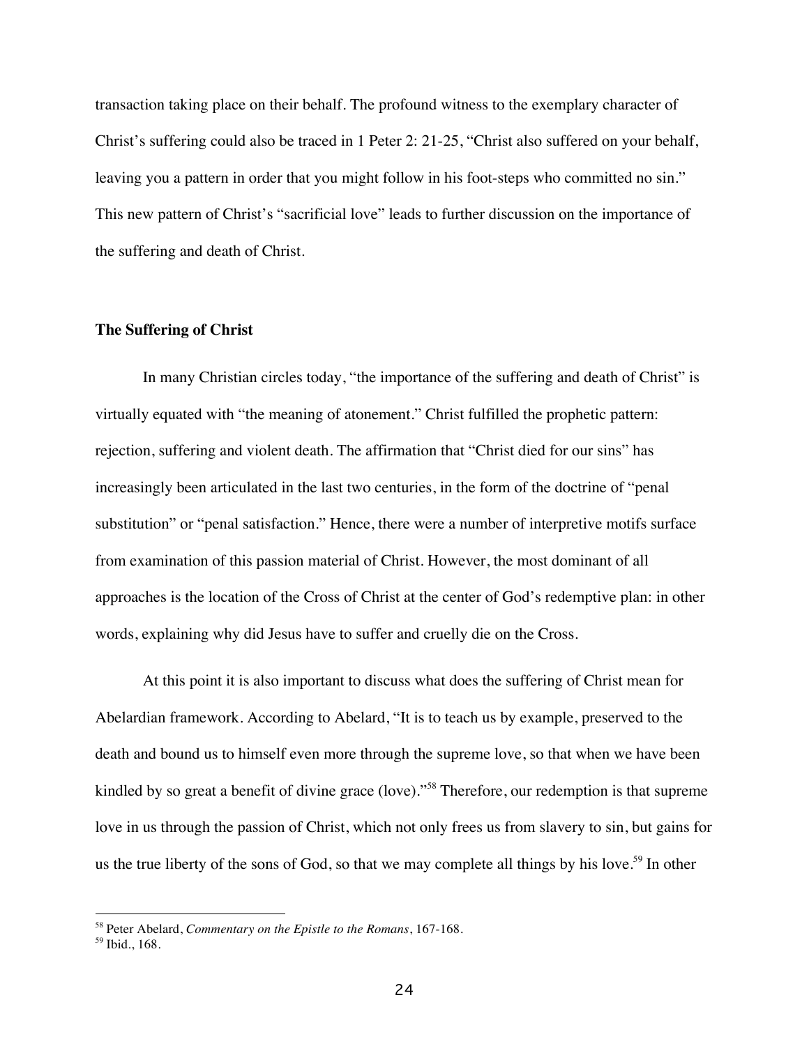transaction taking place on their behalf. The profound witness to the exemplary character of Christ's suffering could also be traced in 1 Peter 2: 21-25, "Christ also suffered on your behalf, leaving you a pattern in order that you might follow in his foot-steps who committed no sin." This new pattern of Christ's "sacrificial love" leads to further discussion on the importance of the suffering and death of Christ.

### The Suffering of Christ

In many Christian circles today, "the importance of the suffering and death of Christ" is virtually equated with "the meaning of atonement." Christ fulfilled the prophetic pattern: rejection, suffering and violent death. The affirmation that "Christ died for our sins" has increasingly been articulated in the last two centuries, in the form of the doctrine of "penal substitution" or "penal satisfaction." Hence, there were a number of interpretive motifs surface from examination of this passion material of Christ. However, the most dominant of all approaches is the location of the Cross of Christ at the center of God's redemptive plan: in other words, explaining why did Jesus have to suffer and cruelly die on the Cross.

At this point it is also important to discuss what does the suffering of Christ mean for Abelardian framework. According to Abelard, "It is to teach us by example, preserved to the death and bound us to himself even more through the supreme love, so that when we have been kindled by so great a benefit of divine grace (love)."[58] Therefore, our redemption is that supreme love in us through the passion of Christ, which not only frees us from slavery to sin, but gains for us the true liberty of the sons of God, so that we may complete all things by his love.[59] In other

---

[58] Peter Abelard, *Commentary on the Epistle to the Romans*, 167-168.

[59] Ibid., 168.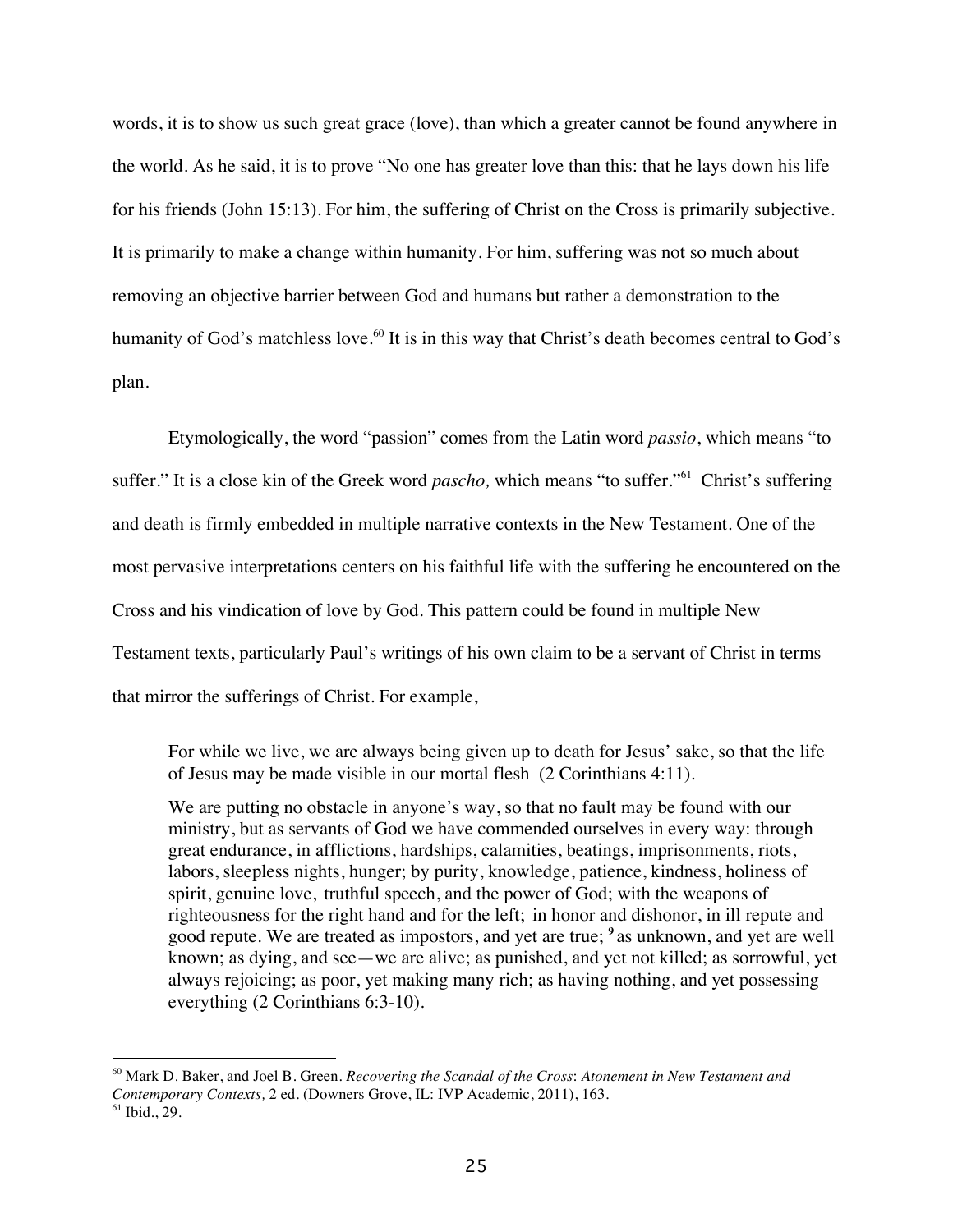words, it is to show us such great grace (love), than which a greater cannot be found anywhere in the world. As he said, it is to prove "No one has greater love than this: that he lays down his life for his friends (John 15:13). For him, the suffering of Christ on the Cross is primarily subjective. It is primarily to make a change within humanity. For him, suffering was not so much about removing an objective barrier between God and humans but rather a demonstration to the humanity of God's matchless love.[60] It is in this way that Christ's death becomes central to God's plan.

Etymologically, the word "passion" comes from the Latin word *passio*, which means "to suffer." It is a close kin of the Greek word *pascho,* which means "to suffer."[61] Christ's suffering and death is firmly embedded in multiple narrative contexts in the New Testament. One of the most pervasive interpretations centers on his faithful life with the suffering he encountered on the Cross and his vindication of love by God. This pattern could be found in multiple New Testament texts, particularly Paul's writings of his own claim to be a servant of Christ in terms that mirror the sufferings of Christ. For example,

> For while we live, we are always being given up to death for Jesus' sake, so that the life of Jesus may be made visible in our mortal flesh (2 Corinthians 4:11).
>
> We are putting no obstacle in anyone's way, so that no fault may be found with our ministry, but as servants of God we have commended ourselves in every way: through great endurance, in afflictions, hardships, calamities, beatings, imprisonments, riots, labors, sleepless nights, hunger; by purity, knowledge, patience, kindness, holiness of spirit, genuine love, truthful speech, and the power of God; with the weapons of righteousness for the right hand and for the left; in honor and dishonor, in ill repute and good repute. We are treated as impostors, and yet are true; **9** as unknown, and yet are well known; as dying, and see—we are alive; as punished, and yet not killed; as sorrowful, yet always rejoicing; as poor, yet making many rich; as having nothing, and yet possessing everything (2 Corinthians 6:3-10).

---

[60] Mark D. Baker, and Joel B. Green. *Recovering the Scandal of the Cross*: *Atonement in New Testament and Contemporary Contexts,* 2 ed. (Downers Grove, IL: IVP Academic, 2011), 163.

[61] Ibid., 29.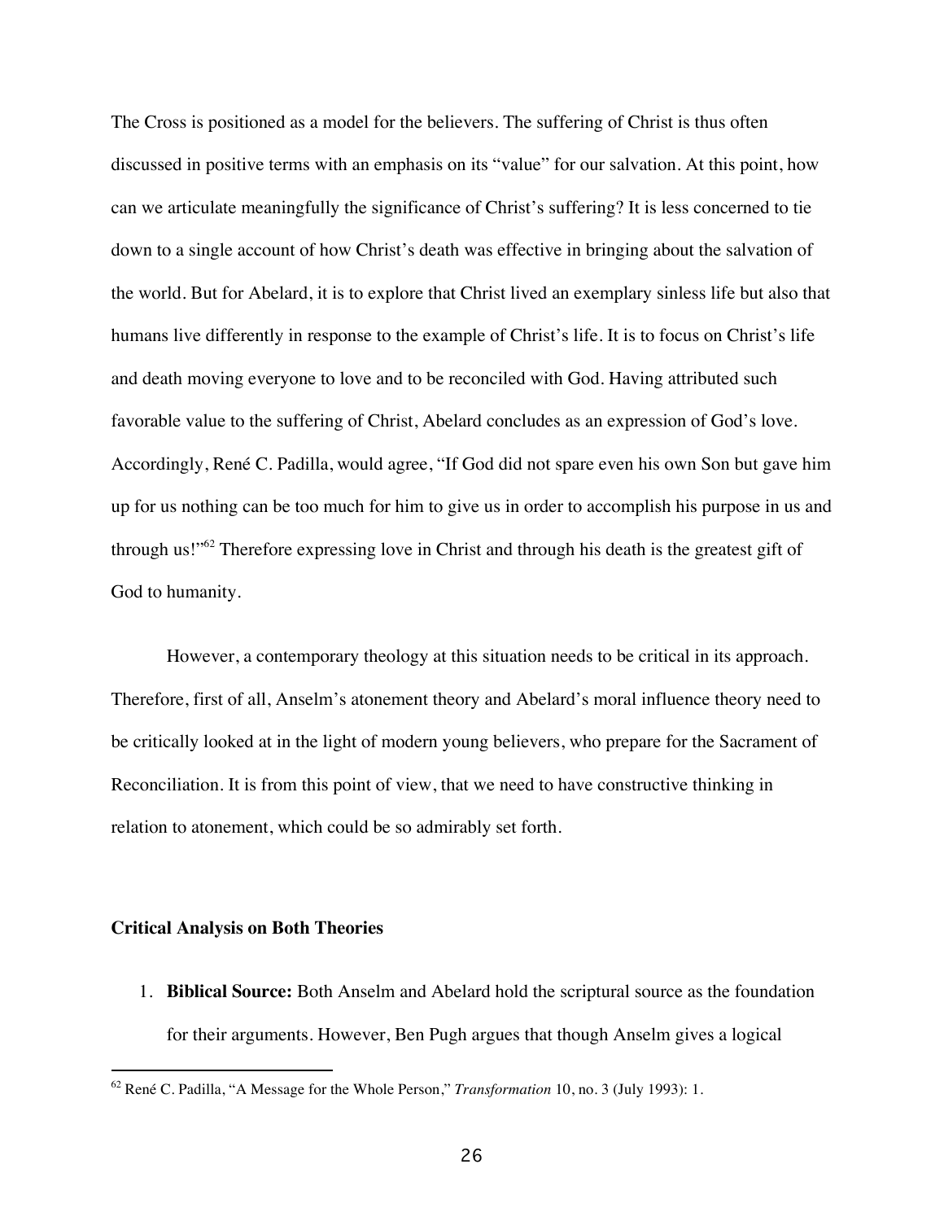The Cross is positioned as a model for the believers. The suffering of Christ is thus often discussed in positive terms with an emphasis on its "value" for our salvation. At this point, how can we articulate meaningfully the significance of Christ's suffering? It is less concerned to tie down to a single account of how Christ's death was effective in bringing about the salvation of the world. But for Abelard, it is to explore that Christ lived an exemplary sinless life but also that humans live differently in response to the example of Christ's life. It is to focus on Christ's life and death moving everyone to love and to be reconciled with God. Having attributed such favorable value to the suffering of Christ, Abelard concludes as an expression of God's love. Accordingly, René C. Padilla, would agree, "If God did not spare even his own Son but gave him up for us nothing can be too much for him to give us in order to accomplish his purpose in us and through us!"[62] Therefore expressing love in Christ and through his death is the greatest gift of God to humanity.

However, a contemporary theology at this situation needs to be critical in its approach. Therefore, first of all, Anselm's atonement theory and Abelard's moral influence theory need to be critically looked at in the light of modern young believers, who prepare for the Sacrament of Reconciliation. It is from this point of view, that we need to have constructive thinking in relation to atonement, which could be so admirably set forth.

**Critical Analysis on Both Theories**

1. **Biblical Source:** Both Anselm and Abelard hold the scriptural source as the foundation for their arguments. However, Ben Pugh argues that though Anselm gives a logical

---

[62] René C. Padilla, "A Message for the Whole Person," *Transformation* 10, no. 3 (July 1993): 1.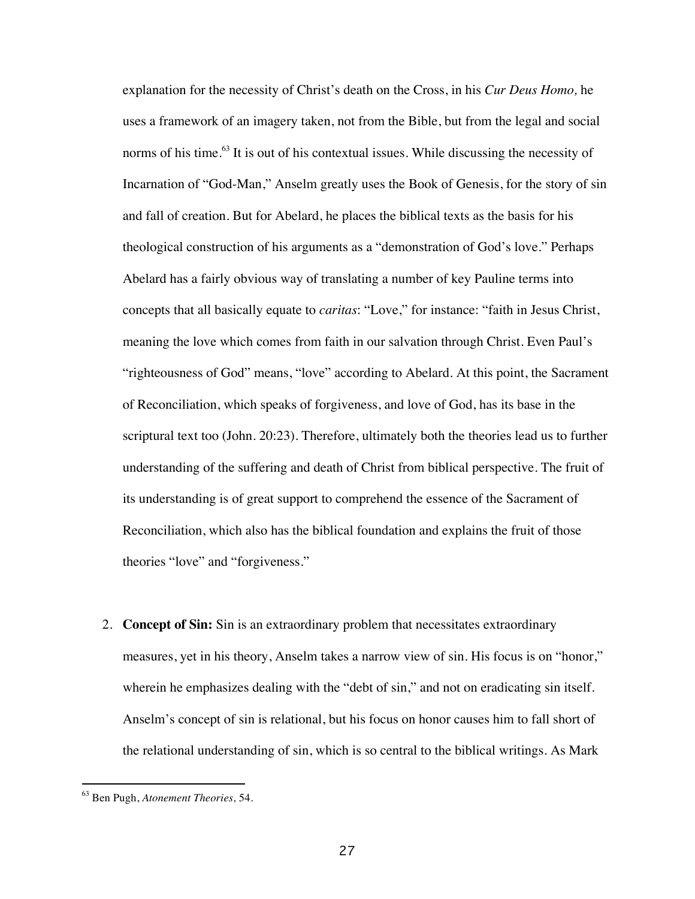explanation for the necessity of Christ's death on the Cross, in his *Cur Deus Homo,* he uses a framework of an imagery taken, not from the Bible, but from the legal and social norms of his time.[63] It is out of his contextual issues. While discussing the necessity of Incarnation of "God-Man," Anselm greatly uses the Book of Genesis, for the story of sin and fall of creation. But for Abelard, he places the biblical texts as the basis for his theological construction of his arguments as a "demonstration of God's love." Perhaps Abelard has a fairly obvious way of translating a number of key Pauline terms into concepts that all basically equate to *caritas*: "Love," for instance: "faith in Jesus Christ, meaning the love which comes from faith in our salvation through Christ. Even Paul's "righteousness of God" means, "love" according to Abelard. At this point, the Sacrament of Reconciliation, which speaks of forgiveness, and love of God, has its base in the scriptural text too (John. 20:23). Therefore, ultimately both the theories lead us to further understanding of the suffering and death of Christ from biblical perspective. The fruit of its understanding is of great support to comprehend the essence of the Sacrament of Reconciliation, which also has the biblical foundation and explains the fruit of those theories "love" and "forgiveness."

2. **Concept of Sin:** Sin is an extraordinary problem that necessitates extraordinary measures, yet in his theory, Anselm takes a narrow view of sin. His focus is on "honor," wherein he emphasizes dealing with the "debt of sin," and not on eradicating sin itself. Anselm's concept of sin is relational, but his focus on honor causes him to fall short of the relational understanding of sin, which is so central to the biblical writings. As Mark

---

[63] Ben Pugh, *Atonement Theories,* 54.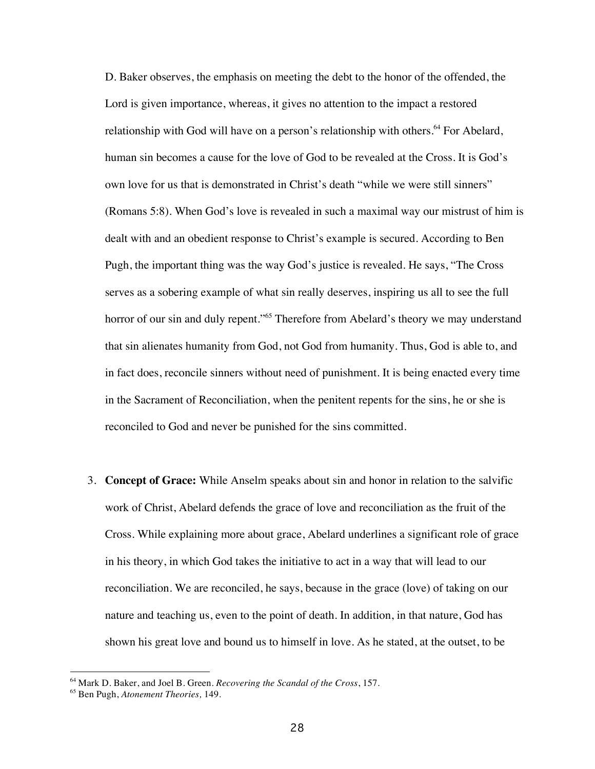D. Baker observes, the emphasis on meeting the debt to the honor of the offended, the Lord is given importance, whereas, it gives no attention to the impact a restored relationship with God will have on a person's relationship with others.[64] For Abelard, human sin becomes a cause for the love of God to be revealed at the Cross. It is God's own love for us that is demonstrated in Christ's death "while we were still sinners" (Romans 5:8). When God's love is revealed in such a maximal way our mistrust of him is dealt with and an obedient response to Christ's example is secured. According to Ben Pugh, the important thing was the way God's justice is revealed. He says, "The Cross serves as a sobering example of what sin really deserves, inspiring us all to see the full horror of our sin and duly repent."[65] Therefore from Abelard's theory we may understand that sin alienates humanity from God, not God from humanity. Thus, God is able to, and in fact does, reconcile sinners without need of punishment. It is being enacted every time in the Sacrament of Reconciliation, when the penitent repents for the sins, he or she is reconciled to God and never be punished for the sins committed.

3. **Concept of Grace:** While Anselm speaks about sin and honor in relation to the salvific work of Christ, Abelard defends the grace of love and reconciliation as the fruit of the Cross. While explaining more about grace, Abelard underlines a significant role of grace in his theory, in which God takes the initiative to act in a way that will lead to our reconciliation. We are reconciled, he says, because in the grace (love) of taking on our nature and teaching us, even to the point of death. In addition, in that nature, God has shown his great love and bound us to himself in love. As he stated, at the outset, to be

---

[64] Mark D. Baker, and Joel B. Green. *Recovering the Scandal of the Cross*, 157.

[65] Ben Pugh, *Atonement Theories,* 149.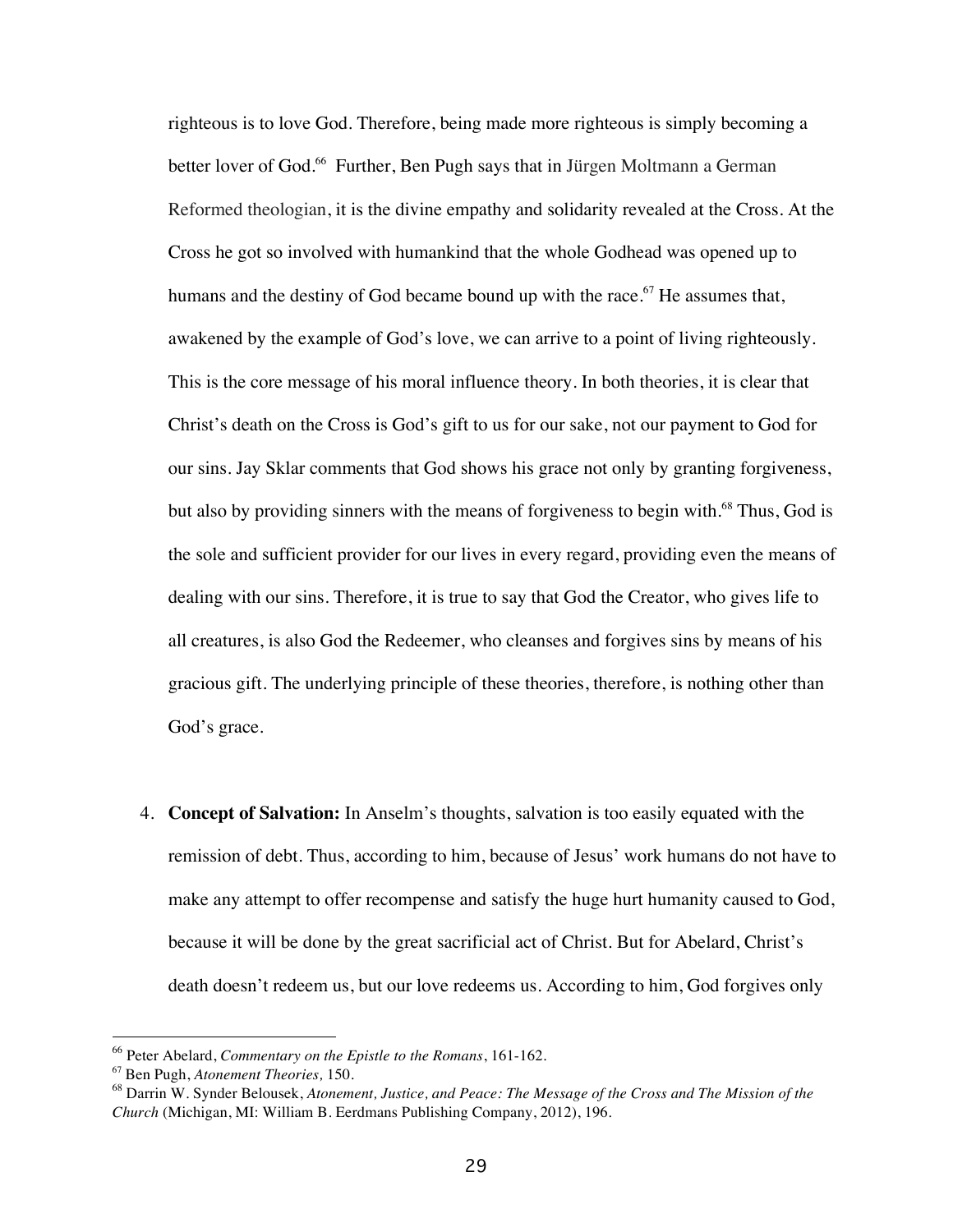righteous is to love God. Therefore, being made more righteous is simply becoming a better lover of God.[66] Further, Ben Pugh says that in Jürgen Moltmann a German Reformed theologian, it is the divine empathy and solidarity revealed at the Cross. At the Cross he got so involved with humankind that the whole Godhead was opened up to humans and the destiny of God became bound up with the race.[67] He assumes that, awakened by the example of God's love, we can arrive to a point of living righteously. This is the core message of his moral influence theory. In both theories, it is clear that Christ's death on the Cross is God's gift to us for our sake, not our payment to God for our sins. Jay Sklar comments that God shows his grace not only by granting forgiveness, but also by providing sinners with the means of forgiveness to begin with.[68] Thus, God is the sole and sufficient provider for our lives in every regard, providing even the means of dealing with our sins. Therefore, it is true to say that God the Creator, who gives life to all creatures, is also God the Redeemer, who cleanses and forgives sins by means of his gracious gift. The underlying principle of these theories, therefore, is nothing other than God's grace.

4. **Concept of Salvation:** In Anselm's thoughts, salvation is too easily equated with the remission of debt. Thus, according to him, because of Jesus' work humans do not have to make any attempt to offer recompense and satisfy the huge hurt humanity caused to God, because it will be done by the great sacrificial act of Christ. But for Abelard, Christ's death doesn't redeem us, but our love redeems us. According to him, God forgives only

---

[66] Peter Abelard, *Commentary on the Epistle to the Romans*, 161-162.

[67] Ben Pugh, *Atonement Theories,* 150.

[68] Darrin W. Synder Belousek, *Atonement, Justice, and Peace: The Message of the Cross and The Mission of the Church* (Michigan, MI: William B. Eerdmans Publishing Company, 2012), 196.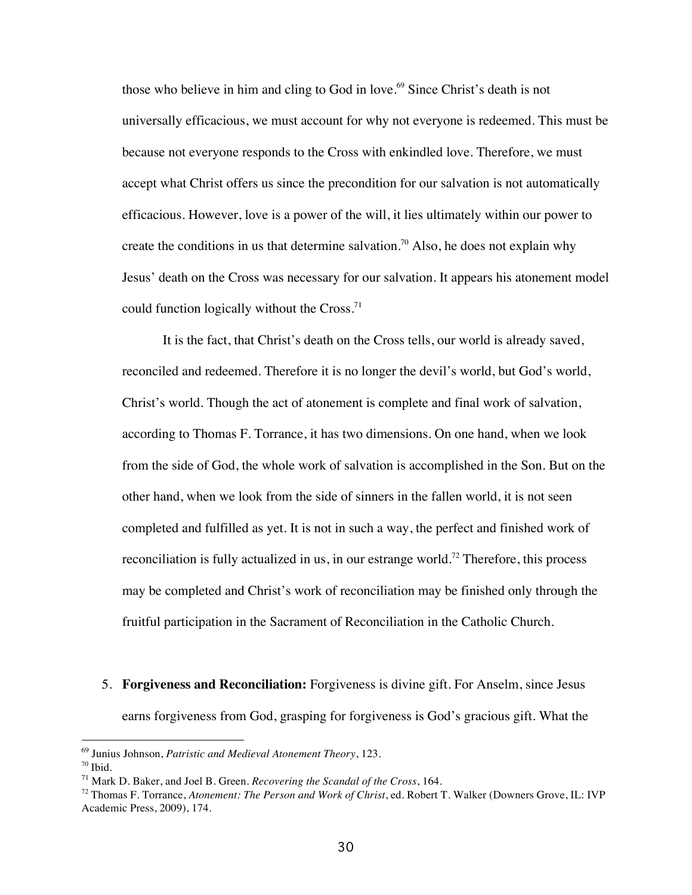those who believe in him and cling to God in love.[69] Since Christ's death is not universally efficacious, we must account for why not everyone is redeemed. This must be because not everyone responds to the Cross with enkindled love. Therefore, we must accept what Christ offers us since the precondition for our salvation is not automatically efficacious. However, love is a power of the will, it lies ultimately within our power to create the conditions in us that determine salvation.[70] Also, he does not explain why Jesus' death on the Cross was necessary for our salvation. It appears his atonement model could function logically without the Cross.[71]

It is the fact, that Christ's death on the Cross tells, our world is already saved, reconciled and redeemed. Therefore it is no longer the devil's world, but God's world, Christ's world. Though the act of atonement is complete and final work of salvation, according to Thomas F. Torrance, it has two dimensions. On one hand, when we look from the side of God, the whole work of salvation is accomplished in the Son. But on the other hand, when we look from the side of sinners in the fallen world, it is not seen completed and fulfilled as yet. It is not in such a way, the perfect and finished work of reconciliation is fully actualized in us, in our estrange world.[72] Therefore, this process may be completed and Christ's work of reconciliation may be finished only through the fruitful participation in the Sacrament of Reconciliation in the Catholic Church.

5. **Forgiveness and Reconciliation:** Forgiveness is divine gift. For Anselm, since Jesus earns forgiveness from God, grasping for forgiveness is God's gracious gift. What the

---

[69] Junius Johnson, *Patristic and Medieval Atonement Theory*, 123.

[70] Ibid.

[71] Mark D. Baker, and Joel B. Green. *Recovering the Scandal of the Cross*, 164.

[72] Thomas F. Torrance, *Atonement: The Person and Work of Christ*, ed. Robert T. Walker (Downers Grove, IL: IVP Academic Press, 2009), 174.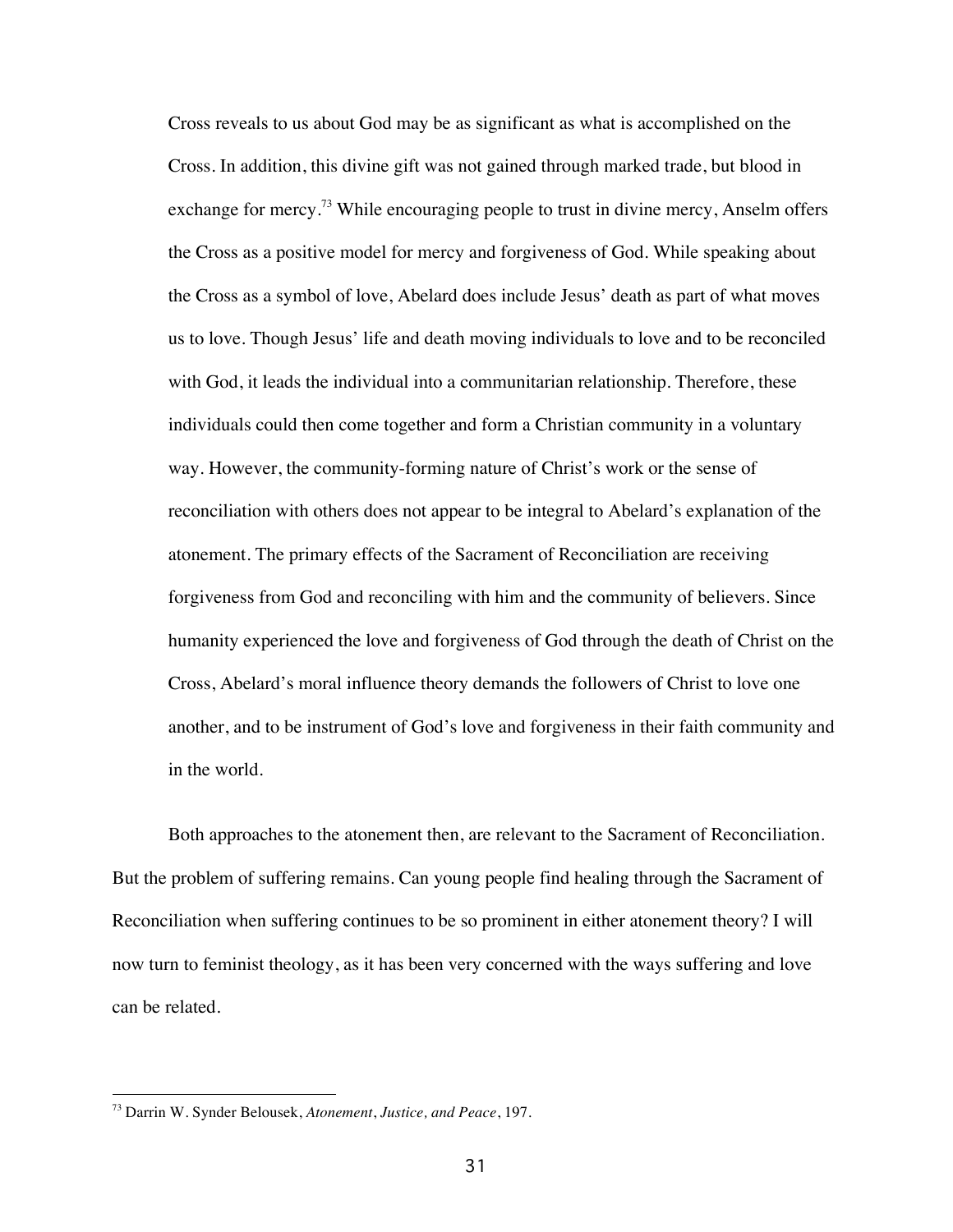Cross reveals to us about God may be as significant as what is accomplished on the Cross. In addition, this divine gift was not gained through marked trade, but blood in exchange for mercy.[73] While encouraging people to trust in divine mercy, Anselm offers the Cross as a positive model for mercy and forgiveness of God. While speaking about the Cross as a symbol of love, Abelard does include Jesus' death as part of what moves us to love. Though Jesus' life and death moving individuals to love and to be reconciled with God, it leads the individual into a communitarian relationship. Therefore, these individuals could then come together and form a Christian community in a voluntary way. However, the community-forming nature of Christ's work or the sense of reconciliation with others does not appear to be integral to Abelard's explanation of the atonement. The primary effects of the Sacrament of Reconciliation are receiving forgiveness from God and reconciling with him and the community of believers. Since humanity experienced the love and forgiveness of God through the death of Christ on the Cross, Abelard's moral influence theory demands the followers of Christ to love one another, and to be instrument of God's love and forgiveness in their faith community and in the world.

Both approaches to the atonement then, are relevant to the Sacrament of Reconciliation. But the problem of suffering remains. Can young people find healing through the Sacrament of Reconciliation when suffering continues to be so prominent in either atonement theory? I will now turn to feminist theology, as it has been very concerned with the ways suffering and love can be related.

---

[73] Darrin W. Synder Belousek, *Atonement, Justice, and Peace*, 197.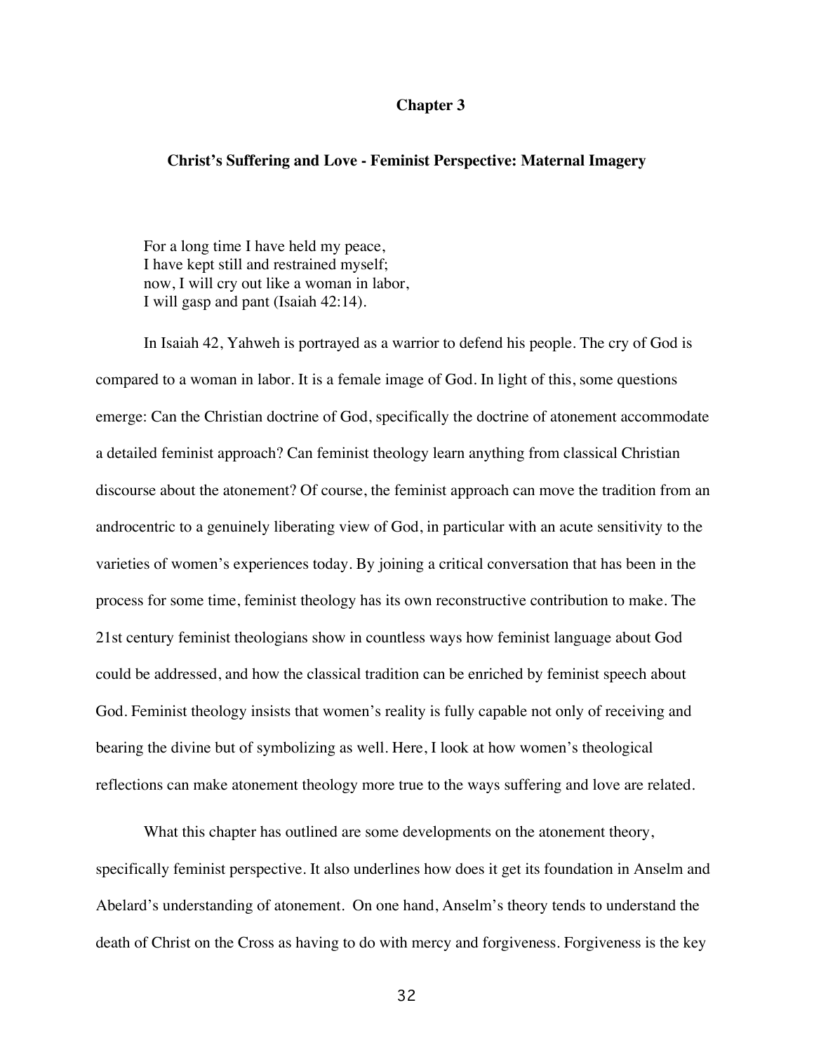# Chapter 3

## Christ's Suffering and Love - Feminist Perspective: Maternal Imagery

> For a long time I have held my peace,
> I have kept still and restrained myself;
> now, I will cry out like a woman in labor,
> I will gasp and pant (Isaiah 42:14).

In Isaiah 42, Yahweh is portrayed as a warrior to defend his people. The cry of God is compared to a woman in labor. It is a female image of God. In light of this, some questions emerge: Can the Christian doctrine of God, specifically the doctrine of atonement accommodate a detailed feminist approach? Can feminist theology learn anything from classical Christian discourse about the atonement? Of course, the feminist approach can move the tradition from an androcentric to a genuinely liberating view of God, in particular with an acute sensitivity to the varieties of women's experiences today. By joining a critical conversation that has been in the process for some time, feminist theology has its own reconstructive contribution to make. The 21st century feminist theologians show in countless ways how feminist language about God could be addressed, and how the classical tradition can be enriched by feminist speech about God. Feminist theology insists that women's reality is fully capable not only of receiving and bearing the divine but of symbolizing as well. Here, I look at how women's theological reflections can make atonement theology more true to the ways suffering and love are related.

What this chapter has outlined are some developments on the atonement theory, specifically feminist perspective. It also underlines how does it get its foundation in Anselm and Abelard's understanding of atonement. On one hand, Anselm's theory tends to understand the death of Christ on the Cross as having to do with mercy and forgiveness. Forgiveness is the key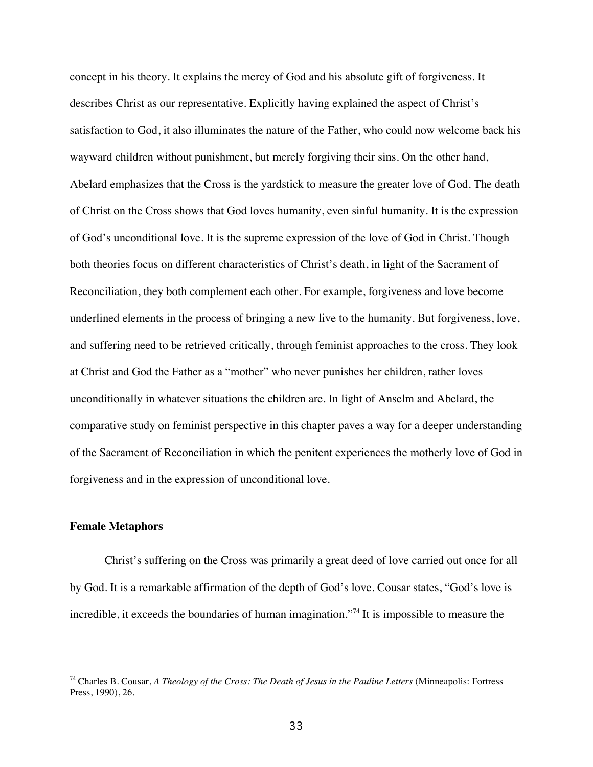concept in his theory. It explains the mercy of God and his absolute gift of forgiveness. It describes Christ as our representative. Explicitly having explained the aspect of Christ's satisfaction to God, it also illuminates the nature of the Father, who could now welcome back his wayward children without punishment, but merely forgiving their sins. On the other hand, Abelard emphasizes that the Cross is the yardstick to measure the greater love of God. The death of Christ on the Cross shows that God loves humanity, even sinful humanity. It is the expression of God's unconditional love. It is the supreme expression of the love of God in Christ. Though both theories focus on different characteristics of Christ's death, in light of the Sacrament of Reconciliation, they both complement each other. For example, forgiveness and love become underlined elements in the process of bringing a new live to the humanity. But forgiveness, love, and suffering need to be retrieved critically, through feminist approaches to the cross. They look at Christ and God the Father as a "mother" who never punishes her children, rather loves unconditionally in whatever situations the children are. In light of Anselm and Abelard, the comparative study on feminist perspective in this chapter paves a way for a deeper understanding of the Sacrament of Reconciliation in which the penitent experiences the motherly love of God in forgiveness and in the expression of unconditional love.

**Female Metaphors**

Christ's suffering on the Cross was primarily a great deed of love carried out once for all by God. It is a remarkable affirmation of the depth of God's love. Cousar states, "God's love is incredible, it exceeds the boundaries of human imagination."[74] It is impossible to measure the

[74] Charles B. Cousar, *A Theology of the Cross: The Death of Jesus in the Pauline Letters* (Minneapolis: Fortress Press, 1990), 26.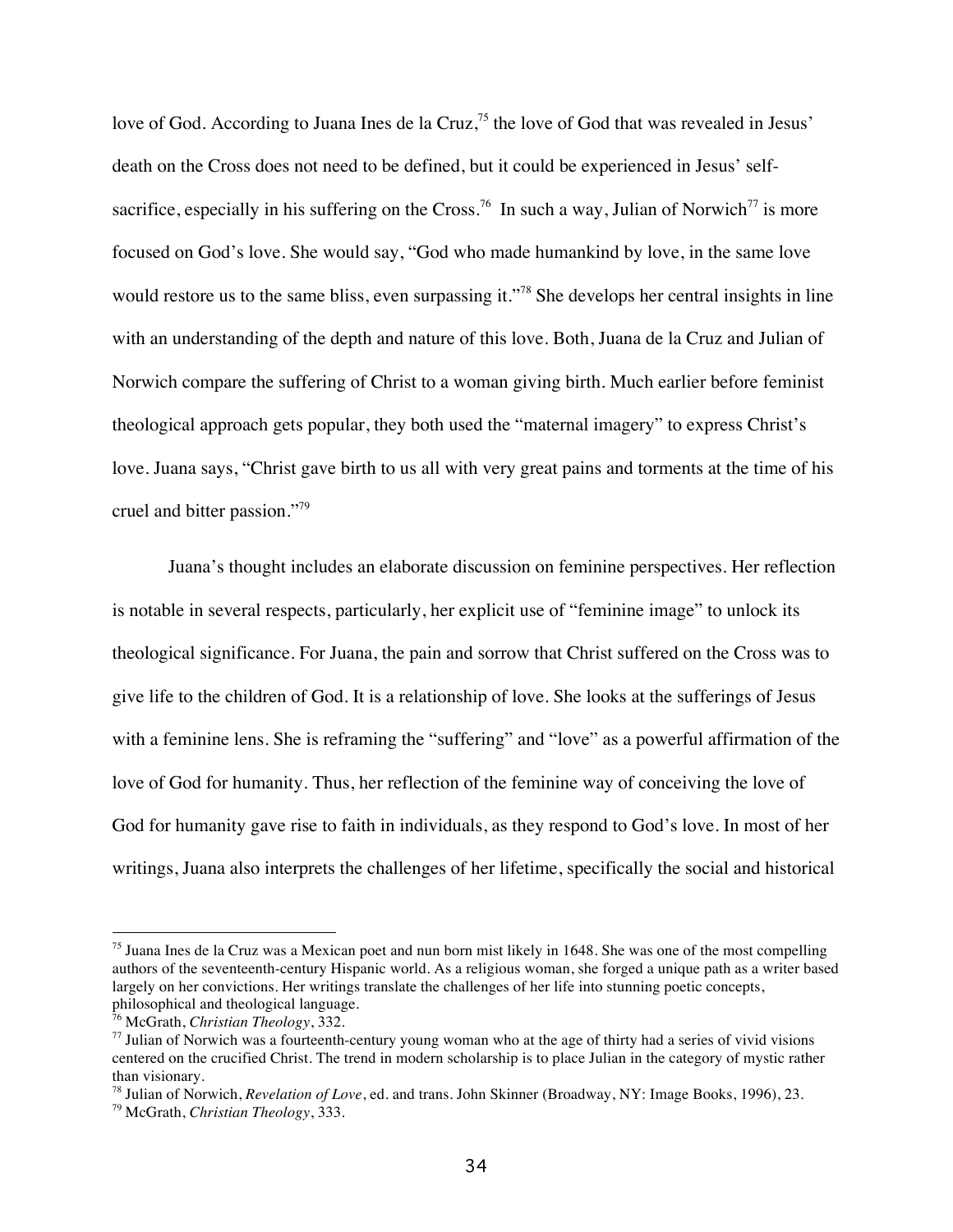love of God. According to Juana Ines de la Cruz,[75] the love of God that was revealed in Jesus' death on the Cross does not need to be defined, but it could be experienced in Jesus' self-sacrifice, especially in his suffering on the Cross.[76] In such a way, Julian of Norwich[77] is more focused on God's love. She would say, "God who made humankind by love, in the same love would restore us to the same bliss, even surpassing it."[78] She develops her central insights in line with an understanding of the depth and nature of this love. Both, Juana de la Cruz and Julian of Norwich compare the suffering of Christ to a woman giving birth. Much earlier before feminist theological approach gets popular, they both used the "maternal imagery" to express Christ's love. Juana says, "Christ gave birth to us all with very great pains and torments at the time of his cruel and bitter passion."[79]

Juana's thought includes an elaborate discussion on feminine perspectives. Her reflection is notable in several respects, particularly, her explicit use of "feminine image" to unlock its theological significance. For Juana, the pain and sorrow that Christ suffered on the Cross was to give life to the children of God. It is a relationship of love. She looks at the sufferings of Jesus with a feminine lens. She is reframing the "suffering" and "love" as a powerful affirmation of the love of God for humanity. Thus, her reflection of the feminine way of conceiving the love of God for humanity gave rise to faith in individuals, as they respond to God's love. In most of her writings, Juana also interprets the challenges of her lifetime, specifically the social and historical

---

[75] Juana Ines de la Cruz was a Mexican poet and nun born mist likely in 1648. She was one of the most compelling authors of the seventeenth-century Hispanic world. As a religious woman, she forged a unique path as a writer based largely on her convictions. Her writings translate the challenges of her life into stunning poetic concepts, philosophical and theological language.

[76] McGrath, *Christian Theology*, 332.

[77] Julian of Norwich was a fourteenth-century young woman who at the age of thirty had a series of vivid visions centered on the crucified Christ. The trend in modern scholarship is to place Julian in the category of mystic rather than visionary.

[78] Julian of Norwich, *Revelation of Love*, ed. and trans. John Skinner (Broadway, NY: Image Books, 1996), 23.

[79] McGrath, *Christian Theology*, 333.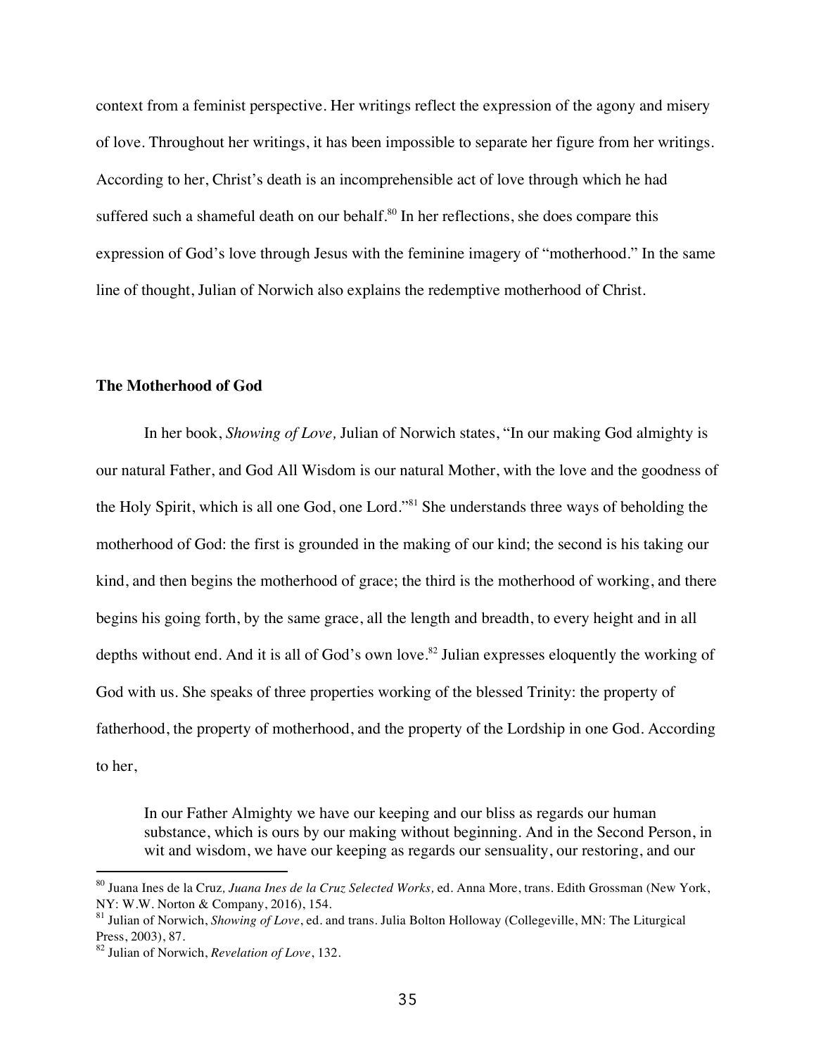context from a feminist perspective. Her writings reflect the expression of the agony and misery of love. Throughout her writings, it has been impossible to separate her figure from her writings. According to her, Christ's death is an incomprehensible act of love through which he had suffered such a shameful death on our behalf.[80] In her reflections, she does compare this expression of God's love through Jesus with the feminine imagery of "motherhood." In the same line of thought, Julian of Norwich also explains the redemptive motherhood of Christ.

## The Motherhood of God

In her book, *Showing of Love,* Julian of Norwich states, "In our making God almighty is our natural Father, and God All Wisdom is our natural Mother, with the love and the goodness of the Holy Spirit, which is all one God, one Lord."[81] She understands three ways of beholding the motherhood of God: the first is grounded in the making of our kind; the second is his taking our kind, and then begins the motherhood of grace; the third is the motherhood of working, and there begins his going forth, by the same grace, all the length and breadth, to every height and in all depths without end. And it is all of God's own love.[82] Julian expresses eloquently the working of God with us. She speaks of three properties working of the blessed Trinity: the property of fatherhood, the property of motherhood, and the property of the Lordship in one God. According to her,

> In our Father Almighty we have our keeping and our bliss as regards our human substance, which is ours by our making without beginning. And in the Second Person, in wit and wisdom, we have our keeping as regards our sensuality, our restoring, and our

---

[80] Juana Ines de la Cruz*, Juana Ines de la Cruz Selected Works,* ed. Anna More, trans. Edith Grossman (New York, NY: W.W. Norton & Company, 2016), 154.

[81] Julian of Norwich, *Showing of Love*, ed. and trans. Julia Bolton Holloway (Collegeville, MN: The Liturgical Press, 2003), 87.

[82] Julian of Norwich, *Revelation of Love*, 132.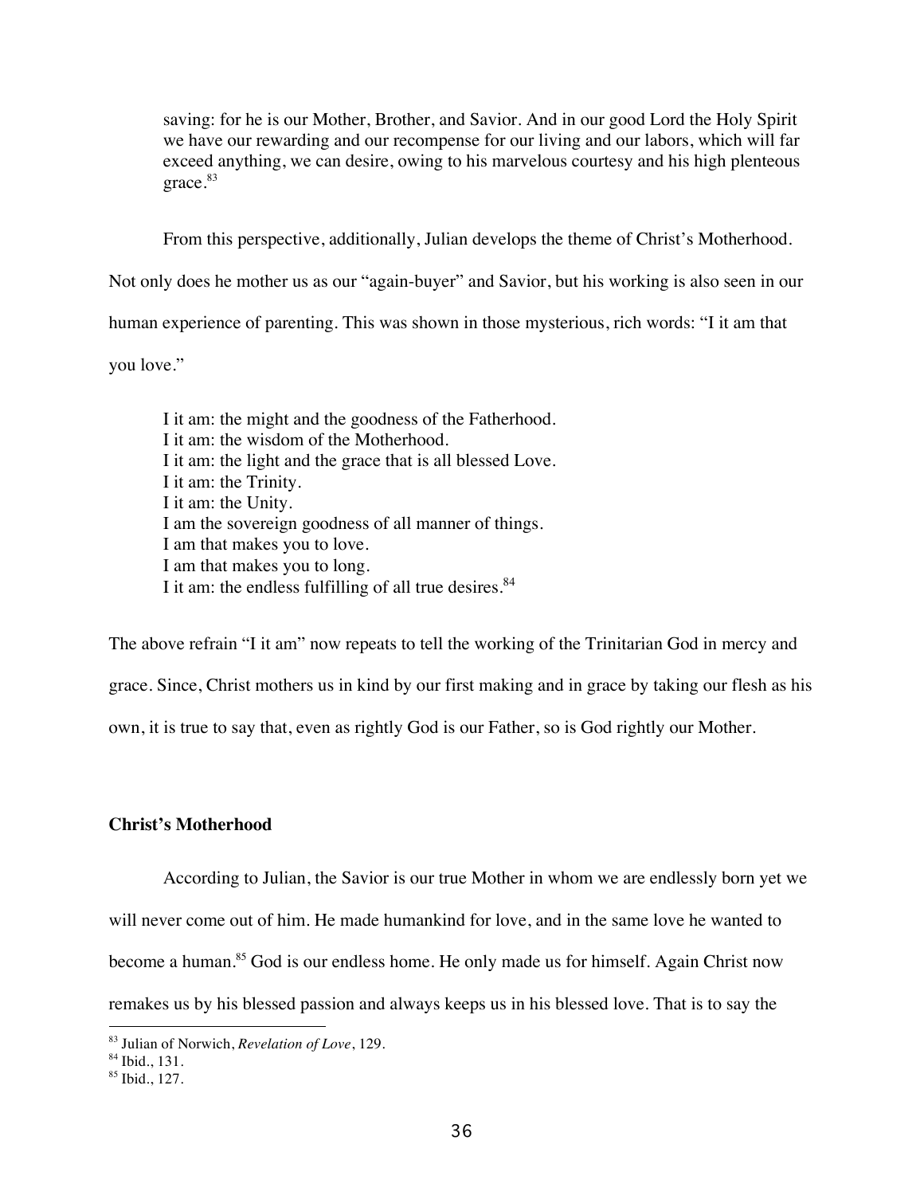> saving: for he is our Mother, Brother, and Savior. And in our good Lord the Holy Spirit we have our rewarding and our recompense for our living and our labors, which will far exceed anything, we can desire, owing to his marvelous courtesy and his high plenteous grace.[83]

From this perspective, additionally, Julian develops the theme of Christ's Motherhood. Not only does he mother us as our "again-buyer" and Savior, but his working is also seen in our human experience of parenting. This was shown in those mysterious, rich words: "I it am that you love."

> I it am: the might and the goodness of the Fatherhood.
> I it am: the wisdom of the Motherhood.
> I it am: the light and the grace that is all blessed Love.
> I it am: the Trinity.
> I it am: the Unity.
> I am the sovereign goodness of all manner of things.
> I am that makes you to love.
> I am that makes you to long.
> I it am: the endless fulfilling of all true desires.[84]

The above refrain "I it am" now repeats to tell the working of the Trinitarian God in mercy and grace. Since, Christ mothers us in kind by our first making and in grace by taking our flesh as his own, it is true to say that, even as rightly God is our Father, so is God rightly our Mother.

**Christ's Motherhood**

According to Julian, the Savior is our true Mother in whom we are endlessly born yet we will never come out of him. He made humankind for love, and in the same love he wanted to become a human.[85] God is our endless home. He only made us for himself. Again Christ now remakes us by his blessed passion and always keeps us in his blessed love. That is to say the

---

[83] Julian of Norwich, *Revelation of Love*, 129.
[84] Ibid., 131.
[85] Ibid., 127.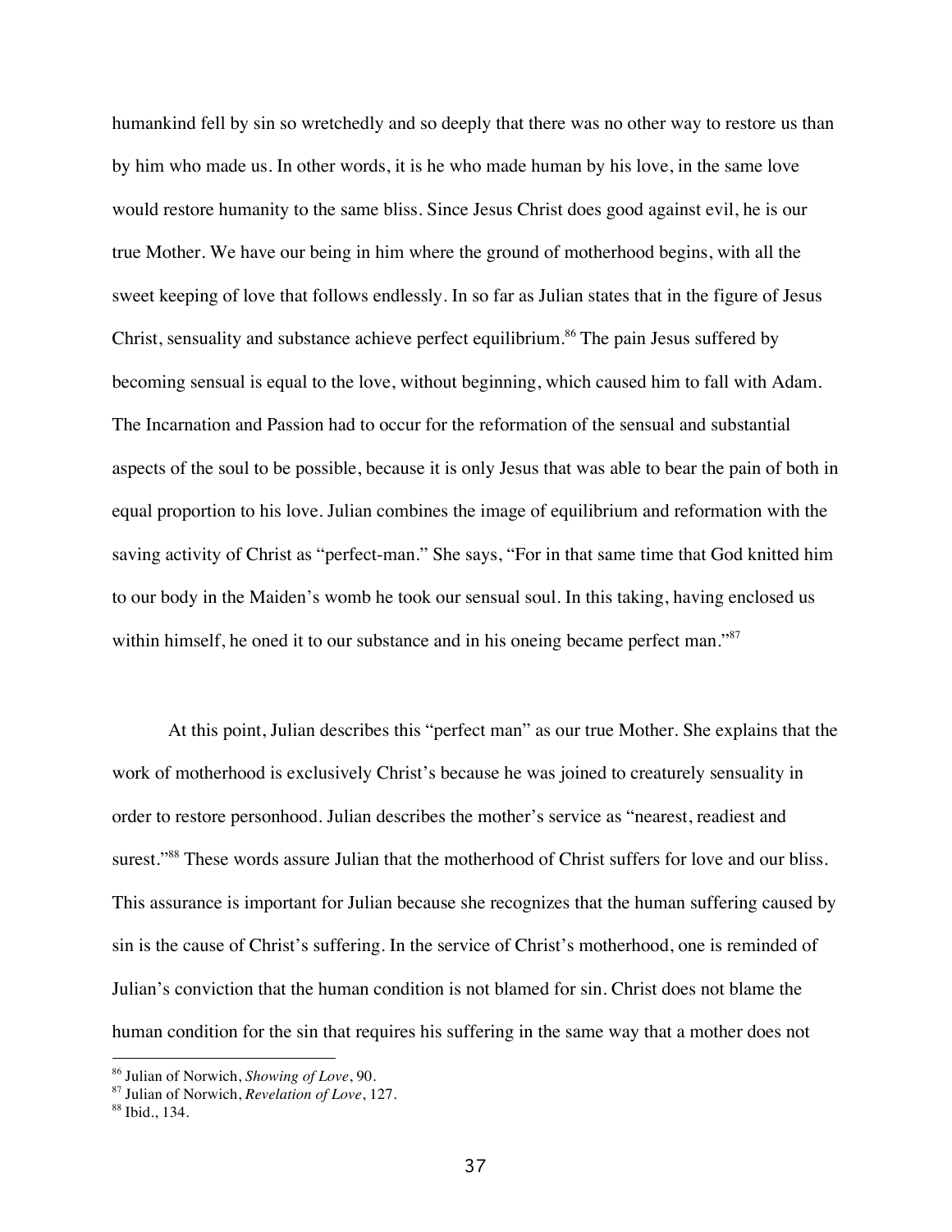humankind fell by sin so wretchedly and so deeply that there was no other way to restore us than by him who made us. In other words, it is he who made human by his love, in the same love would restore humanity to the same bliss. Since Jesus Christ does good against evil, he is our true Mother. We have our being in him where the ground of motherhood begins, with all the sweet keeping of love that follows endlessly. In so far as Julian states that in the figure of Jesus Christ, sensuality and substance achieve perfect equilibrium.[86] The pain Jesus suffered by becoming sensual is equal to the love, without beginning, which caused him to fall with Adam. The Incarnation and Passion had to occur for the reformation of the sensual and substantial aspects of the soul to be possible, because it is only Jesus that was able to bear the pain of both in equal proportion to his love. Julian combines the image of equilibrium and reformation with the saving activity of Christ as "perfect-man." She says, "For in that same time that God knitted him to our body in the Maiden's womb he took our sensual soul. In this taking, having enclosed us within himself, he oned it to our substance and in his oneing became perfect man."[87]

At this point, Julian describes this "perfect man" as our true Mother. She explains that the work of motherhood is exclusively Christ's because he was joined to creaturely sensuality in order to restore personhood. Julian describes the mother's service as "nearest, readiest and surest."[88] These words assure Julian that the motherhood of Christ suffers for love and our bliss. This assurance is important for Julian because she recognizes that the human suffering caused by sin is the cause of Christ's suffering. In the service of Christ's motherhood, one is reminded of Julian's conviction that the human condition is not blamed for sin. Christ does not blame the human condition for the sin that requires his suffering in the same way that a mother does not

---

[86] Julian of Norwich, *Showing of Love*, 90.

[87] Julian of Norwich, *Revelation of Love*, 127.

[88] Ibid., 134.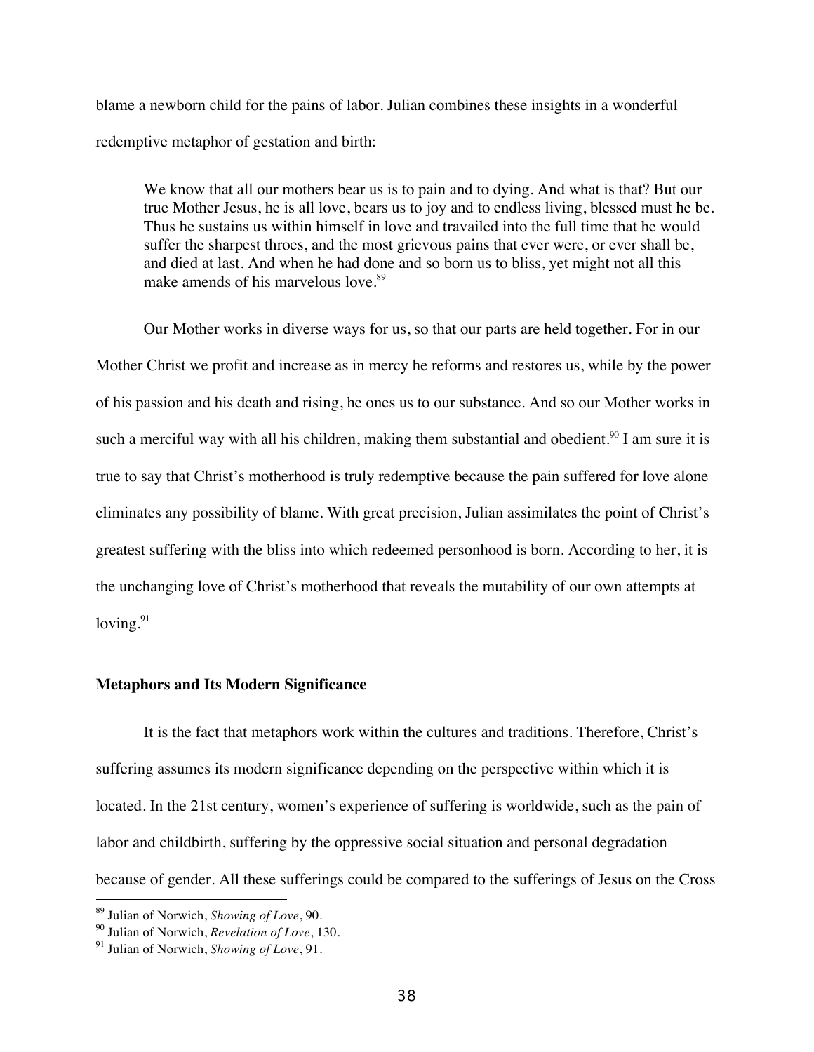blame a newborn child for the pains of labor. Julian combines these insights in a wonderful redemptive metaphor of gestation and birth:

> We know that all our mothers bear us is to pain and to dying. And what is that? But our true Mother Jesus, he is all love, bears us to joy and to endless living, blessed must he be. Thus he sustains us within himself in love and travailed into the full time that he would suffer the sharpest throes, and the most grievous pains that ever were, or ever shall be, and died at last. And when he had done and so born us to bliss, yet might not all this make amends of his marvelous love.[89]

Our Mother works in diverse ways for us, so that our parts are held together. For in our Mother Christ we profit and increase as in mercy he reforms and restores us, while by the power of his passion and his death and rising, he ones us to our substance. And so our Mother works in such a merciful way with all his children, making them substantial and obedient.[90] I am sure it is true to say that Christ's motherhood is truly redemptive because the pain suffered for love alone eliminates any possibility of blame. With great precision, Julian assimilates the point of Christ's greatest suffering with the bliss into which redeemed personhood is born. According to her, it is the unchanging love of Christ's motherhood that reveals the mutability of our own attempts at loving.[91]

### Metaphors and Its Modern Significance

It is the fact that metaphors work within the cultures and traditions. Therefore, Christ's suffering assumes its modern significance depending on the perspective within which it is located. In the 21st century, women's experience of suffering is worldwide, such as the pain of labor and childbirth, suffering by the oppressive social situation and personal degradation because of gender. All these sufferings could be compared to the sufferings of Jesus on the Cross

---

[89] Julian of Norwich, *Showing of Love*, 90.

[90] Julian of Norwich, *Revelation of Love*, 130.

[91] Julian of Norwich, *Showing of Love*, 91.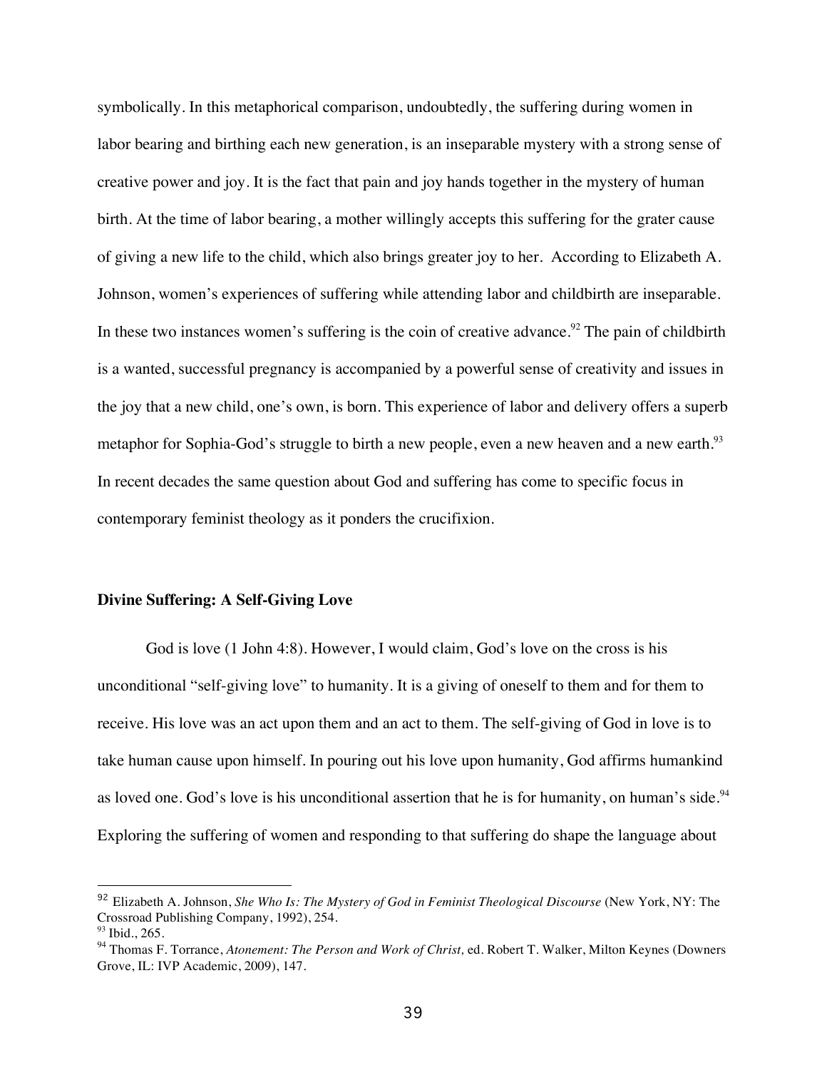symbolically. In this metaphorical comparison, undoubtedly, the suffering during women in labor bearing and birthing each new generation, is an inseparable mystery with a strong sense of creative power and joy. It is the fact that pain and joy hands together in the mystery of human birth. At the time of labor bearing, a mother willingly accepts this suffering for the grater cause of giving a new life to the child, which also brings greater joy to her. According to Elizabeth A. Johnson, women's experiences of suffering while attending labor and childbirth are inseparable. In these two instances women's suffering is the coin of creative advance.[92] The pain of childbirth is a wanted, successful pregnancy is accompanied by a powerful sense of creativity and issues in the joy that a new child, one's own, is born. This experience of labor and delivery offers a superb metaphor for Sophia-God's struggle to birth a new people, even a new heaven and a new earth.[93] In recent decades the same question about God and suffering has come to specific focus in contemporary feminist theology as it ponders the crucifixion.

### Divine Suffering: A Self-Giving Love

God is love (1 John 4:8). However, I would claim, God's love on the cross is his unconditional "self-giving love" to humanity. It is a giving of oneself to them and for them to receive. His love was an act upon them and an act to them. The self-giving of God in love is to take human cause upon himself. In pouring out his love upon humanity, God affirms humankind as loved one. God's love is his unconditional assertion that he is for humanity, on human's side.[94] Exploring the suffering of women and responding to that suffering do shape the language about

---

[92] Elizabeth A. Johnson, *She Who Is: The Mystery of God in Feminist Theological Discourse* (New York, NY: The Crossroad Publishing Company, 1992), 254.

[93] Ibid., 265.

[94] Thomas F. Torrance, *Atonement: The Person and Work of Christ,* ed. Robert T. Walker, Milton Keynes (Downers Grove, IL: IVP Academic, 2009), 147.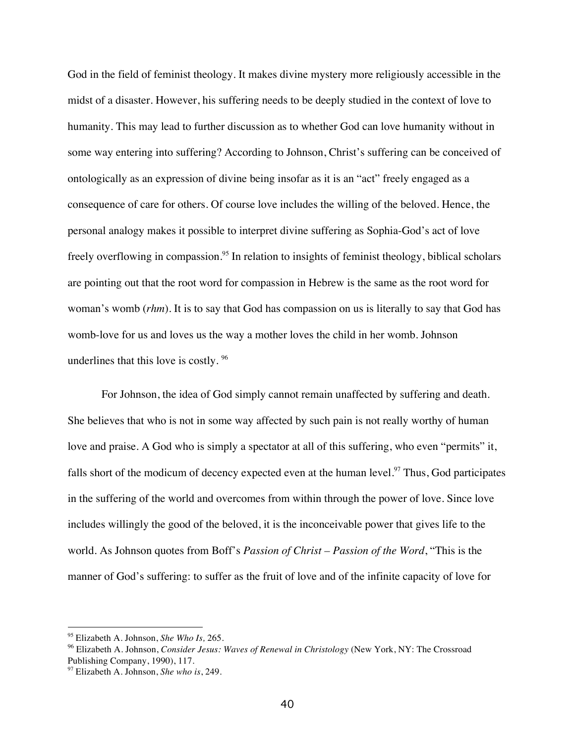God in the field of feminist theology. It makes divine mystery more religiously accessible in the midst of a disaster. However, his suffering needs to be deeply studied in the context of love to humanity. This may lead to further discussion as to whether God can love humanity without in some way entering into suffering? According to Johnson, Christ's suffering can be conceived of ontologically as an expression of divine being insofar as it is an "act" freely engaged as a consequence of care for others. Of course love includes the willing of the beloved. Hence, the personal analogy makes it possible to interpret divine suffering as Sophia-God's act of love freely overflowing in compassion.[95] In relation to insights of feminist theology, biblical scholars are pointing out that the root word for compassion in Hebrew is the same as the root word for woman's womb (*rhm*). It is to say that God has compassion on us is literally to say that God has womb-love for us and loves us the way a mother loves the child in her womb. Johnson underlines that this love is costly. [96]

For Johnson, the idea of God simply cannot remain unaffected by suffering and death. She believes that who is not in some way affected by such pain is not really worthy of human love and praise. A God who is simply a spectator at all of this suffering, who even "permits" it, falls short of the modicum of decency expected even at the human level.[97] Thus, God participates in the suffering of the world and overcomes from within through the power of love. Since love includes willingly the good of the beloved, it is the inconceivable power that gives life to the world. As Johnson quotes from Boff's *Passion of Christ – Passion of the Word*, "This is the manner of God's suffering: to suffer as the fruit of love and of the infinite capacity of love for

---

[95] Elizabeth A. Johnson, *She Who Is,* 265.

[96] Elizabeth A. Johnson, *Consider Jesus: Waves of Renewal in Christology* (New York, NY: The Crossroad Publishing Company, 1990), 117.

[97] Elizabeth A. Johnson, *She who is*, 249.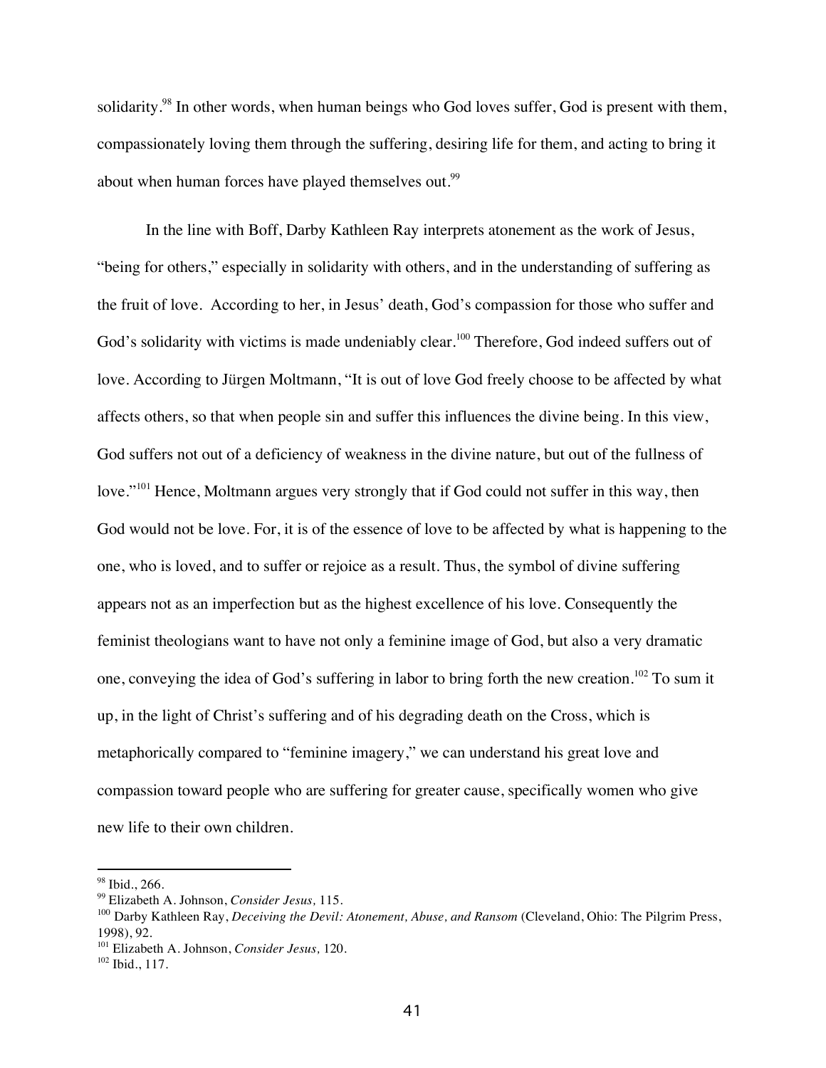solidarity.[98] In other words, when human beings who God loves suffer, God is present with them, compassionately loving them through the suffering, desiring life for them, and acting to bring it about when human forces have played themselves out.[99]

In the line with Boff, Darby Kathleen Ray interprets atonement as the work of Jesus, "being for others," especially in solidarity with others, and in the understanding of suffering as the fruit of love. According to her, in Jesus' death, God's compassion for those who suffer and God's solidarity with victims is made undeniably clear.[100] Therefore, God indeed suffers out of love. According to Jürgen Moltmann, "It is out of love God freely choose to be affected by what affects others, so that when people sin and suffer this influences the divine being. In this view, God suffers not out of a deficiency of weakness in the divine nature, but out of the fullness of love."[101] Hence, Moltmann argues very strongly that if God could not suffer in this way, then God would not be love. For, it is of the essence of love to be affected by what is happening to the one, who is loved, and to suffer or rejoice as a result. Thus, the symbol of divine suffering appears not as an imperfection but as the highest excellence of his love. Consequently the feminist theologians want to have not only a feminine image of God, but also a very dramatic one, conveying the idea of God's suffering in labor to bring forth the new creation.[102] To sum it up, in the light of Christ's suffering and of his degrading death on the Cross, which is metaphorically compared to "feminine imagery," we can understand his great love and compassion toward people who are suffering for greater cause, specifically women who give new life to their own children.

---

[98] Ibid., 266.

[99] Elizabeth A. Johnson, *Consider Jesus,* 115.

[100] Darby Kathleen Ray, *Deceiving the Devil: Atonement, Abuse, and Ransom* (Cleveland, Ohio: The Pilgrim Press, 1998), 92.

[101] Elizabeth A. Johnson, *Consider Jesus,* 120.

[102] Ibid., 117.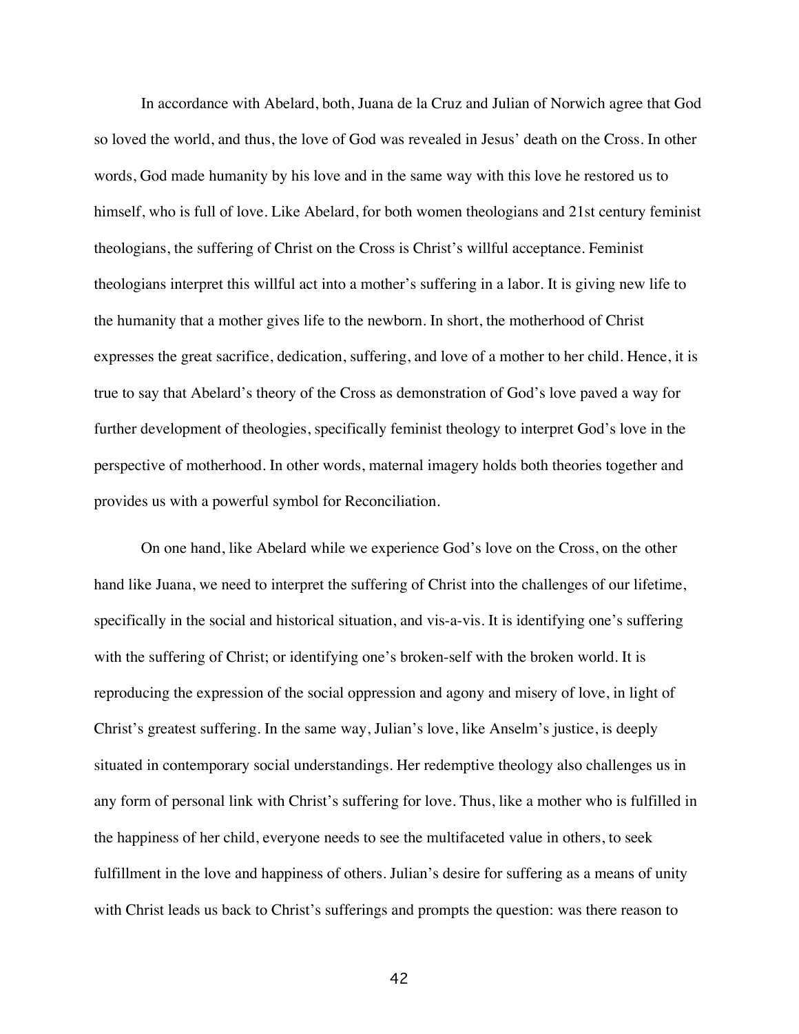In accordance with Abelard, both, Juana de la Cruz and Julian of Norwich agree that God so loved the world, and thus, the love of God was revealed in Jesus' death on the Cross. In other words, God made humanity by his love and in the same way with this love he restored us to himself, who is full of love. Like Abelard, for both women theologians and 21st century feminist theologians, the suffering of Christ on the Cross is Christ's willful acceptance. Feminist theologians interpret this willful act into a mother's suffering in a labor. It is giving new life to the humanity that a mother gives life to the newborn. In short, the motherhood of Christ expresses the great sacrifice, dedication, suffering, and love of a mother to her child. Hence, it is true to say that Abelard's theory of the Cross as demonstration of God's love paved a way for further development of theologies, specifically feminist theology to interpret God's love in the perspective of motherhood. In other words, maternal imagery holds both theories together and provides us with a powerful symbol for Reconciliation.

On one hand, like Abelard while we experience God's love on the Cross, on the other hand like Juana, we need to interpret the suffering of Christ into the challenges of our lifetime, specifically in the social and historical situation, and vis-a-vis. It is identifying one's suffering with the suffering of Christ; or identifying one's broken-self with the broken world. It is reproducing the expression of the social oppression and agony and misery of love, in light of Christ's greatest suffering. In the same way, Julian's love, like Anselm's justice, is deeply situated in contemporary social understandings. Her redemptive theology also challenges us in any form of personal link with Christ's suffering for love. Thus, like a mother who is fulfilled in the happiness of her child, everyone needs to see the multifaceted value in others, to seek fulfillment in the love and happiness of others. Julian's desire for suffering as a means of unity with Christ leads us back to Christ's sufferings and prompts the question: was there reason to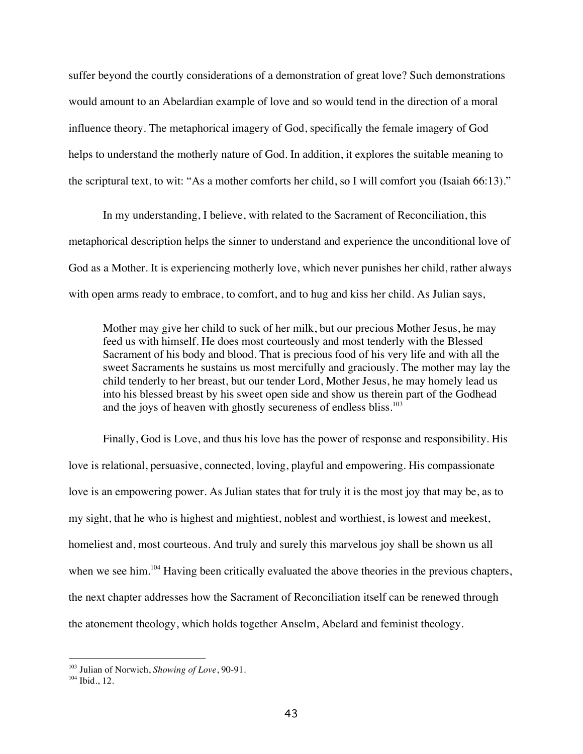suffer beyond the courtly considerations of a demonstration of great love? Such demonstrations would amount to an Abelardian example of love and so would tend in the direction of a moral influence theory. The metaphorical imagery of God, specifically the female imagery of God helps to understand the motherly nature of God. In addition, it explores the suitable meaning to the scriptural text, to wit: "As a mother comforts her child, so I will comfort you (Isaiah 66:13)."

In my understanding, I believe, with related to the Sacrament of Reconciliation, this metaphorical description helps the sinner to understand and experience the unconditional love of God as a Mother. It is experiencing motherly love, which never punishes her child, rather always with open arms ready to embrace, to comfort, and to hug and kiss her child. As Julian says,

> Mother may give her child to suck of her milk, but our precious Mother Jesus, he may feed us with himself. He does most courteously and most tenderly with the Blessed Sacrament of his body and blood. That is precious food of his very life and with all the sweet Sacraments he sustains us most mercifully and graciously. The mother may lay the child tenderly to her breast, but our tender Lord, Mother Jesus, he may homely lead us into his blessed breast by his sweet open side and show us therein part of the Godhead and the joys of heaven with ghostly secureness of endless bliss.[103]

Finally, God is Love, and thus his love has the power of response and responsibility. His love is relational, persuasive, connected, loving, playful and empowering. His compassionate love is an empowering power. As Julian states that for truly it is the most joy that may be, as to my sight, that he who is highest and mightiest, noblest and worthiest, is lowest and meekest, homeliest and, most courteous. And truly and surely this marvelous joy shall be shown us all when we see him.[104] Having been critically evaluated the above theories in the previous chapters, the next chapter addresses how the Sacrament of Reconciliation itself can be renewed through the atonement theology, which holds together Anselm, Abelard and feminist theology.

---

[103] Julian of Norwich, *Showing of Love*, 90-91.

[104] Ibid., 12.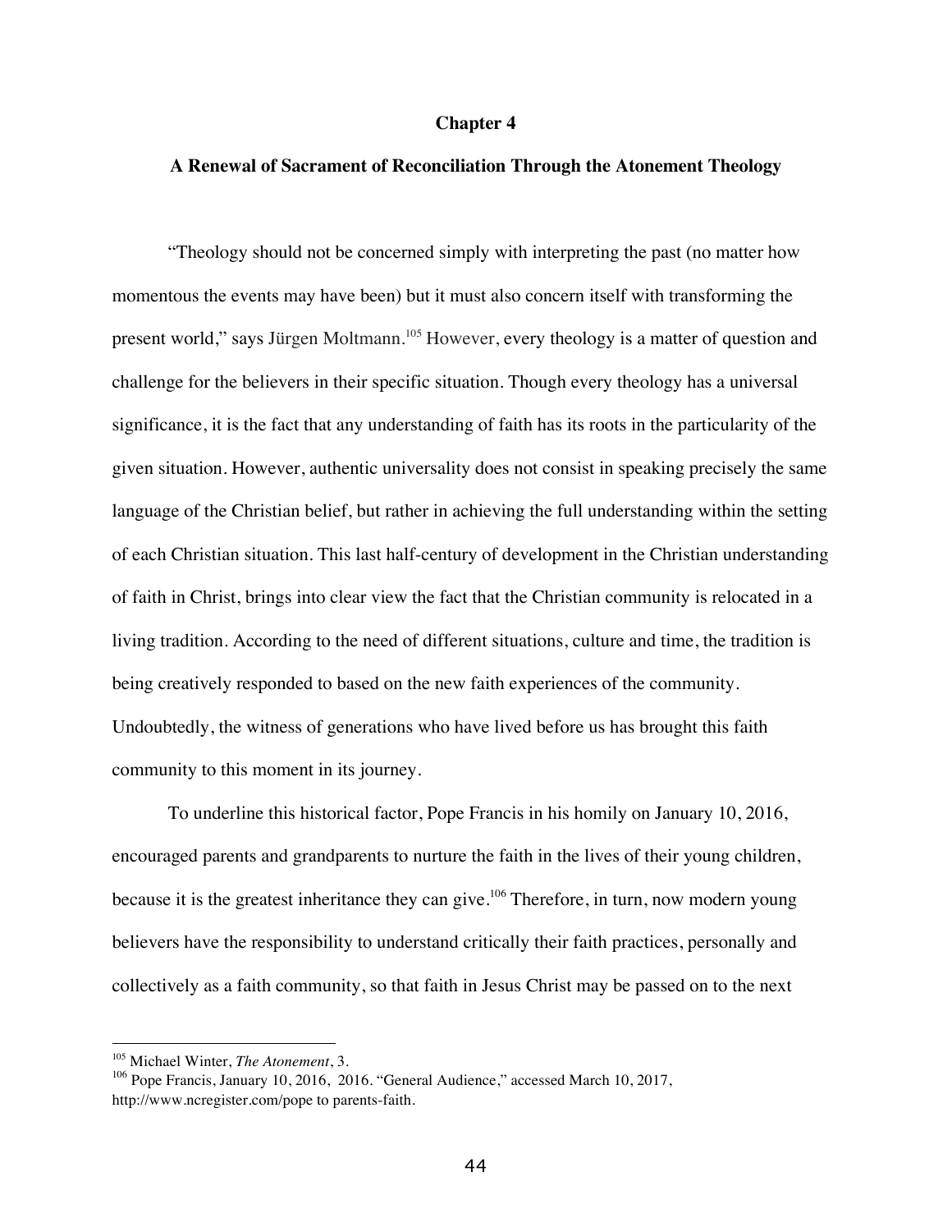# Chapter 4

## A Renewal of Sacrament of Reconciliation Through the Atonement Theology

"Theology should not be concerned simply with interpreting the past (no matter how momentous the events may have been) but it must also concern itself with transforming the present world," says Jürgen Moltmann.[105] However, every theology is a matter of question and challenge for the believers in their specific situation. Though every theology has a universal significance, it is the fact that any understanding of faith has its roots in the particularity of the given situation. However, authentic universality does not consist in speaking precisely the same language of the Christian belief, but rather in achieving the full understanding within the setting of each Christian situation. This last half-century of development in the Christian understanding of faith in Christ, brings into clear view the fact that the Christian community is relocated in a living tradition. According to the need of different situations, culture and time, the tradition is being creatively responded to based on the new faith experiences of the community. Undoubtedly, the witness of generations who have lived before us has brought this faith community to this moment in its journey.

To underline this historical factor, Pope Francis in his homily on January 10, 2016, encouraged parents and grandparents to nurture the faith in the lives of their young children, because it is the greatest inheritance they can give.[106] Therefore, in turn, now modern young believers have the responsibility to understand critically their faith practices, personally and collectively as a faith community, so that faith in Jesus Christ may be passed on to the next

---

[105] Michael Winter, *The Atonement*, 3.

[106] Pope Francis, January 10, 2016, 2016. "General Audience," accessed March 10, 2017, http://www.ncregister.com/pope to parents-faith.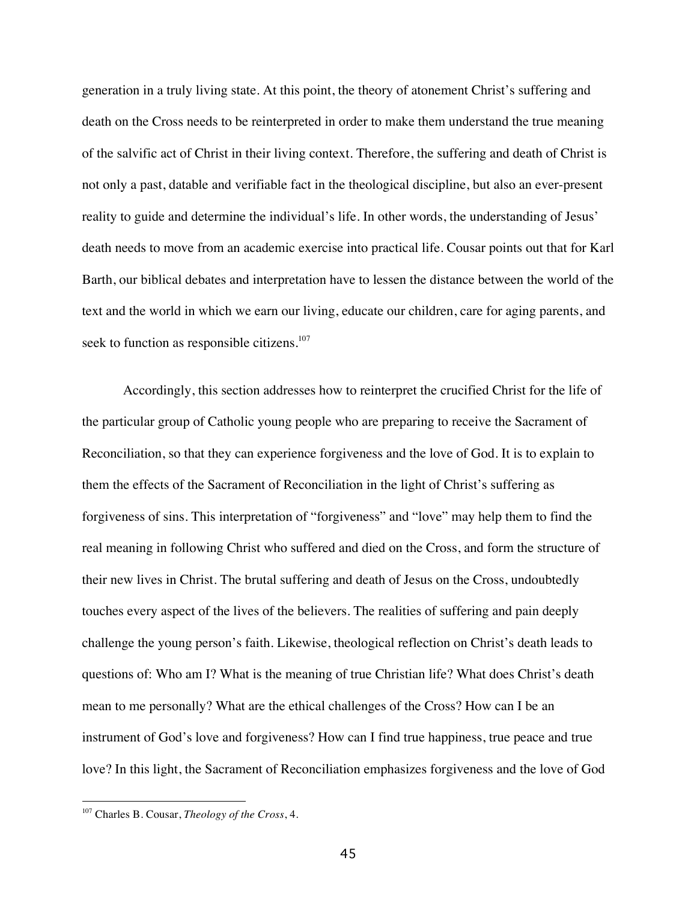generation in a truly living state. At this point, the theory of atonement Christ's suffering and death on the Cross needs to be reinterpreted in order to make them understand the true meaning of the salvific act of Christ in their living context. Therefore, the suffering and death of Christ is not only a past, datable and verifiable fact in the theological discipline, but also an ever-present reality to guide and determine the individual's life. In other words, the understanding of Jesus' death needs to move from an academic exercise into practical life. Cousar points out that for Karl Barth, our biblical debates and interpretation have to lessen the distance between the world of the text and the world in which we earn our living, educate our children, care for aging parents, and seek to function as responsible citizens.[107]

Accordingly, this section addresses how to reinterpret the crucified Christ for the life of the particular group of Catholic young people who are preparing to receive the Sacrament of Reconciliation, so that they can experience forgiveness and the love of God. It is to explain to them the effects of the Sacrament of Reconciliation in the light of Christ's suffering as forgiveness of sins. This interpretation of "forgiveness" and "love" may help them to find the real meaning in following Christ who suffered and died on the Cross, and form the structure of their new lives in Christ. The brutal suffering and death of Jesus on the Cross, undoubtedly touches every aspect of the lives of the believers. The realities of suffering and pain deeply challenge the young person's faith. Likewise, theological reflection on Christ's death leads to questions of: Who am I? What is the meaning of true Christian life? What does Christ's death mean to me personally? What are the ethical challenges of the Cross? How can I be an instrument of God's love and forgiveness? How can I find true happiness, true peace and true love? In this light, the Sacrament of Reconciliation emphasizes forgiveness and the love of God

---

[107] Charles B. Cousar, *Theology of the Cross*, 4.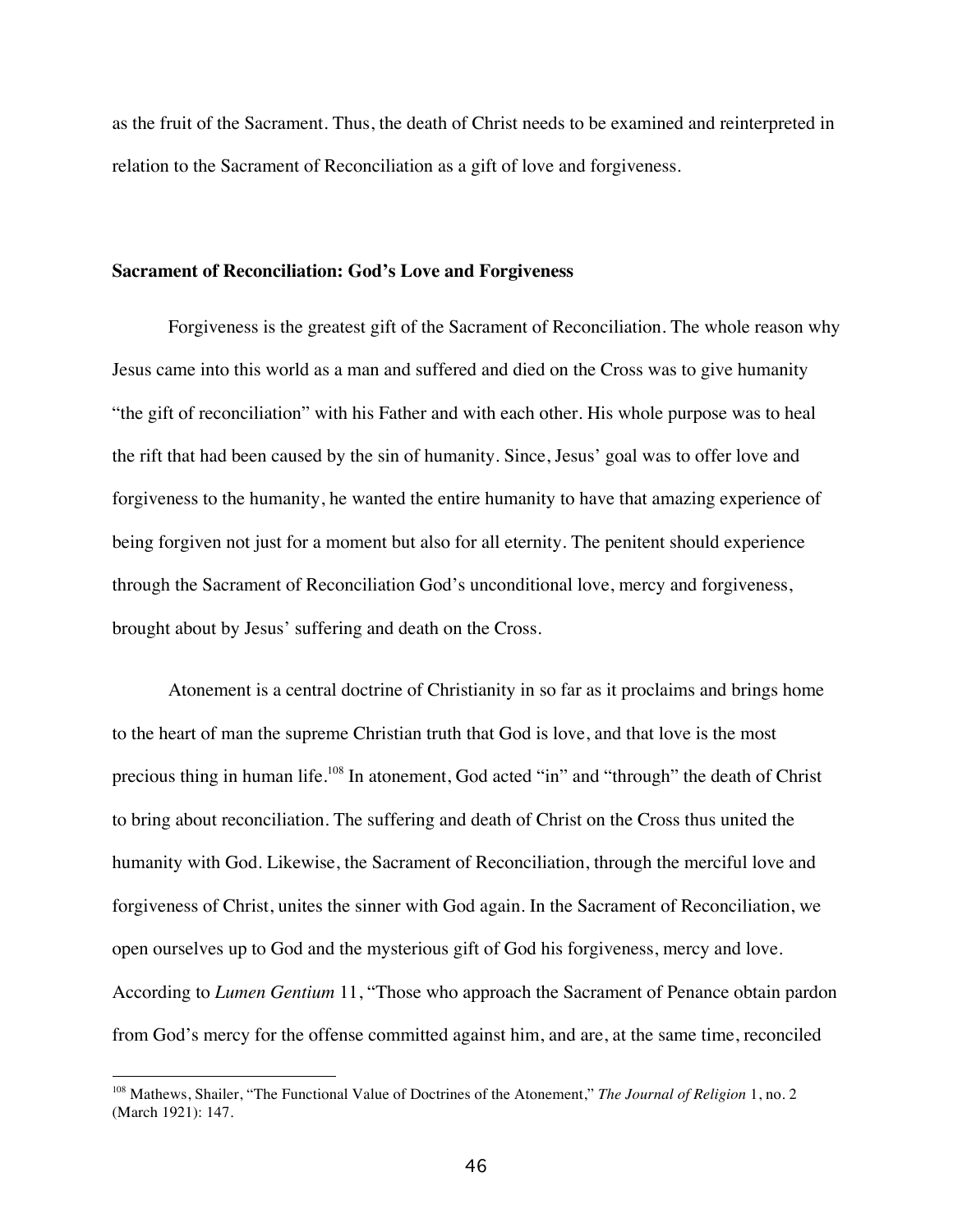as the fruit of the Sacrament. Thus, the death of Christ needs to be examined and reinterpreted in relation to the Sacrament of Reconciliation as a gift of love and forgiveness.

**Sacrament of Reconciliation: God's Love and Forgiveness**

Forgiveness is the greatest gift of the Sacrament of Reconciliation. The whole reason why Jesus came into this world as a man and suffered and died on the Cross was to give humanity "the gift of reconciliation" with his Father and with each other. His whole purpose was to heal the rift that had been caused by the sin of humanity. Since, Jesus' goal was to offer love and forgiveness to the humanity, he wanted the entire humanity to have that amazing experience of being forgiven not just for a moment but also for all eternity. The penitent should experience through the Sacrament of Reconciliation God's unconditional love, mercy and forgiveness, brought about by Jesus' suffering and death on the Cross.

Atonement is a central doctrine of Christianity in so far as it proclaims and brings home to the heart of man the supreme Christian truth that God is love, and that love is the most precious thing in human life.[108] In atonement, God acted "in" and "through" the death of Christ to bring about reconciliation. The suffering and death of Christ on the Cross thus united the humanity with God. Likewise, the Sacrament of Reconciliation, through the merciful love and forgiveness of Christ, unites the sinner with God again. In the Sacrament of Reconciliation, we open ourselves up to God and the mysterious gift of God his forgiveness, mercy and love. According to *Lumen Gentium* 11, "Those who approach the Sacrament of Penance obtain pardon from God's mercy for the offense committed against him, and are, at the same time, reconciled

[108] Mathews, Shailer, "The Functional Value of Doctrines of the Atonement," *The Journal of Religion* 1, no. 2 (March 1921): 147.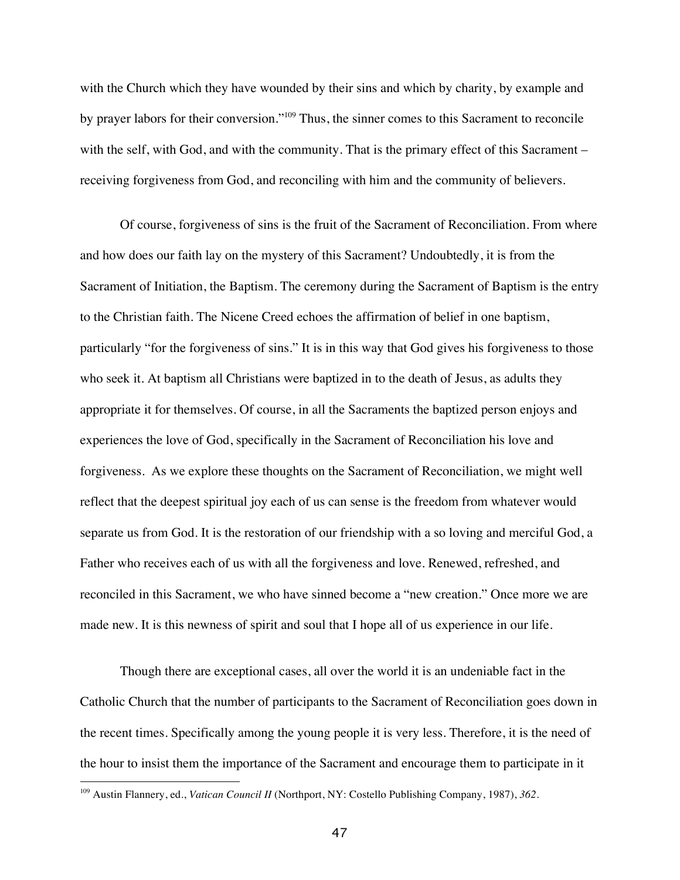with the Church which they have wounded by their sins and which by charity, by example and by prayer labors for their conversion."[109] Thus, the sinner comes to this Sacrament to reconcile with the self, with God, and with the community. That is the primary effect of this Sacrament – receiving forgiveness from God, and reconciling with him and the community of believers.

Of course, forgiveness of sins is the fruit of the Sacrament of Reconciliation. From where and how does our faith lay on the mystery of this Sacrament? Undoubtedly, it is from the Sacrament of Initiation, the Baptism. The ceremony during the Sacrament of Baptism is the entry to the Christian faith. The Nicene Creed echoes the affirmation of belief in one baptism, particularly "for the forgiveness of sins." It is in this way that God gives his forgiveness to those who seek it. At baptism all Christians were baptized in to the death of Jesus, as adults they appropriate it for themselves. Of course, in all the Sacraments the baptized person enjoys and experiences the love of God, specifically in the Sacrament of Reconciliation his love and forgiveness. As we explore these thoughts on the Sacrament of Reconciliation, we might well reflect that the deepest spiritual joy each of us can sense is the freedom from whatever would separate us from God. It is the restoration of our friendship with a so loving and merciful God, a Father who receives each of us with all the forgiveness and love. Renewed, refreshed, and reconciled in this Sacrament, we who have sinned become a "new creation." Once more we are made new. It is this newness of spirit and soul that I hope all of us experience in our life.

Though there are exceptional cases, all over the world it is an undeniable fact in the Catholic Church that the number of participants to the Sacrament of Reconciliation goes down in the recent times. Specifically among the young people it is very less. Therefore, it is the need of the hour to insist them the importance of the Sacrament and encourage them to participate in it

---

[109] Austin Flannery, ed., *Vatican Council II* (Northport, NY: Costello Publishing Company, 1987), *362*.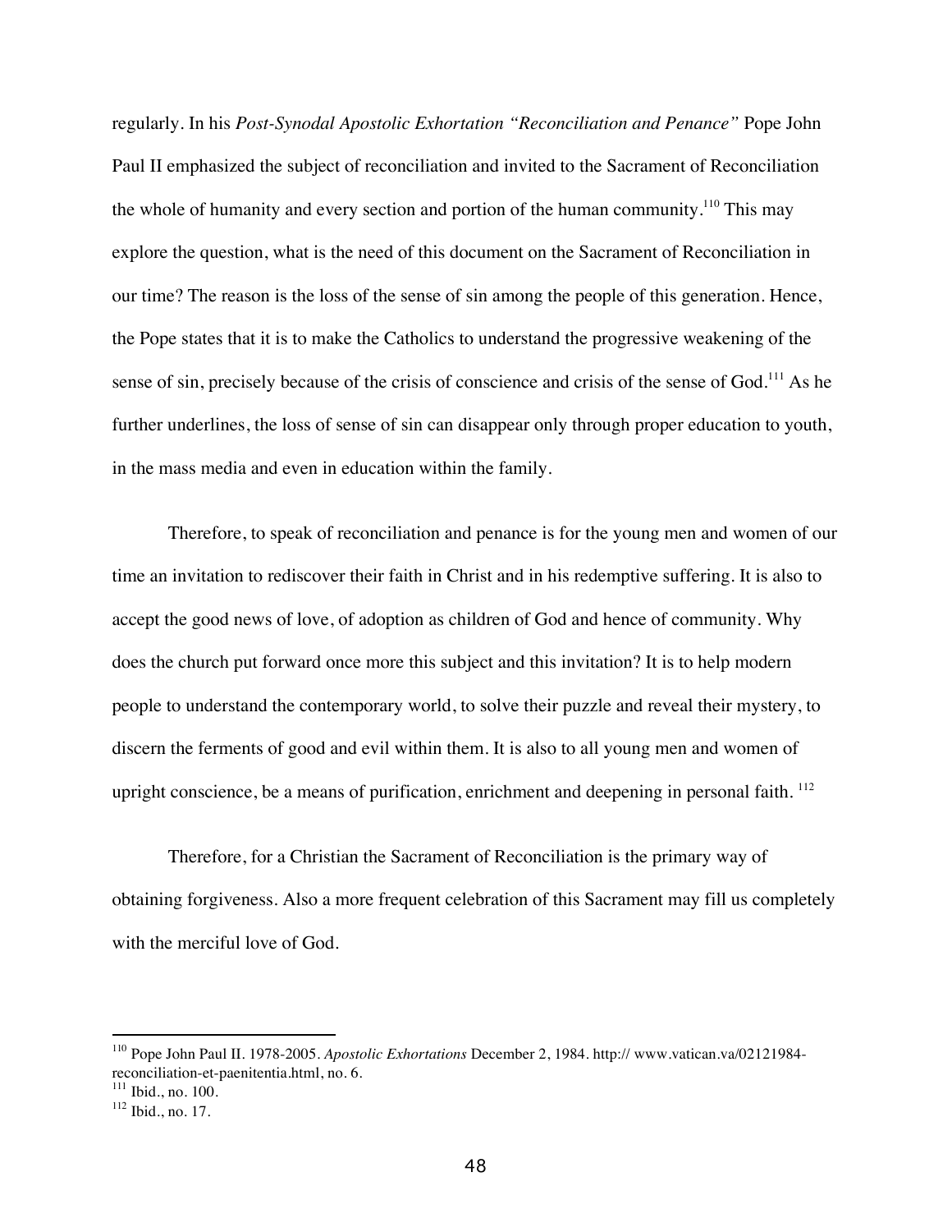regularly. In his *Post-Synodal Apostolic Exhortation "Reconciliation and Penance"* Pope John Paul II emphasized the subject of reconciliation and invited to the Sacrament of Reconciliation the whole of humanity and every section and portion of the human community.[110] This may explore the question, what is the need of this document on the Sacrament of Reconciliation in our time? The reason is the loss of the sense of sin among the people of this generation. Hence, the Pope states that it is to make the Catholics to understand the progressive weakening of the sense of sin, precisely because of the crisis of conscience and crisis of the sense of God.[111] As he further underlines, the loss of sense of sin can disappear only through proper education to youth, in the mass media and even in education within the family.

Therefore, to speak of reconciliation and penance is for the young men and women of our time an invitation to rediscover their faith in Christ and in his redemptive suffering. It is also to accept the good news of love, of adoption as children of God and hence of community. Why does the church put forward once more this subject and this invitation? It is to help modern people to understand the contemporary world, to solve their puzzle and reveal their mystery, to discern the ferments of good and evil within them. It is also to all young men and women of upright conscience, be a means of purification, enrichment and deepening in personal faith.[112]

Therefore, for a Christian the Sacrament of Reconciliation is the primary way of obtaining forgiveness. Also a more frequent celebration of this Sacrament may fill us completely with the merciful love of God.

---

[110] Pope John Paul II. 1978-2005. *Apostolic Exhortations* December 2, 1984. http:// www.vatican.va/02121984-reconciliation-et-paenitentia.html, no. 6.

[111] Ibid., no. 100.

[112] Ibid., no. 17.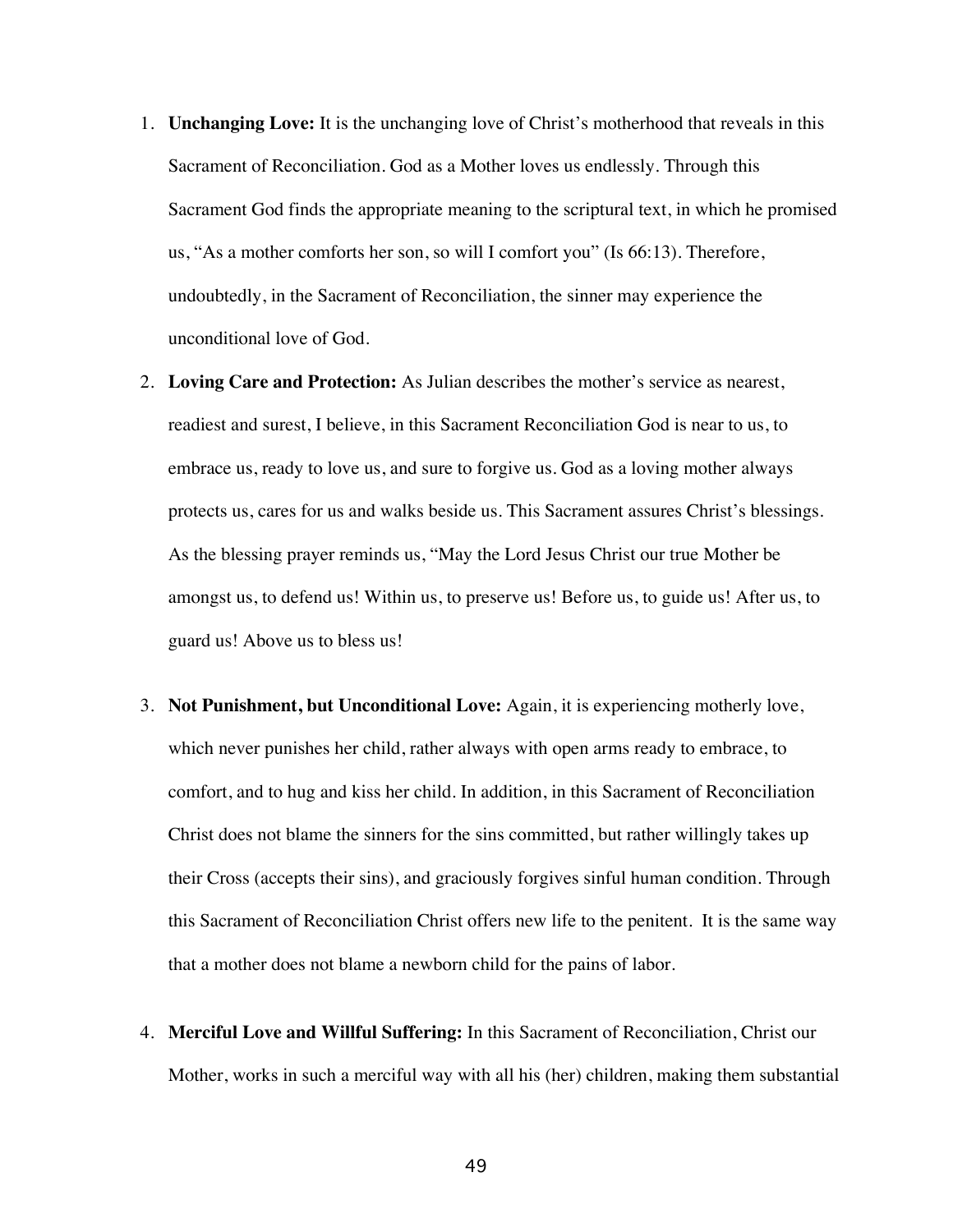1. **Unchanging Love:** It is the unchanging love of Christ's motherhood that reveals in this Sacrament of Reconciliation. God as a Mother loves us endlessly. Through this Sacrament God finds the appropriate meaning to the scriptural text, in which he promised us, "As a mother comforts her son, so will I comfort you" (Is 66:13). Therefore, undoubtedly, in the Sacrament of Reconciliation, the sinner may experience the unconditional love of God.

2. **Loving Care and Protection:** As Julian describes the mother's service as nearest, readiest and surest, I believe, in this Sacrament Reconciliation God is near to us, to embrace us, ready to love us, and sure to forgive us. God as a loving mother always protects us, cares for us and walks beside us. This Sacrament assures Christ's blessings. As the blessing prayer reminds us, "May the Lord Jesus Christ our true Mother be amongst us, to defend us! Within us, to preserve us! Before us, to guide us! After us, to guard us! Above us to bless us!

3. **Not Punishment, but Unconditional Love:** Again, it is experiencing motherly love, which never punishes her child, rather always with open arms ready to embrace, to comfort, and to hug and kiss her child. In addition, in this Sacrament of Reconciliation Christ does not blame the sinners for the sins committed, but rather willingly takes up their Cross (accepts their sins), and graciously forgives sinful human condition. Through this Sacrament of Reconciliation Christ offers new life to the penitent. It is the same way that a mother does not blame a newborn child for the pains of labor.

4. **Merciful Love and Willful Suffering:** In this Sacrament of Reconciliation, Christ our Mother, works in such a merciful way with all his (her) children, making them substantial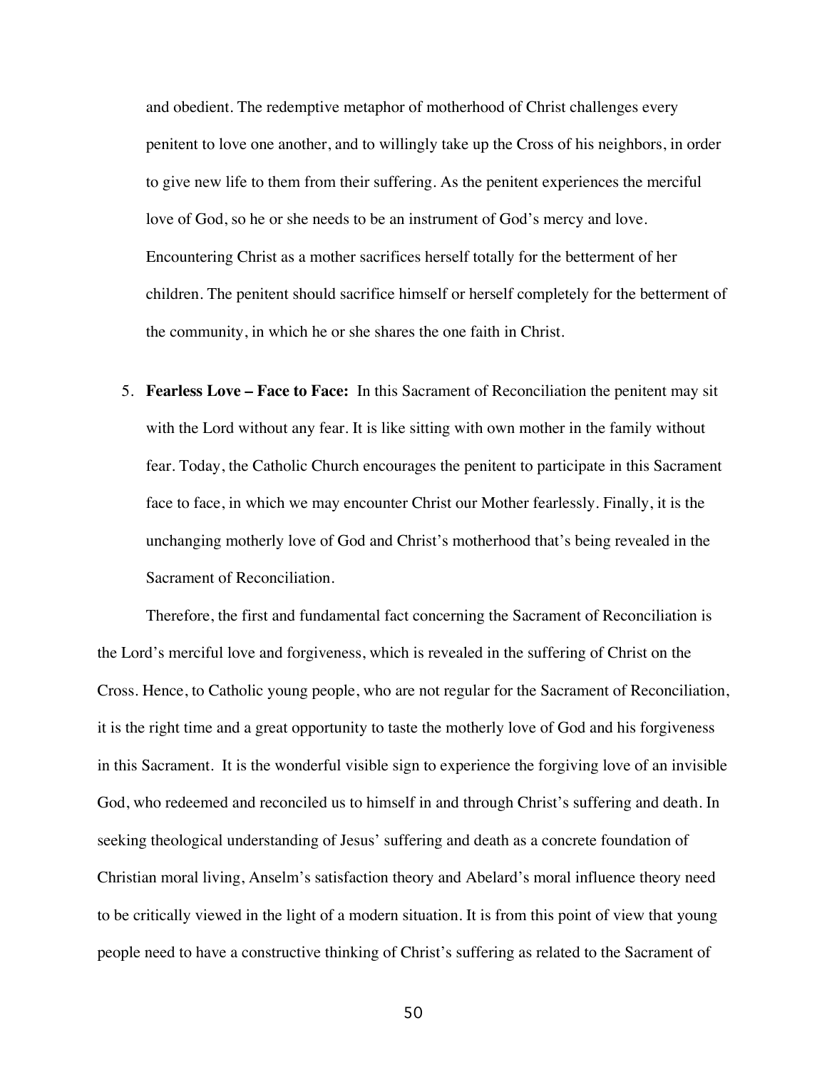and obedient. The redemptive metaphor of motherhood of Christ challenges every penitent to love one another, and to willingly take up the Cross of his neighbors, in order to give new life to them from their suffering. As the penitent experiences the merciful love of God, so he or she needs to be an instrument of God's mercy and love. Encountering Christ as a mother sacrifices herself totally for the betterment of her children. The penitent should sacrifice himself or herself completely for the betterment of the community, in which he or she shares the one faith in Christ.

5. **Fearless Love – Face to Face:** In this Sacrament of Reconciliation the penitent may sit with the Lord without any fear. It is like sitting with own mother in the family without fear. Today, the Catholic Church encourages the penitent to participate in this Sacrament face to face, in which we may encounter Christ our Mother fearlessly. Finally, it is the unchanging motherly love of God and Christ's motherhood that's being revealed in the Sacrament of Reconciliation.

Therefore, the first and fundamental fact concerning the Sacrament of Reconciliation is the Lord's merciful love and forgiveness, which is revealed in the suffering of Christ on the Cross. Hence, to Catholic young people, who are not regular for the Sacrament of Reconciliation, it is the right time and a great opportunity to taste the motherly love of God and his forgiveness in this Sacrament. It is the wonderful visible sign to experience the forgiving love of an invisible God, who redeemed and reconciled us to himself in and through Christ's suffering and death. In seeking theological understanding of Jesus' suffering and death as a concrete foundation of Christian moral living, Anselm's satisfaction theory and Abelard's moral influence theory need to be critically viewed in the light of a modern situation. It is from this point of view that young people need to have a constructive thinking of Christ's suffering as related to the Sacrament of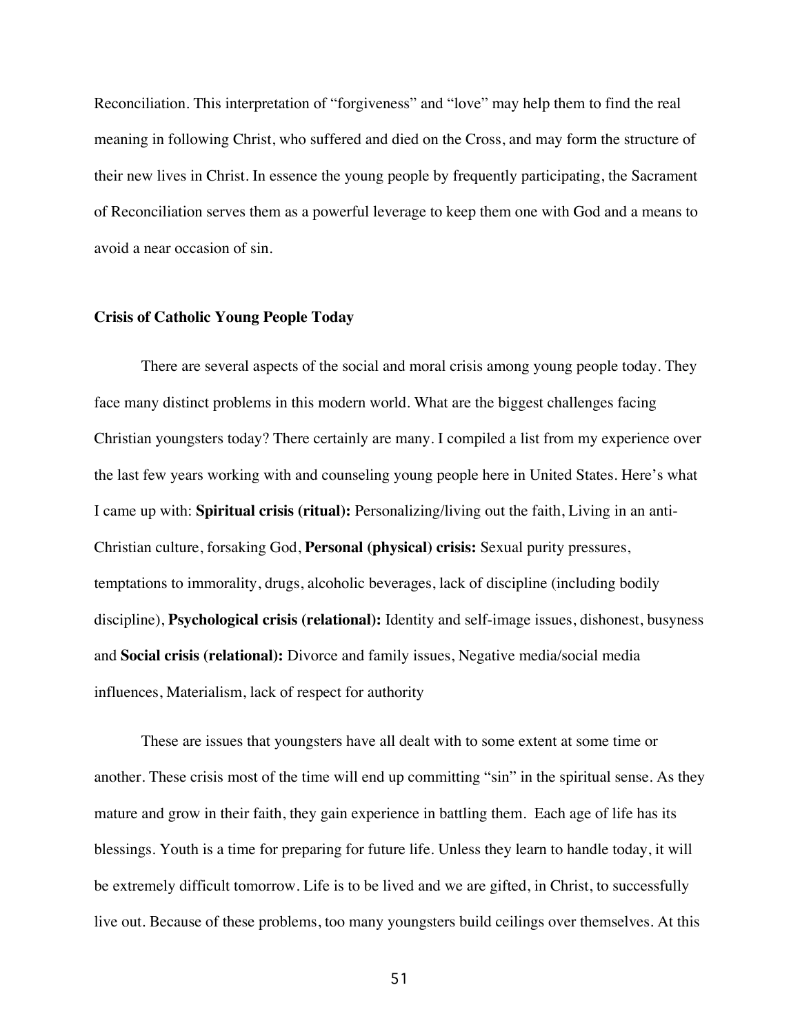Reconciliation. This interpretation of "forgiveness" and "love" may help them to find the real meaning in following Christ, who suffered and died on the Cross, and may form the structure of their new lives in Christ. In essence the young people by frequently participating, the Sacrament of Reconciliation serves them as a powerful leverage to keep them one with God and a means to avoid a near occasion of sin.

**Crisis of Catholic Young People Today**

There are several aspects of the social and moral crisis among young people today. They face many distinct problems in this modern world. What are the biggest challenges facing Christian youngsters today? There certainly are many. I compiled a list from my experience over the last few years working with and counseling young people here in United States. Here's what I came up with: **Spiritual crisis (ritual):** Personalizing/living out the faith, Living in an anti-Christian culture, forsaking God, **Personal (physical) crisis:** Sexual purity pressures, temptations to immorality, drugs, alcoholic beverages, lack of discipline (including bodily discipline), **Psychological crisis (relational):** Identity and self-image issues, dishonest, busyness and **Social crisis (relational):** Divorce and family issues, Negative media/social media influences, Materialism, lack of respect for authority

These are issues that youngsters have all dealt with to some extent at some time or another. These crisis most of the time will end up committing "sin" in the spiritual sense. As they mature and grow in their faith, they gain experience in battling them. Each age of life has its blessings. Youth is a time for preparing for future life. Unless they learn to handle today, it will be extremely difficult tomorrow. Life is to be lived and we are gifted, in Christ, to successfully live out. Because of these problems, too many youngsters build ceilings over themselves. At this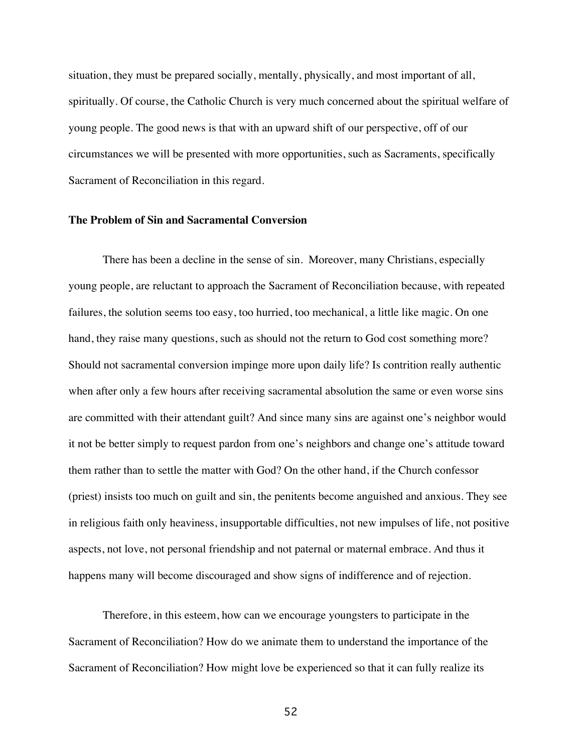situation, they must be prepared socially, mentally, physically, and most important of all, spiritually. Of course, the Catholic Church is very much concerned about the spiritual welfare of young people. The good news is that with an upward shift of our perspective, off of our circumstances we will be presented with more opportunities, such as Sacraments, specifically Sacrament of Reconciliation in this regard.

### The Problem of Sin and Sacramental Conversion

There has been a decline in the sense of sin. Moreover, many Christians, especially young people, are reluctant to approach the Sacrament of Reconciliation because, with repeated failures, the solution seems too easy, too hurried, too mechanical, a little like magic. On one hand, they raise many questions, such as should not the return to God cost something more? Should not sacramental conversion impinge more upon daily life? Is contrition really authentic when after only a few hours after receiving sacramental absolution the same or even worse sins are committed with their attendant guilt? And since many sins are against one's neighbor would it not be better simply to request pardon from one's neighbors and change one's attitude toward them rather than to settle the matter with God? On the other hand, if the Church confessor (priest) insists too much on guilt and sin, the penitents become anguished and anxious. They see in religious faith only heaviness, insupportable difficulties, not new impulses of life, not positive aspects, not love, not personal friendship and not paternal or maternal embrace. And thus it happens many will become discouraged and show signs of indifference and of rejection.

Therefore, in this esteem, how can we encourage youngsters to participate in the Sacrament of Reconciliation? How do we animate them to understand the importance of the Sacrament of Reconciliation? How might love be experienced so that it can fully realize its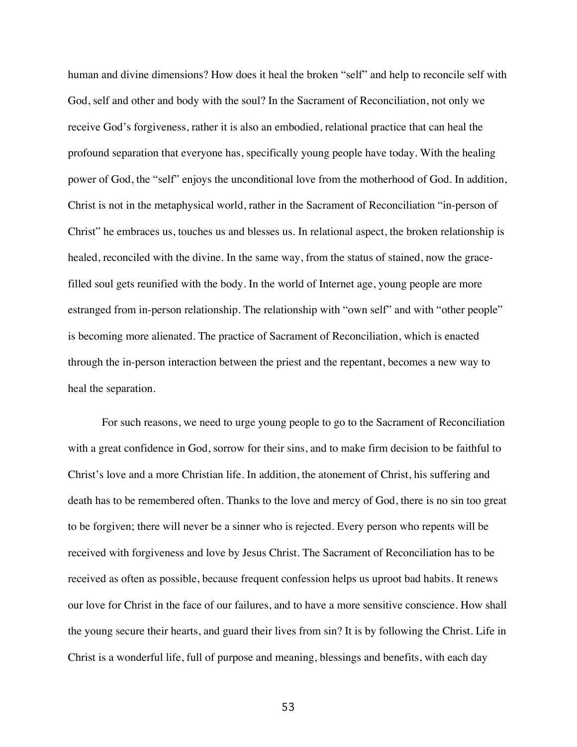human and divine dimensions? How does it heal the broken "self" and help to reconcile self with God, self and other and body with the soul? In the Sacrament of Reconciliation, not only we receive God's forgiveness, rather it is also an embodied, relational practice that can heal the profound separation that everyone has, specifically young people have today. With the healing power of God, the "self" enjoys the unconditional love from the motherhood of God. In addition, Christ is not in the metaphysical world, rather in the Sacrament of Reconciliation "in-person of Christ" he embraces us, touches us and blesses us. In relational aspect, the broken relationship is healed, reconciled with the divine. In the same way, from the status of stained, now the grace-filled soul gets reunified with the body. In the world of Internet age, young people are more estranged from in-person relationship. The relationship with "own self" and with "other people" is becoming more alienated. The practice of Sacrament of Reconciliation, which is enacted through the in-person interaction between the priest and the repentant, becomes a new way to heal the separation.

For such reasons, we need to urge young people to go to the Sacrament of Reconciliation with a great confidence in God, sorrow for their sins, and to make firm decision to be faithful to Christ's love and a more Christian life. In addition, the atonement of Christ, his suffering and death has to be remembered often. Thanks to the love and mercy of God, there is no sin too great to be forgiven; there will never be a sinner who is rejected. Every person who repents will be received with forgiveness and love by Jesus Christ. The Sacrament of Reconciliation has to be received as often as possible, because frequent confession helps us uproot bad habits. It renews our love for Christ in the face of our failures, and to have a more sensitive conscience. How shall the young secure their hearts, and guard their lives from sin? It is by following the Christ. Life in Christ is a wonderful life, full of purpose and meaning, blessings and benefits, with each day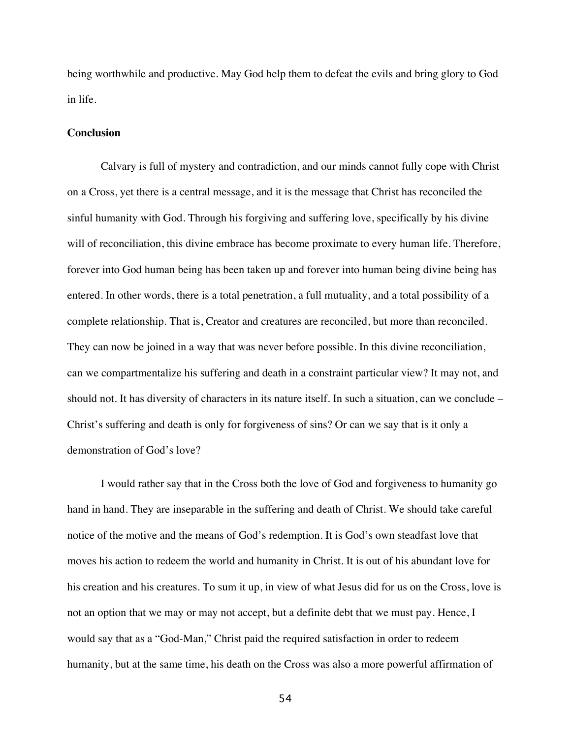being worthwhile and productive. May God help them to defeat the evils and bring glory to God in life.

**Conclusion**

Calvary is full of mystery and contradiction, and our minds cannot fully cope with Christ on a Cross, yet there is a central message, and it is the message that Christ has reconciled the sinful humanity with God. Through his forgiving and suffering love, specifically by his divine will of reconciliation, this divine embrace has become proximate to every human life. Therefore, forever into God human being has been taken up and forever into human being divine being has entered. In other words, there is a total penetration, a full mutuality, and a total possibility of a complete relationship. That is, Creator and creatures are reconciled, but more than reconciled. They can now be joined in a way that was never before possible. In this divine reconciliation, can we compartmentalize his suffering and death in a constraint particular view? It may not, and should not. It has diversity of characters in its nature itself. In such a situation, can we conclude – Christ's suffering and death is only for forgiveness of sins? Or can we say that is it only a demonstration of God's love?

I would rather say that in the Cross both the love of God and forgiveness to humanity go hand in hand. They are inseparable in the suffering and death of Christ. We should take careful notice of the motive and the means of God's redemption. It is God's own steadfast love that moves his action to redeem the world and humanity in Christ. It is out of his abundant love for his creation and his creatures. To sum it up, in view of what Jesus did for us on the Cross, love is not an option that we may or may not accept, but a definite debt that we must pay. Hence, I would say that as a "God-Man," Christ paid the required satisfaction in order to redeem humanity, but at the same time, his death on the Cross was also a more powerful affirmation of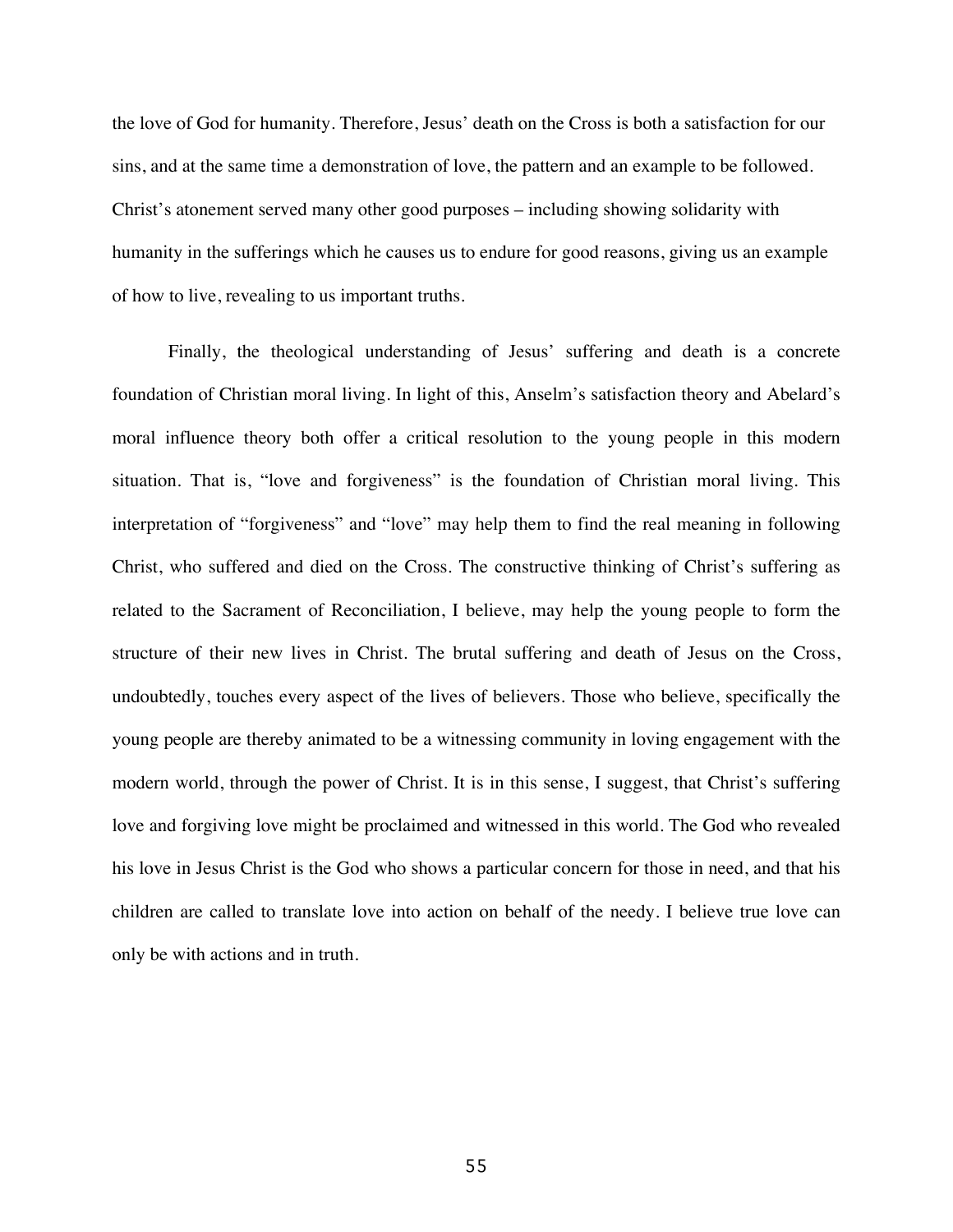the love of God for humanity. Therefore, Jesus' death on the Cross is both a satisfaction for our sins, and at the same time a demonstration of love, the pattern and an example to be followed. Christ's atonement served many other good purposes – including showing solidarity with humanity in the sufferings which he causes us to endure for good reasons, giving us an example of how to live, revealing to us important truths.

Finally, the theological understanding of Jesus' suffering and death is a concrete foundation of Christian moral living. In light of this, Anselm's satisfaction theory and Abelard's moral influence theory both offer a critical resolution to the young people in this modern situation. That is, "love and forgiveness" is the foundation of Christian moral living. This interpretation of "forgiveness" and "love" may help them to find the real meaning in following Christ, who suffered and died on the Cross. The constructive thinking of Christ's suffering as related to the Sacrament of Reconciliation, I believe, may help the young people to form the structure of their new lives in Christ. The brutal suffering and death of Jesus on the Cross, undoubtedly, touches every aspect of the lives of believers. Those who believe, specifically the young people are thereby animated to be a witnessing community in loving engagement with the modern world, through the power of Christ. It is in this sense, I suggest, that Christ's suffering love and forgiving love might be proclaimed and witnessed in this world. The God who revealed his love in Jesus Christ is the God who shows a particular concern for those in need, and that his children are called to translate love into action on behalf of the needy. I believe true love can only be with actions and in truth.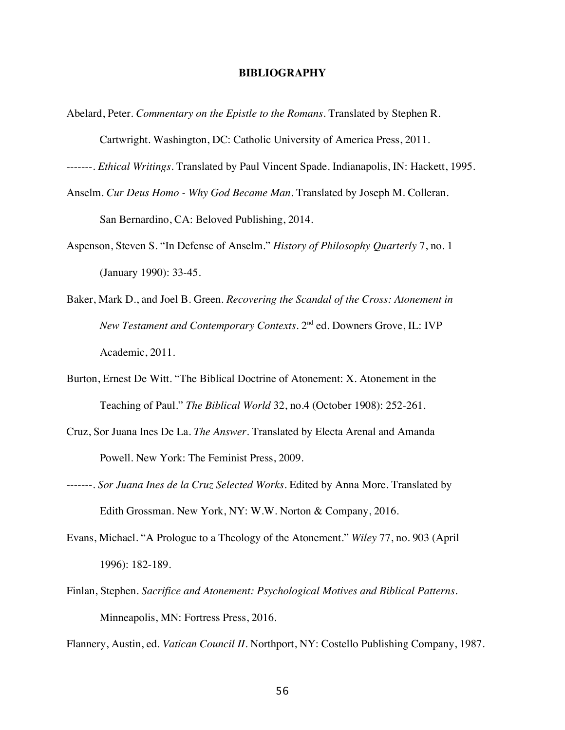# BIBLIOGRAPHY

Abelard, Peter. *Commentary on the Epistle to the Romans*. Translated by Stephen R. Cartwright. Washington, DC: Catholic University of America Press, 2011.

-------. *Ethical Writings*. Translated by Paul Vincent Spade. Indianapolis, IN: Hackett, 1995.

Anselm. *Cur Deus Homo - Why God Became Man*. Translated by Joseph M. Colleran. San Bernardino, CA: Beloved Publishing, 2014.

Aspenson, Steven S. "In Defense of Anselm." *History of Philosophy Quarterly* 7, no. 1 (January 1990): 33-45.

Baker, Mark D., and Joel B. Green. *Recovering the Scandal of the Cross: Atonement in New Testament and Contemporary Contexts*. 2nd ed. Downers Grove, IL: IVP Academic, 2011.

Burton, Ernest De Witt. "The Biblical Doctrine of Atonement: X. Atonement in the Teaching of Paul." *The Biblical World* 32, no.4 (October 1908): 252-261.

Cruz, Sor Juana Ines De La. *The Answer*. Translated by Electa Arenal and Amanda Powell. New York: The Feminist Press, 2009.

-------. *Sor Juana Ines de la Cruz Selected Works*. Edited by Anna More. Translated by Edith Grossman. New York, NY: W.W. Norton & Company, 2016.

Evans, Michael. "A Prologue to a Theology of the Atonement." *Wiley* 77, no. 903 (April 1996): 182-189.

Finlan, Stephen. *Sacrifice and Atonement: Psychological Motives and Biblical Patterns*. Minneapolis, MN: Fortress Press, 2016.

Flannery, Austin, ed. *Vatican Council II*. Northport, NY: Costello Publishing Company, 1987.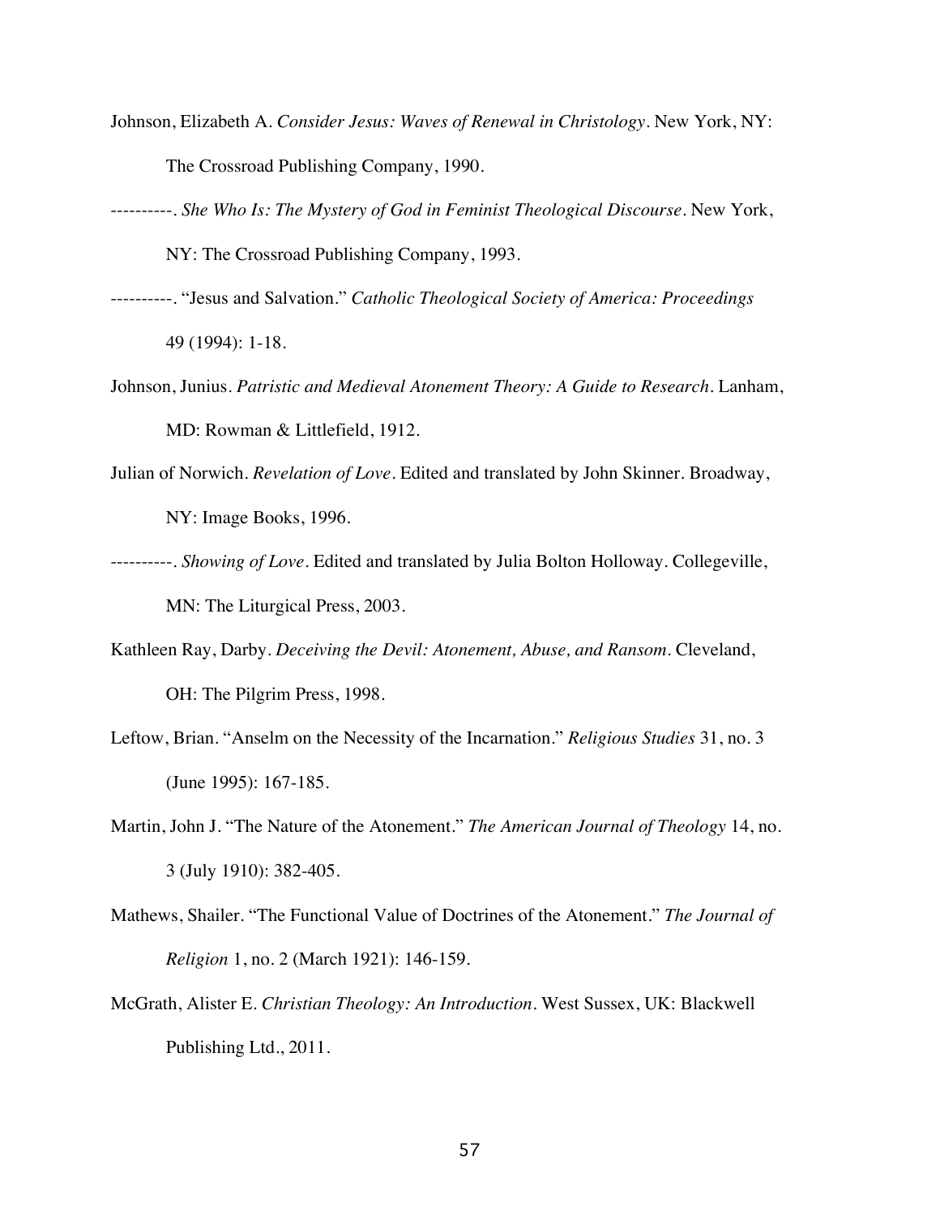Johnson, Elizabeth A. *Consider Jesus: Waves of Renewal in Christology*. New York, NY: The Crossroad Publishing Company, 1990.

----------. *She Who Is: The Mystery of God in Feminist Theological Discourse*. New York, NY: The Crossroad Publishing Company, 1993.

----------. "Jesus and Salvation." *Catholic Theological Society of America: Proceedings* 49 (1994): 1-18.

Johnson, Junius. *Patristic and Medieval Atonement Theory: A Guide to Research*. Lanham, MD: Rowman & Littlefield, 1912.

Julian of Norwich. *Revelation of Love*. Edited and translated by John Skinner. Broadway, NY: Image Books, 1996.

----------. *Showing of Love*. Edited and translated by Julia Bolton Holloway. Collegeville, MN: The Liturgical Press, 2003.

Kathleen Ray, Darby. *Deceiving the Devil: Atonement, Abuse, and Ransom*. Cleveland, OH: The Pilgrim Press, 1998.

Leftow, Brian. "Anselm on the Necessity of the Incarnation." *Religious Studies* 31, no. 3 (June 1995): 167-185.

Martin, John J. "The Nature of the Atonement." *The American Journal of Theology* 14, no. 3 (July 1910): 382-405.

Mathews, Shailer. "The Functional Value of Doctrines of the Atonement." *The Journal of Religion* 1, no. 2 (March 1921): 146-159.

McGrath, Alister E. *Christian Theology: An Introduction*. West Sussex, UK: Blackwell Publishing Ltd., 2011.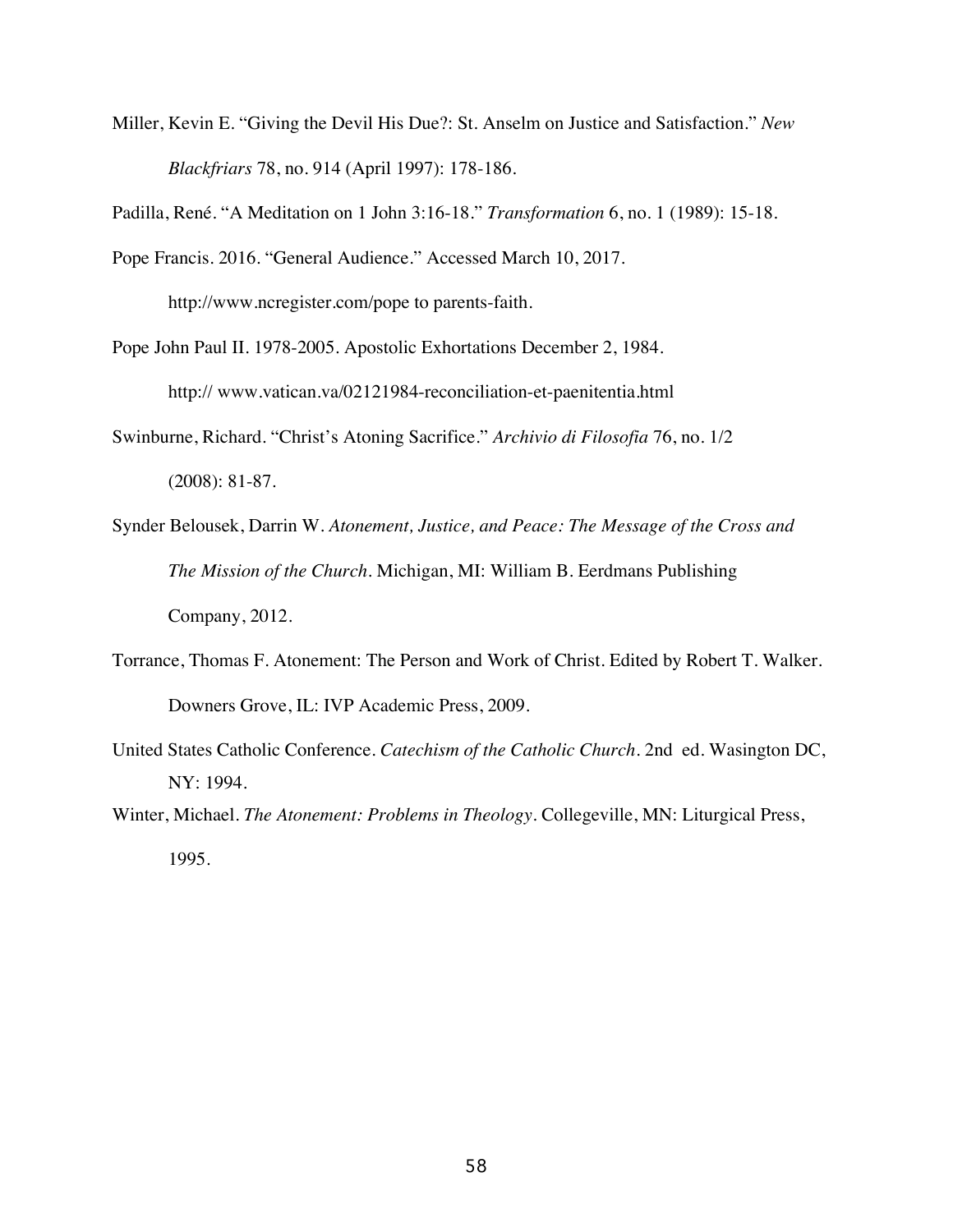Miller, Kevin E. "Giving the Devil His Due?: St. Anselm on Justice and Satisfaction." *New Blackfriars* 78, no. 914 (April 1997): 178-186.

Padilla, René. "A Meditation on 1 John 3:16-18." *Transformation* 6, no. 1 (1989): 15-18.

Pope Francis. 2016. "General Audience." Accessed March 10, 2017. http://www.ncregister.com/pope to parents-faith.

Pope John Paul II. 1978-2005. Apostolic Exhortations December 2, 1984. http:// www.vatican.va/02121984-reconciliation-et-paenitentia.html

Swinburne, Richard. "Christ's Atoning Sacrifice." *Archivio di Filosofia* 76, no. 1/2 (2008): 81-87.

Synder Belousek, Darrin W. *Atonement, Justice, and Peace: The Message of the Cross and The Mission of the Church*. Michigan, MI: William B. Eerdmans Publishing Company, 2012.

Torrance, Thomas F. Atonement: The Person and Work of Christ. Edited by Robert T. Walker. Downers Grove, IL: IVP Academic Press, 2009.

United States Catholic Conference. *Catechism of the Catholic Church*. 2nd ed. Wasington DC, NY: 1994.

Winter, Michael. *The Atonement: Problems in Theology*. Collegeville, MN: Liturgical Press, 1995.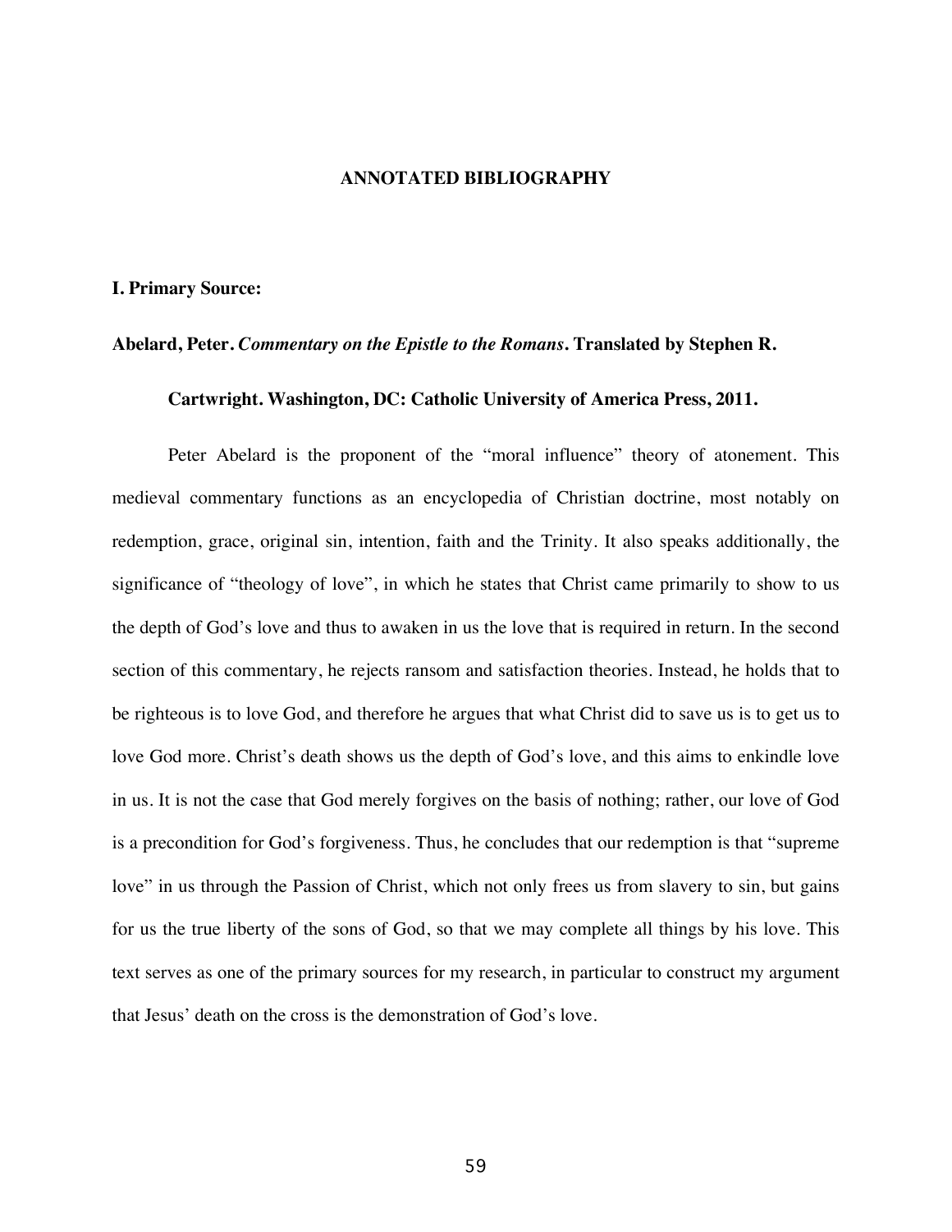# ANNOTATED BIBLIOGRAPHY

## I. Primary Source:

**Abelard, Peter. *Commentary on the Epistle to the Romans*. Translated by Stephen R. Cartwright. Washington, DC: Catholic University of America Press, 2011.**

Peter Abelard is the proponent of the "moral influence" theory of atonement. This medieval commentary functions as an encyclopedia of Christian doctrine, most notably on redemption, grace, original sin, intention, faith and the Trinity. It also speaks additionally, the significance of "theology of love", in which he states that Christ came primarily to show to us the depth of God's love and thus to awaken in us the love that is required in return. In the second section of this commentary, he rejects ransom and satisfaction theories. Instead, he holds that to be righteous is to love God, and therefore he argues that what Christ did to save us is to get us to love God more. Christ's death shows us the depth of God's love, and this aims to enkindle love in us. It is not the case that God merely forgives on the basis of nothing; rather, our love of God is a precondition for God's forgiveness. Thus, he concludes that our redemption is that "supreme love" in us through the Passion of Christ, which not only frees us from slavery to sin, but gains for us the true liberty of the sons of God, so that we may complete all things by his love. This text serves as one of the primary sources for my research, in particular to construct my argument that Jesus' death on the cross is the demonstration of God's love.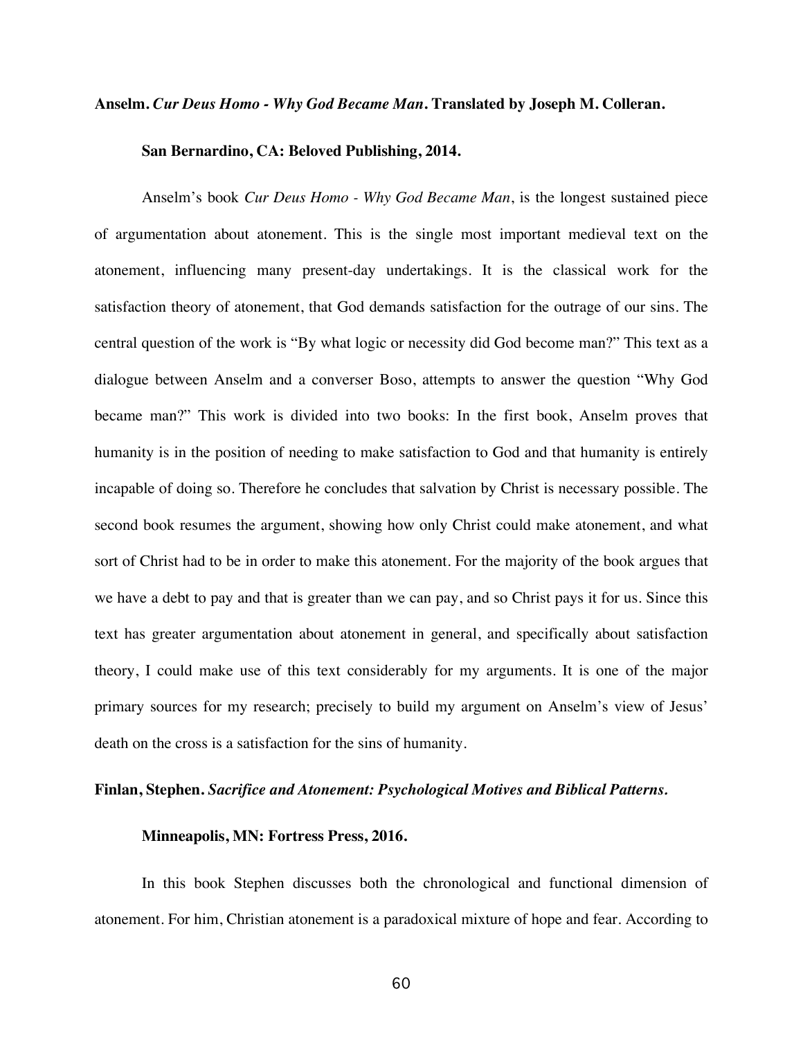**Anselm. *Cur Deus Homo - Why God Became Man*. Translated by Joseph M. Colleran. San Bernardino, CA: Beloved Publishing, 2014.**

Anselm's book *Cur Deus Homo - Why God Became Man*, is the longest sustained piece of argumentation about atonement. This is the single most important medieval text on the atonement, influencing many present-day undertakings. It is the classical work for the satisfaction theory of atonement, that God demands satisfaction for the outrage of our sins. The central question of the work is "By what logic or necessity did God become man?" This text as a dialogue between Anselm and a converser Boso, attempts to answer the question "Why God became man?" This work is divided into two books: In the first book, Anselm proves that humanity is in the position of needing to make satisfaction to God and that humanity is entirely incapable of doing so. Therefore he concludes that salvation by Christ is necessary possible. The second book resumes the argument, showing how only Christ could make atonement, and what sort of Christ had to be in order to make this atonement. For the majority of the book argues that we have a debt to pay and that is greater than we can pay, and so Christ pays it for us. Since this text has greater argumentation about atonement in general, and specifically about satisfaction theory, I could make use of this text considerably for my arguments. It is one of the major primary sources for my research; precisely to build my argument on Anselm's view of Jesus' death on the cross is a satisfaction for the sins of humanity.

**Finlan, Stephen. *Sacrifice and Atonement: Psychological Motives and Biblical Patterns*. Minneapolis, MN: Fortress Press, 2016.**

In this book Stephen discusses both the chronological and functional dimension of atonement. For him, Christian atonement is a paradoxical mixture of hope and fear. According to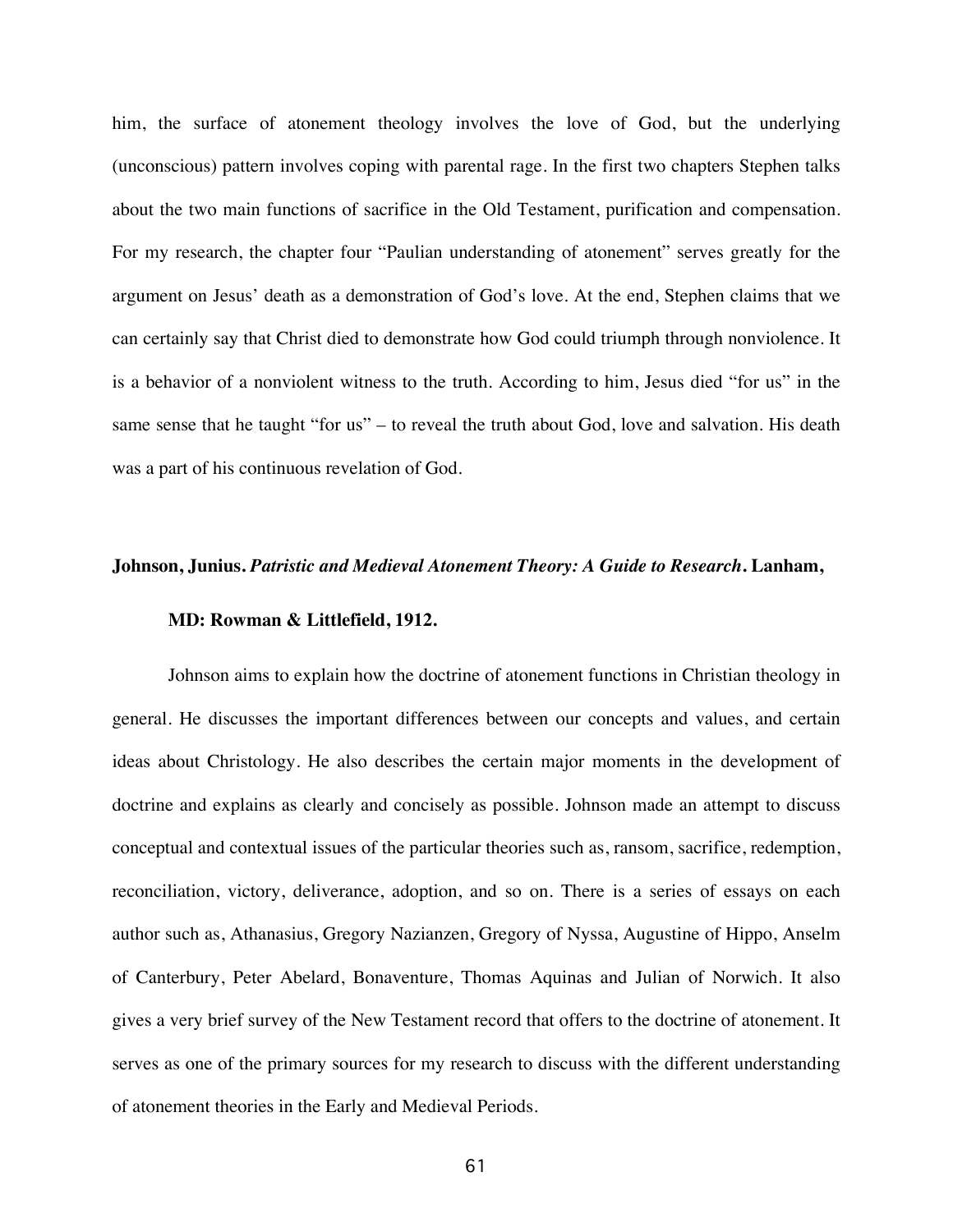him, the surface of atonement theology involves the love of God, but the underlying (unconscious) pattern involves coping with parental rage. In the first two chapters Stephen talks about the two main functions of sacrifice in the Old Testament, purification and compensation. For my research, the chapter four "Paulian understanding of atonement" serves greatly for the argument on Jesus' death as a demonstration of God's love. At the end, Stephen claims that we can certainly say that Christ died to demonstrate how God could triumph through nonviolence. It is a behavior of a nonviolent witness to the truth. According to him, Jesus died "for us" in the same sense that he taught "for us" – to reveal the truth about God, love and salvation. His death was a part of his continuous revelation of God.

**Johnson, Junius. *Patristic and Medieval Atonement Theory: A Guide to Research*. Lanham, MD: Rowman & Littlefield, 1912.**

Johnson aims to explain how the doctrine of atonement functions in Christian theology in general. He discusses the important differences between our concepts and values, and certain ideas about Christology. He also describes the certain major moments in the development of doctrine and explains as clearly and concisely as possible. Johnson made an attempt to discuss conceptual and contextual issues of the particular theories such as, ransom, sacrifice, redemption, reconciliation, victory, deliverance, adoption, and so on. There is a series of essays on each author such as, Athanasius, Gregory Nazianzen, Gregory of Nyssa, Augustine of Hippo, Anselm of Canterbury, Peter Abelard, Bonaventure, Thomas Aquinas and Julian of Norwich. It also gives a very brief survey of the New Testament record that offers to the doctrine of atonement. It serves as one of the primary sources for my research to discuss with the different understanding of atonement theories in the Early and Medieval Periods.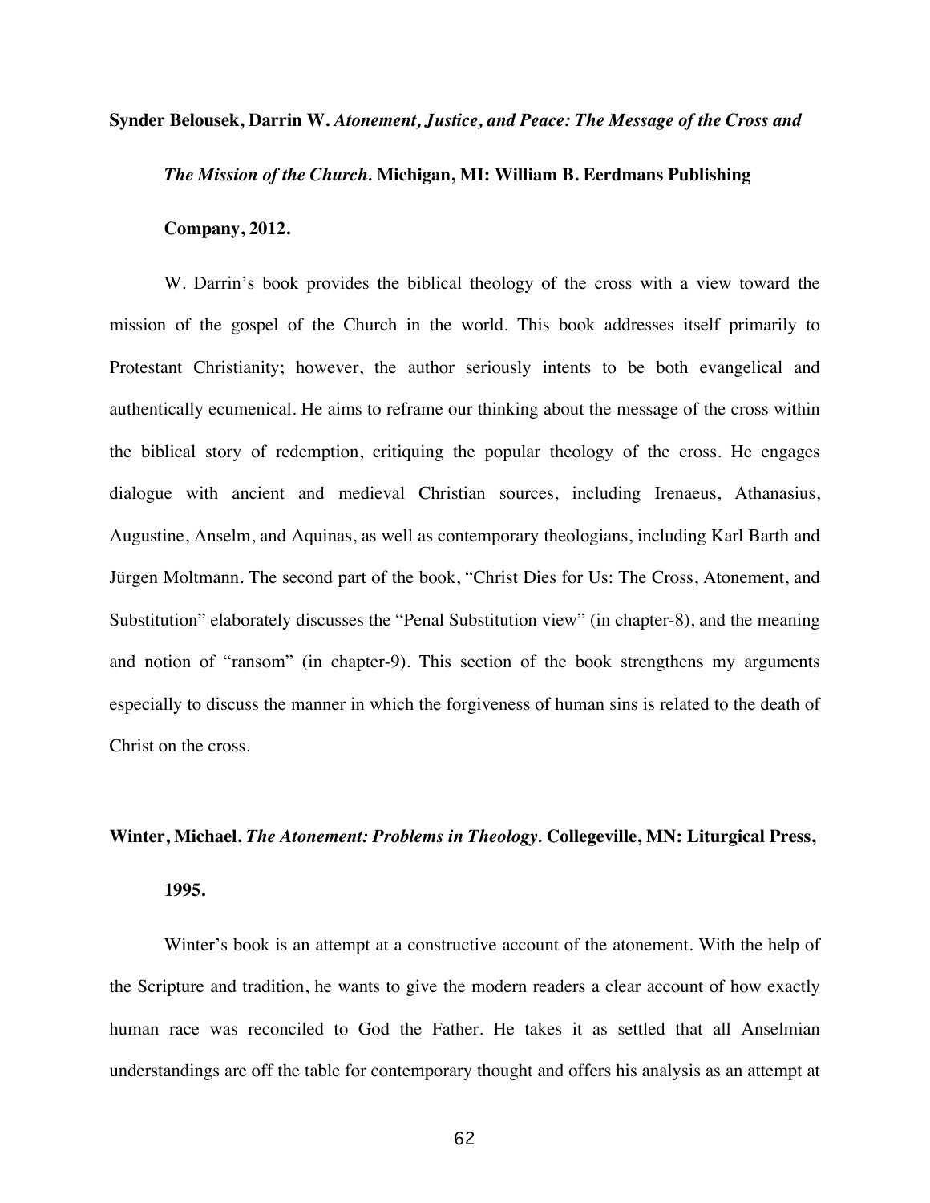**Synder Belousek, Darrin W.** ***Atonement, Justice, and Peace: The Message of the Cross and The Mission of the Church.*** **Michigan, MI: William B. Eerdmans Publishing Company, 2012.**

W. Darrin's book provides the biblical theology of the cross with a view toward the mission of the gospel of the Church in the world. This book addresses itself primarily to Protestant Christianity; however, the author seriously intents to be both evangelical and authentically ecumenical. He aims to reframe our thinking about the message of the cross within the biblical story of redemption, critiquing the popular theology of the cross. He engages dialogue with ancient and medieval Christian sources, including Irenaeus, Athanasius, Augustine, Anselm, and Aquinas, as well as contemporary theologians, including Karl Barth and Jürgen Moltmann. The second part of the book, "Christ Dies for Us: The Cross, Atonement, and Substitution" elaborately discusses the "Penal Substitution view" (in chapter-8), and the meaning and notion of "ransom" (in chapter-9). This section of the book strengthens my arguments especially to discuss the manner in which the forgiveness of human sins is related to the death of Christ on the cross.

**Winter, Michael.** ***The Atonement: Problems in Theology.*** **Collegeville, MN: Liturgical Press, 1995.**

Winter's book is an attempt at a constructive account of the atonement. With the help of the Scripture and tradition, he wants to give the modern readers a clear account of how exactly human race was reconciled to God the Father. He takes it as settled that all Anselmian understandings are off the table for contemporary thought and offers his analysis as an attempt at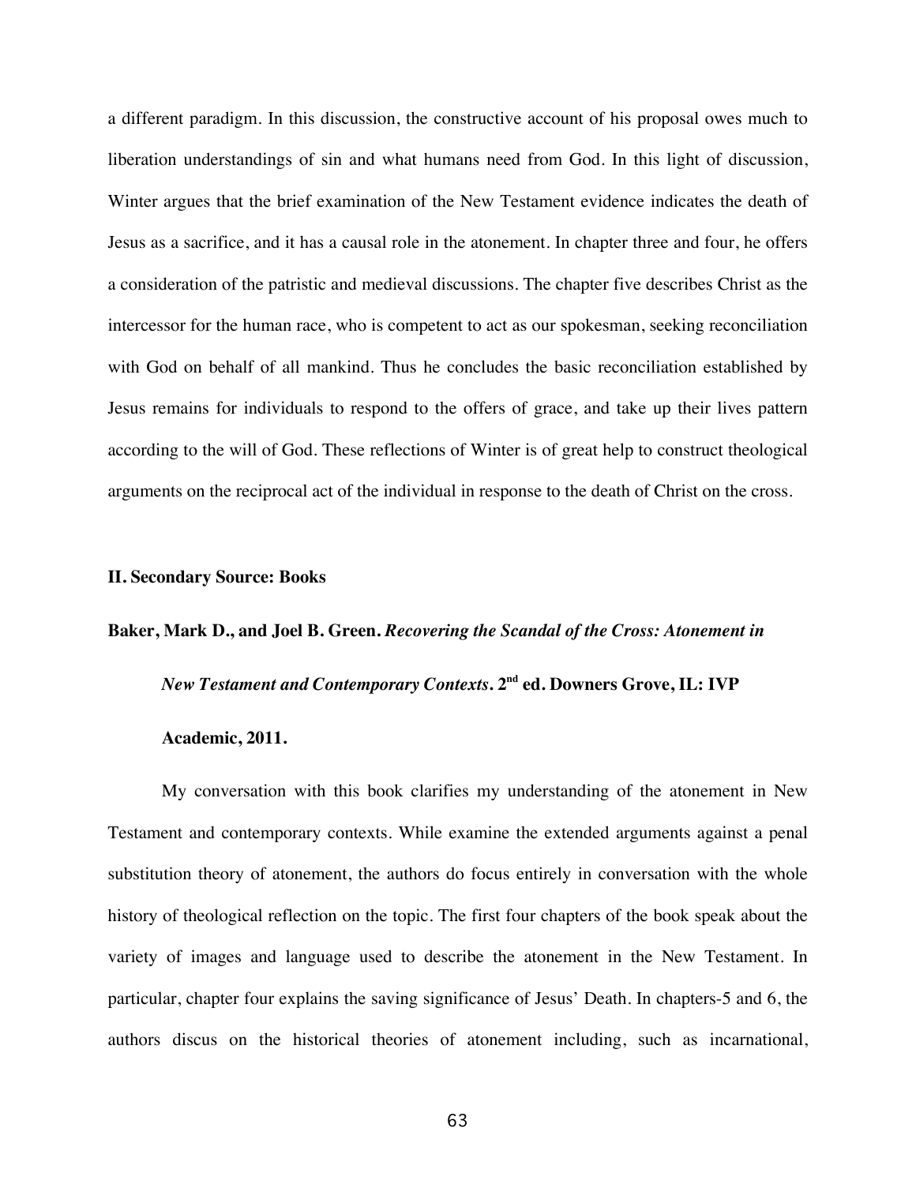a different paradigm. In this discussion, the constructive account of his proposal owes much to liberation understandings of sin and what humans need from God. In this light of discussion, Winter argues that the brief examination of the New Testament evidence indicates the death of Jesus as a sacrifice, and it has a causal role in the atonement. In chapter three and four, he offers a consideration of the patristic and medieval discussions. The chapter five describes Christ as the intercessor for the human race, who is competent to act as our spokesman, seeking reconciliation with God on behalf of all mankind. Thus he concludes the basic reconciliation established by Jesus remains for individuals to respond to the offers of grace, and take up their lives pattern according to the will of God. These reflections of Winter is of great help to construct theological arguments on the reciprocal act of the individual in response to the death of Christ on the cross.

## II. Secondary Source: Books

**Baker, Mark D., and Joel B. Green. *Recovering the Scandal of the Cross: Atonement in New Testament and Contemporary Contexts*. 2nd ed. Downers Grove, IL: IVP Academic, 2011.**

My conversation with this book clarifies my understanding of the atonement in New Testament and contemporary contexts. While examine the extended arguments against a penal substitution theory of atonement, the authors do focus entirely in conversation with the whole history of theological reflection on the topic. The first four chapters of the book speak about the variety of images and language used to describe the atonement in the New Testament. In particular, chapter four explains the saving significance of Jesus' Death. In chapters-5 and 6, the authors discus on the historical theories of atonement including, such as incarnational,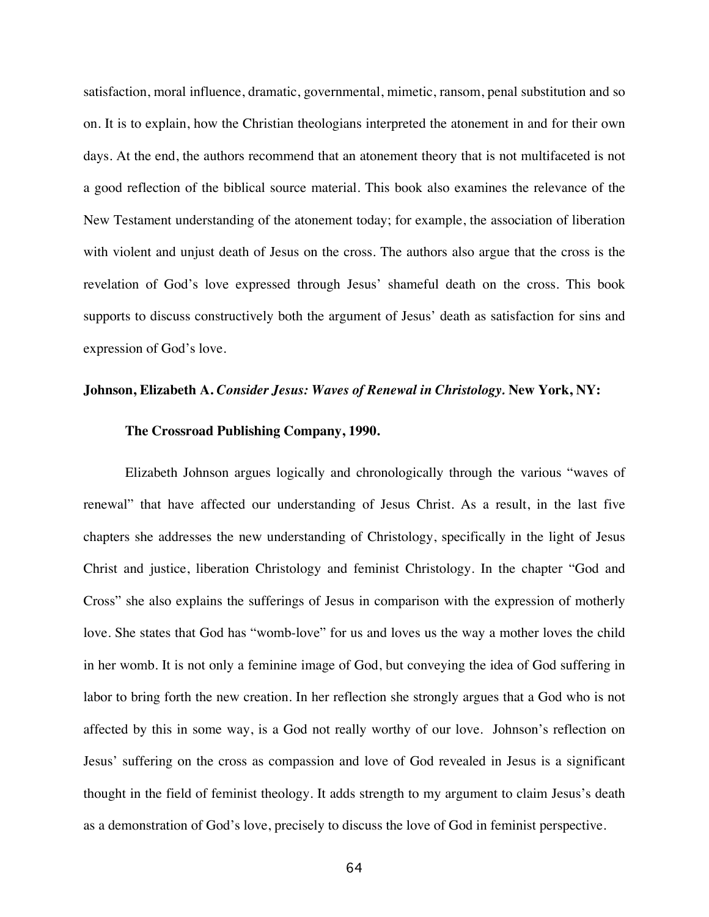satisfaction, moral influence, dramatic, governmental, mimetic, ransom, penal substitution and so on. It is to explain, how the Christian theologians interpreted the atonement in and for their own days. At the end, the authors recommend that an atonement theory that is not multifaceted is not a good reflection of the biblical source material. This book also examines the relevance of the New Testament understanding of the atonement today; for example, the association of liberation with violent and unjust death of Jesus on the cross. The authors also argue that the cross is the revelation of God's love expressed through Jesus' shameful death on the cross. This book supports to discuss constructively both the argument of Jesus' death as satisfaction for sins and expression of God's love.

**Johnson, Elizabeth A. *Consider Jesus: Waves of Renewal in Christology.* New York, NY: The Crossroad Publishing Company, 1990.**

Elizabeth Johnson argues logically and chronologically through the various "waves of renewal" that have affected our understanding of Jesus Christ. As a result, in the last five chapters she addresses the new understanding of Christology, specifically in the light of Jesus Christ and justice, liberation Christology and feminist Christology. In the chapter "God and Cross" she also explains the sufferings of Jesus in comparison with the expression of motherly love. She states that God has "womb-love" for us and loves us the way a mother loves the child in her womb. It is not only a feminine image of God, but conveying the idea of God suffering in labor to bring forth the new creation. In her reflection she strongly argues that a God who is not affected by this in some way, is a God not really worthy of our love. Johnson's reflection on Jesus' suffering on the cross as compassion and love of God revealed in Jesus is a significant thought in the field of feminist theology. It adds strength to my argument to claim Jesus's death as a demonstration of God's love, precisely to discuss the love of God in feminist perspective.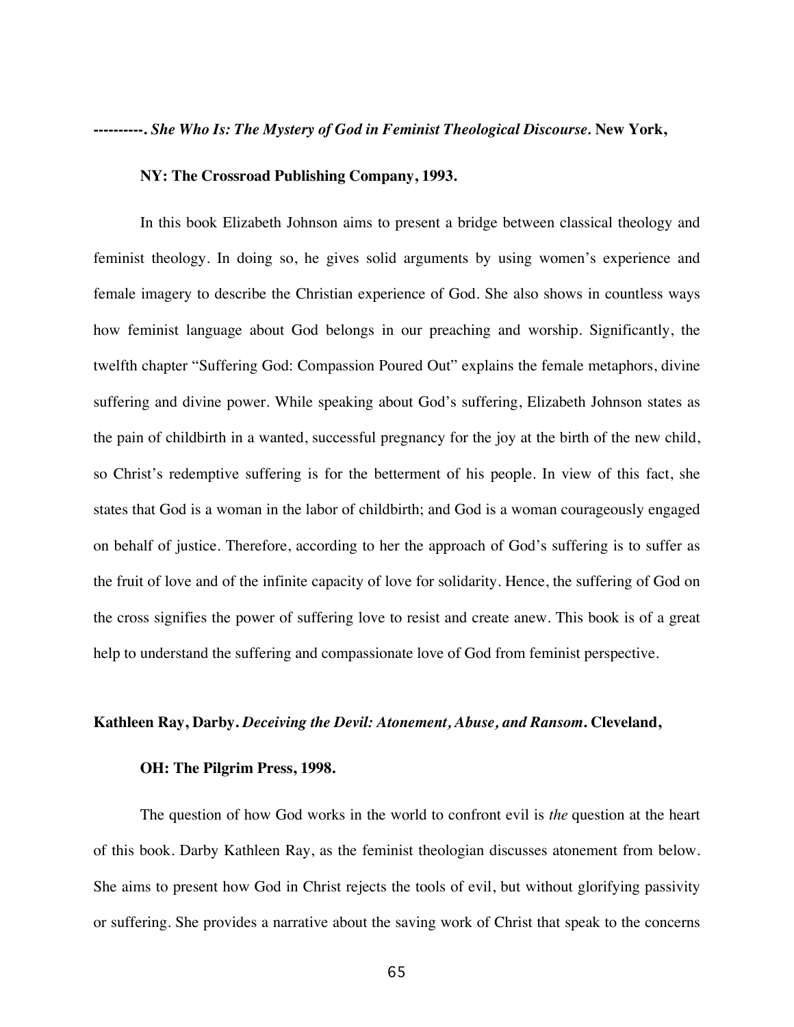**----------. *She Who Is: The Mystery of God in Feminist Theological Discourse.* New York, NY: The Crossroad Publishing Company, 1993.**

In this book Elizabeth Johnson aims to present a bridge between classical theology and feminist theology. In doing so, he gives solid arguments by using women's experience and female imagery to describe the Christian experience of God. She also shows in countless ways how feminist language about God belongs in our preaching and worship. Significantly, the twelfth chapter "Suffering God: Compassion Poured Out" explains the female metaphors, divine suffering and divine power. While speaking about God's suffering, Elizabeth Johnson states as the pain of childbirth in a wanted, successful pregnancy for the joy at the birth of the new child, so Christ's redemptive suffering is for the betterment of his people. In view of this fact, she states that God is a woman in the labor of childbirth; and God is a woman courageously engaged on behalf of justice. Therefore, according to her the approach of God's suffering is to suffer as the fruit of love and of the infinite capacity of love for solidarity. Hence, the suffering of God on the cross signifies the power of suffering love to resist and create anew. This book is of a great help to understand the suffering and compassionate love of God from feminist perspective.

**Kathleen Ray, Darby. *Deceiving the Devil: Atonement, Abuse, and Ransom.* Cleveland, OH: The Pilgrim Press, 1998.**

The question of how God works in the world to confront evil is *the* question at the heart of this book. Darby Kathleen Ray, as the feminist theologian discusses atonement from below. She aims to present how God in Christ rejects the tools of evil, but without glorifying passivity or suffering. She provides a narrative about the saving work of Christ that speak to the concerns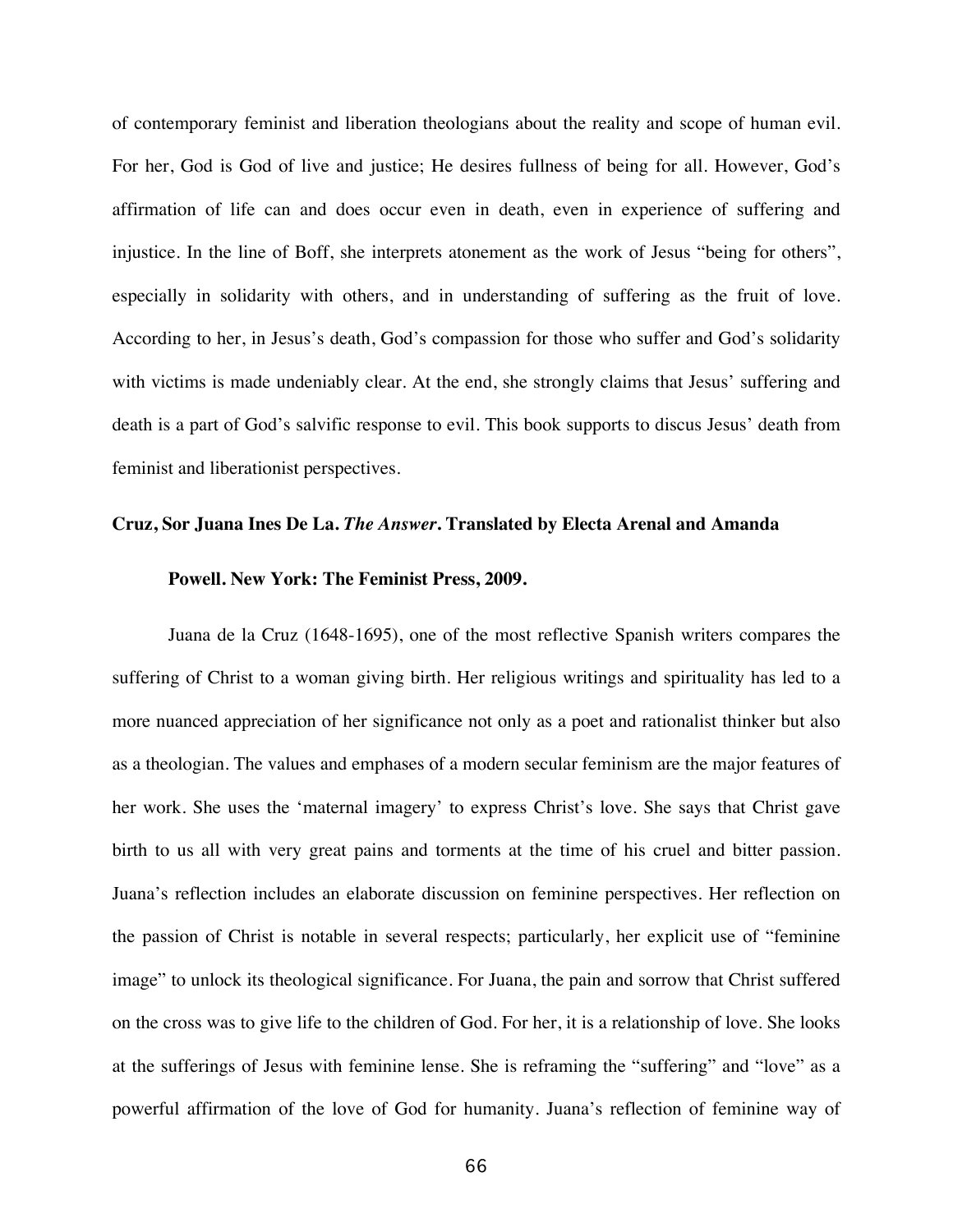of contemporary feminist and liberation theologians about the reality and scope of human evil. For her, God is God of live and justice; He desires fullness of being for all. However, God's affirmation of life can and does occur even in death, even in experience of suffering and injustice. In the line of Boff, she interprets atonement as the work of Jesus "being for others", especially in solidarity with others, and in understanding of suffering as the fruit of love. According to her, in Jesus's death, God's compassion for those who suffer and God's solidarity with victims is made undeniably clear. At the end, she strongly claims that Jesus' suffering and death is a part of God's salvific response to evil. This book supports to discus Jesus' death from feminist and liberationist perspectives.

**Cruz, Sor Juana Ines De La. *The Answer*. Translated by Electa Arenal and Amanda Powell. New York: The Feminist Press, 2009.**

Juana de la Cruz (1648-1695), one of the most reflective Spanish writers compares the suffering of Christ to a woman giving birth. Her religious writings and spirituality has led to a more nuanced appreciation of her significance not only as a poet and rationalist thinker but also as a theologian. The values and emphases of a modern secular feminism are the major features of her work. She uses the 'maternal imagery' to express Christ's love. She says that Christ gave birth to us all with very great pains and torments at the time of his cruel and bitter passion. Juana's reflection includes an elaborate discussion on feminine perspectives. Her reflection on the passion of Christ is notable in several respects; particularly, her explicit use of "feminine image" to unlock its theological significance. For Juana, the pain and sorrow that Christ suffered on the cross was to give life to the children of God. For her, it is a relationship of love. She looks at the sufferings of Jesus with feminine lense. She is reframing the "suffering" and "love" as a powerful affirmation of the love of God for humanity. Juana's reflection of feminine way of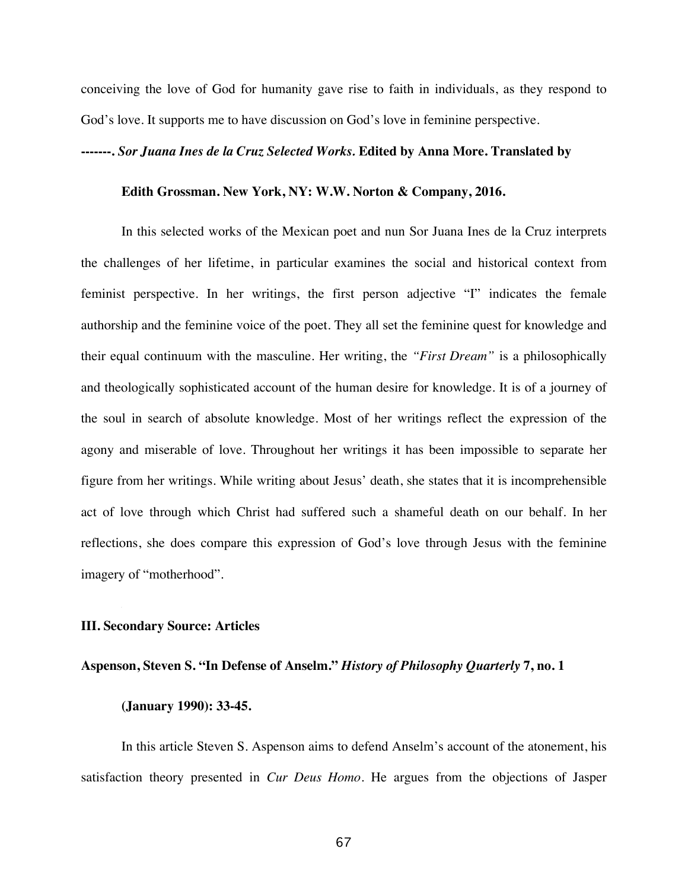conceiving the love of God for humanity gave rise to faith in individuals, as they respond to God's love. It supports me to have discussion on God's love in feminine perspective.

**-------. *Sor Juana Ines de la Cruz Selected Works.* Edited by Anna More. Translated by Edith Grossman. New York, NY: W.W. Norton & Company, 2016.**

In this selected works of the Mexican poet and nun Sor Juana Ines de la Cruz interprets the challenges of her lifetime, in particular examines the social and historical context from feminist perspective. In her writings, the first person adjective "I" indicates the female authorship and the feminine voice of the poet. They all set the feminine quest for knowledge and their equal continuum with the masculine. Her writing, the *"First Dream"* is a philosophically and theologically sophisticated account of the human desire for knowledge. It is of a journey of the soul in search of absolute knowledge. Most of her writings reflect the expression of the agony and miserable of love. Throughout her writings it has been impossible to separate her figure from her writings. While writing about Jesus' death, she states that it is incomprehensible act of love through which Christ had suffered such a shameful death on our behalf. In her reflections, she does compare this expression of God's love through Jesus with the feminine imagery of "motherhood".

## III. Secondary Source: Articles

**Aspenson, Steven S. "In Defense of Anselm." *History of Philosophy Quarterly* 7, no. 1 (January 1990): 33-45.**

In this article Steven S. Aspenson aims to defend Anselm's account of the atonement, his satisfaction theory presented in *Cur Deus Homo*. He argues from the objections of Jasper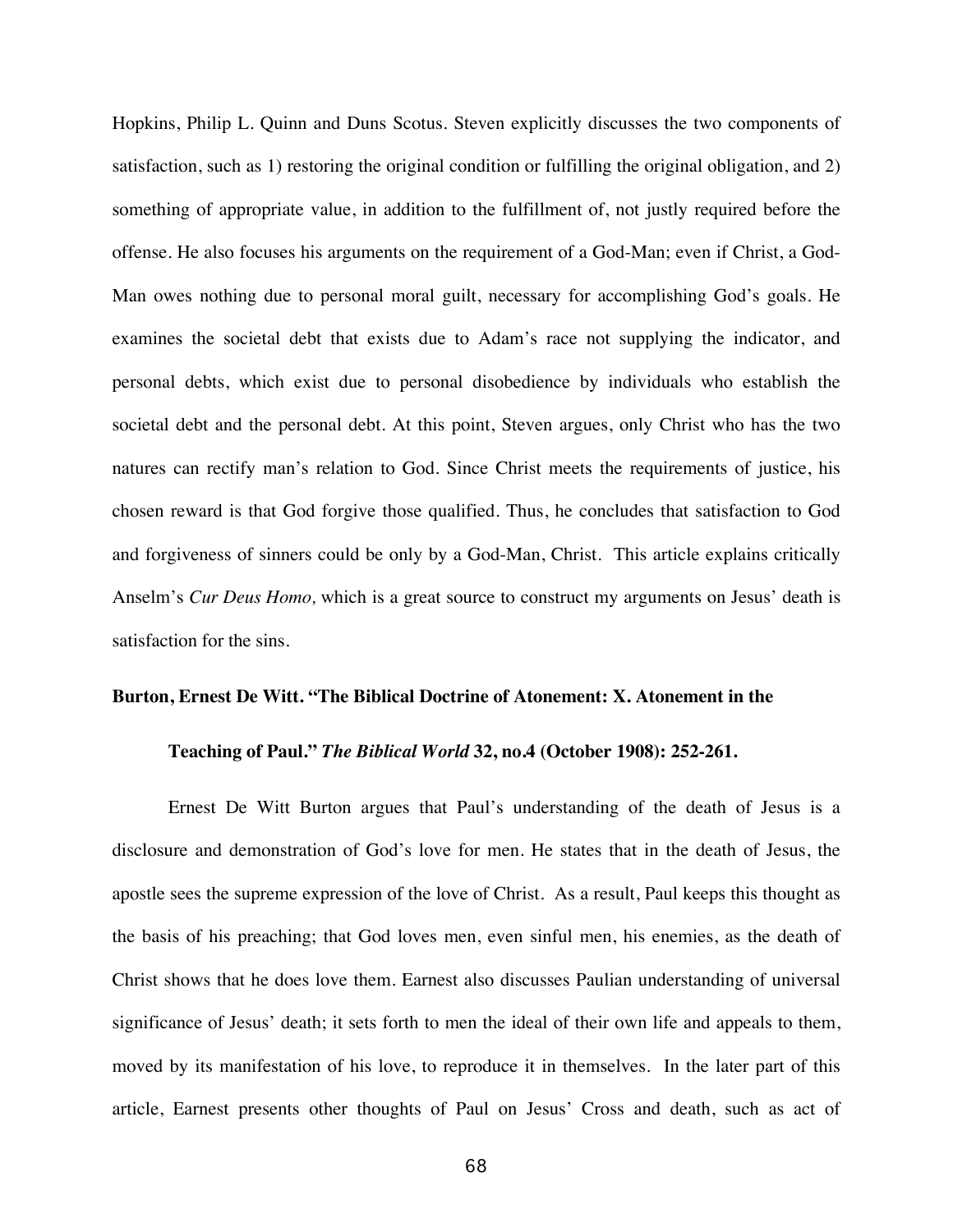Hopkins, Philip L. Quinn and Duns Scotus. Steven explicitly discusses the two components of satisfaction, such as 1) restoring the original condition or fulfilling the original obligation, and 2) something of appropriate value, in addition to the fulfillment of, not justly required before the offense. He also focuses his arguments on the requirement of a God-Man; even if Christ, a God-Man owes nothing due to personal moral guilt, necessary for accomplishing God's goals. He examines the societal debt that exists due to Adam's race not supplying the indicator, and personal debts, which exist due to personal disobedience by individuals who establish the societal debt and the personal debt. At this point, Steven argues, only Christ who has the two natures can rectify man's relation to God. Since Christ meets the requirements of justice, his chosen reward is that God forgive those qualified. Thus, he concludes that satisfaction to God and forgiveness of sinners could be only by a God-Man, Christ. This article explains critically Anselm's *Cur Deus Homo,* which is a great source to construct my arguments on Jesus' death is satisfaction for the sins.

**Burton, Ernest De Witt. "The Biblical Doctrine of Atonement: X. Atonement in the Teaching of Paul."** ***The Biblical World*** **32, no.4 (October 1908): 252-261.**

Ernest De Witt Burton argues that Paul's understanding of the death of Jesus is a disclosure and demonstration of God's love for men. He states that in the death of Jesus, the apostle sees the supreme expression of the love of Christ. As a result, Paul keeps this thought as the basis of his preaching; that God loves men, even sinful men, his enemies, as the death of Christ shows that he does love them. Earnest also discusses Paulian understanding of universal significance of Jesus' death; it sets forth to men the ideal of their own life and appeals to them, moved by its manifestation of his love, to reproduce it in themselves. In the later part of this article, Earnest presents other thoughts of Paul on Jesus' Cross and death, such as act of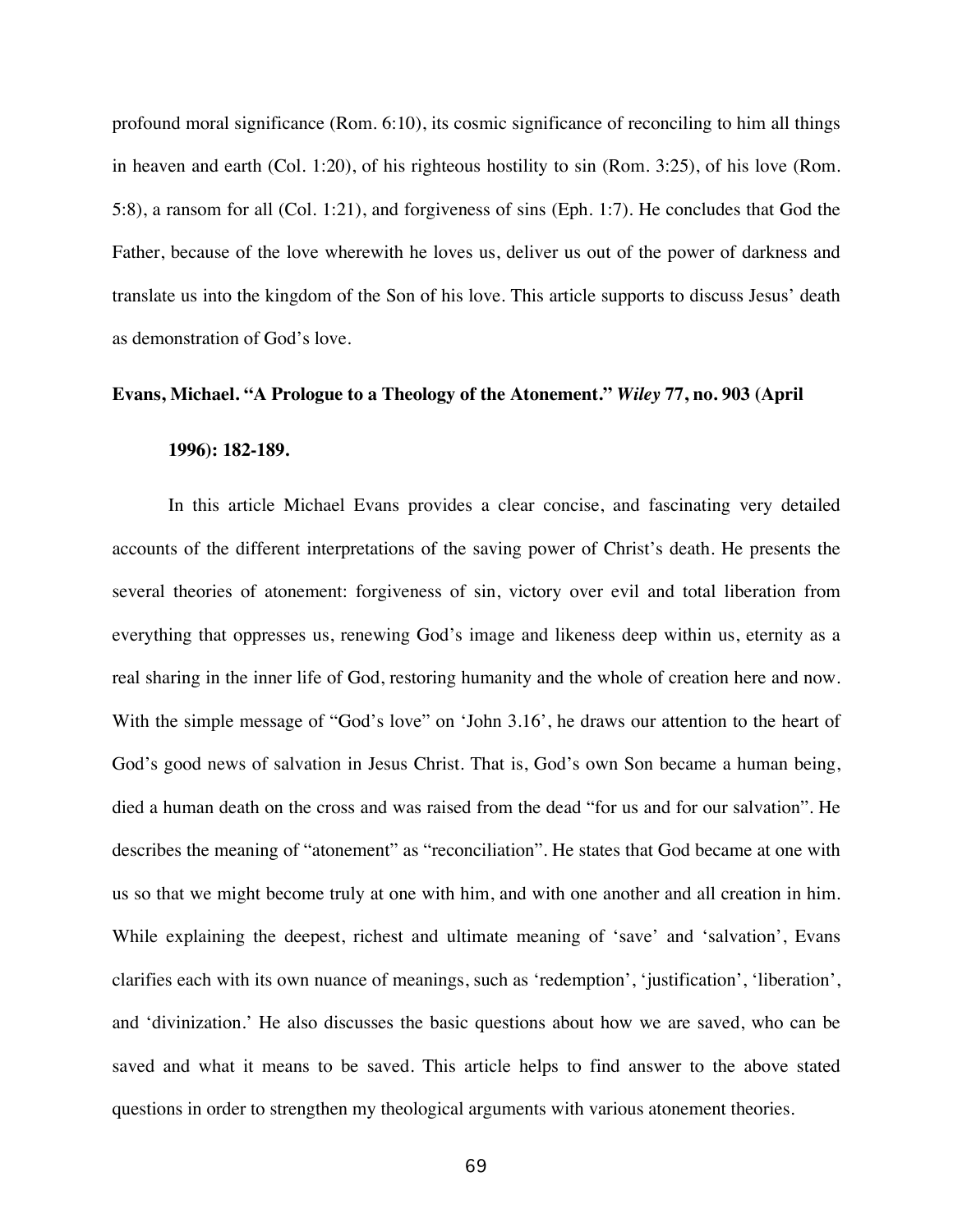profound moral significance (Rom. 6:10), its cosmic significance of reconciling to him all things in heaven and earth (Col. 1:20), of his righteous hostility to sin (Rom. 3:25), of his love (Rom. 5:8), a ransom for all (Col. 1:21), and forgiveness of sins (Eph. 1:7). He concludes that God the Father, because of the love wherewith he loves us, deliver us out of the power of darkness and translate us into the kingdom of the Son of his love. This article supports to discuss Jesus' death as demonstration of God's love.

**Evans, Michael. "A Prologue to a Theology of the Atonement."** ***Wiley*** **77, no. 903 (April 1996): 182-189.**

In this article Michael Evans provides a clear concise, and fascinating very detailed accounts of the different interpretations of the saving power of Christ's death. He presents the several theories of atonement: forgiveness of sin, victory over evil and total liberation from everything that oppresses us, renewing God's image and likeness deep within us, eternity as a real sharing in the inner life of God, restoring humanity and the whole of creation here and now. With the simple message of "God's love" on 'John 3.16', he draws our attention to the heart of God's good news of salvation in Jesus Christ. That is, God's own Son became a human being, died a human death on the cross and was raised from the dead "for us and for our salvation". He describes the meaning of "atonement" as "reconciliation". He states that God became at one with us so that we might become truly at one with him, and with one another and all creation in him. While explaining the deepest, richest and ultimate meaning of 'save' and 'salvation', Evans clarifies each with its own nuance of meanings, such as 'redemption', 'justification', 'liberation', and 'divinization.' He also discusses the basic questions about how we are saved, who can be saved and what it means to be saved. This article helps to find answer to the above stated questions in order to strengthen my theological arguments with various atonement theories.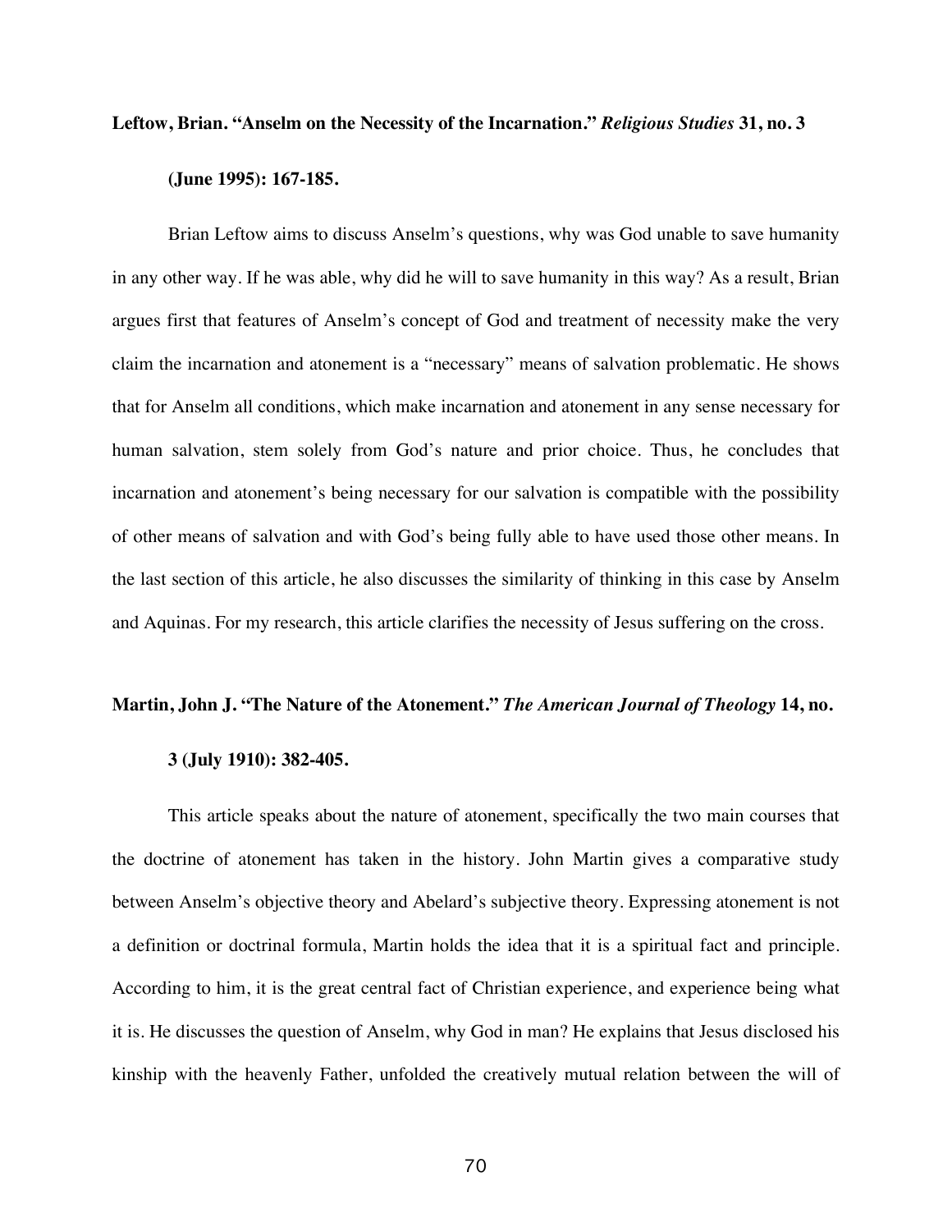**Leftow, Brian. "Anselm on the Necessity of the Incarnation." *Religious Studies* 31, no. 3 (June 1995): 167-185.**

Brian Leftow aims to discuss Anselm's questions, why was God unable to save humanity in any other way. If he was able, why did he will to save humanity in this way? As a result, Brian argues first that features of Anselm's concept of God and treatment of necessity make the very claim the incarnation and atonement is a "necessary" means of salvation problematic. He shows that for Anselm all conditions, which make incarnation and atonement in any sense necessary for human salvation, stem solely from God's nature and prior choice. Thus, he concludes that incarnation and atonement's being necessary for our salvation is compatible with the possibility of other means of salvation and with God's being fully able to have used those other means. In the last section of this article, he also discusses the similarity of thinking in this case by Anselm and Aquinas. For my research, this article clarifies the necessity of Jesus suffering on the cross.

**Martin, John J. "The Nature of the Atonement." *The American Journal of Theology* 14, no. 3 (July 1910): 382-405.**

This article speaks about the nature of atonement, specifically the two main courses that the doctrine of atonement has taken in the history. John Martin gives a comparative study between Anselm's objective theory and Abelard's subjective theory. Expressing atonement is not a definition or doctrinal formula, Martin holds the idea that it is a spiritual fact and principle. According to him, it is the great central fact of Christian experience, and experience being what it is. He discusses the question of Anselm, why God in man? He explains that Jesus disclosed his kinship with the heavenly Father, unfolded the creatively mutual relation between the will of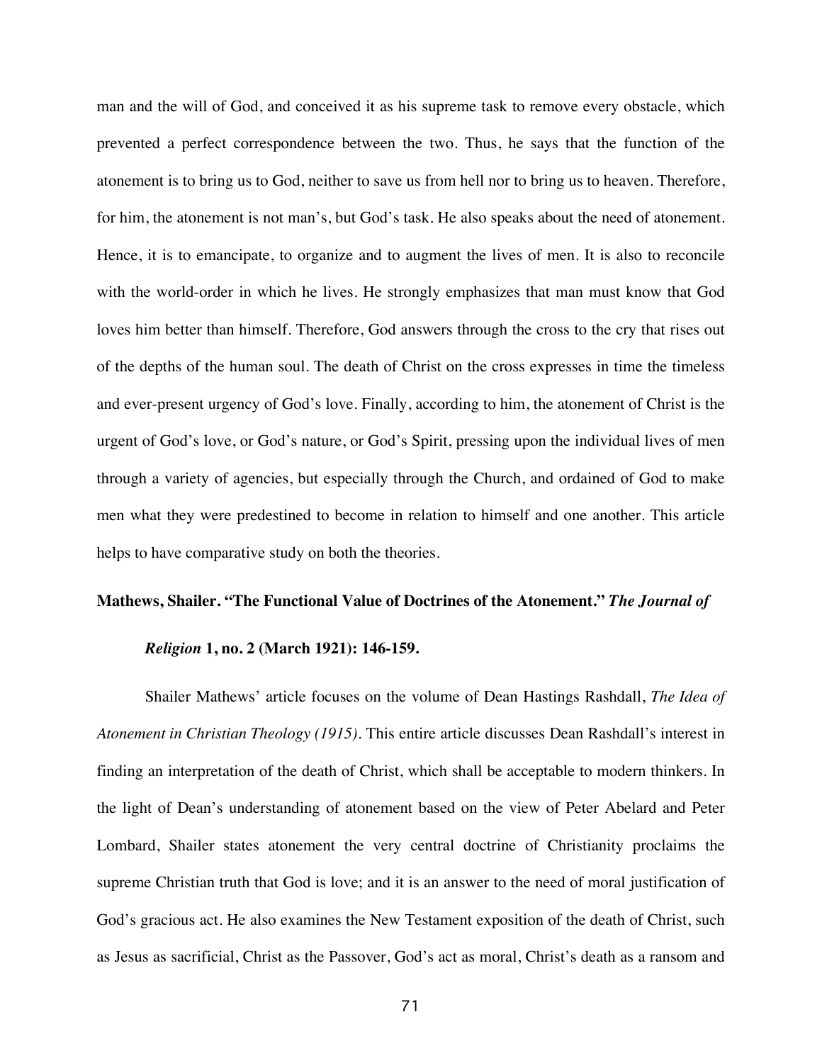man and the will of God, and conceived it as his supreme task to remove every obstacle, which prevented a perfect correspondence between the two. Thus, he says that the function of the atonement is to bring us to God, neither to save us from hell nor to bring us to heaven. Therefore, for him, the atonement is not man's, but God's task. He also speaks about the need of atonement. Hence, it is to emancipate, to organize and to augment the lives of men. It is also to reconcile with the world-order in which he lives. He strongly emphasizes that man must know that God loves him better than himself. Therefore, God answers through the cross to the cry that rises out of the depths of the human soul. The death of Christ on the cross expresses in time the timeless and ever-present urgency of God's love. Finally, according to him, the atonement of Christ is the urgent of God's love, or God's nature, or God's Spirit, pressing upon the individual lives of men through a variety of agencies, but especially through the Church, and ordained of God to make men what they were predestined to become in relation to himself and one another. This article helps to have comparative study on both the theories.

**Mathews, Shailer. "The Functional Value of Doctrines of the Atonement."** ***The Journal of Religion*** **1, no. 2 (March 1921): 146-159.**

Shailer Mathews' article focuses on the volume of Dean Hastings Rashdall, *The Idea of Atonement in Christian Theology (1915)*. This entire article discusses Dean Rashdall's interest in finding an interpretation of the death of Christ, which shall be acceptable to modern thinkers. In the light of Dean's understanding of atonement based on the view of Peter Abelard and Peter Lombard, Shailer states atonement the very central doctrine of Christianity proclaims the supreme Christian truth that God is love; and it is an answer to the need of moral justification of God's gracious act. He also examines the New Testament exposition of the death of Christ, such as Jesus as sacrificial, Christ as the Passover, God's act as moral, Christ's death as a ransom and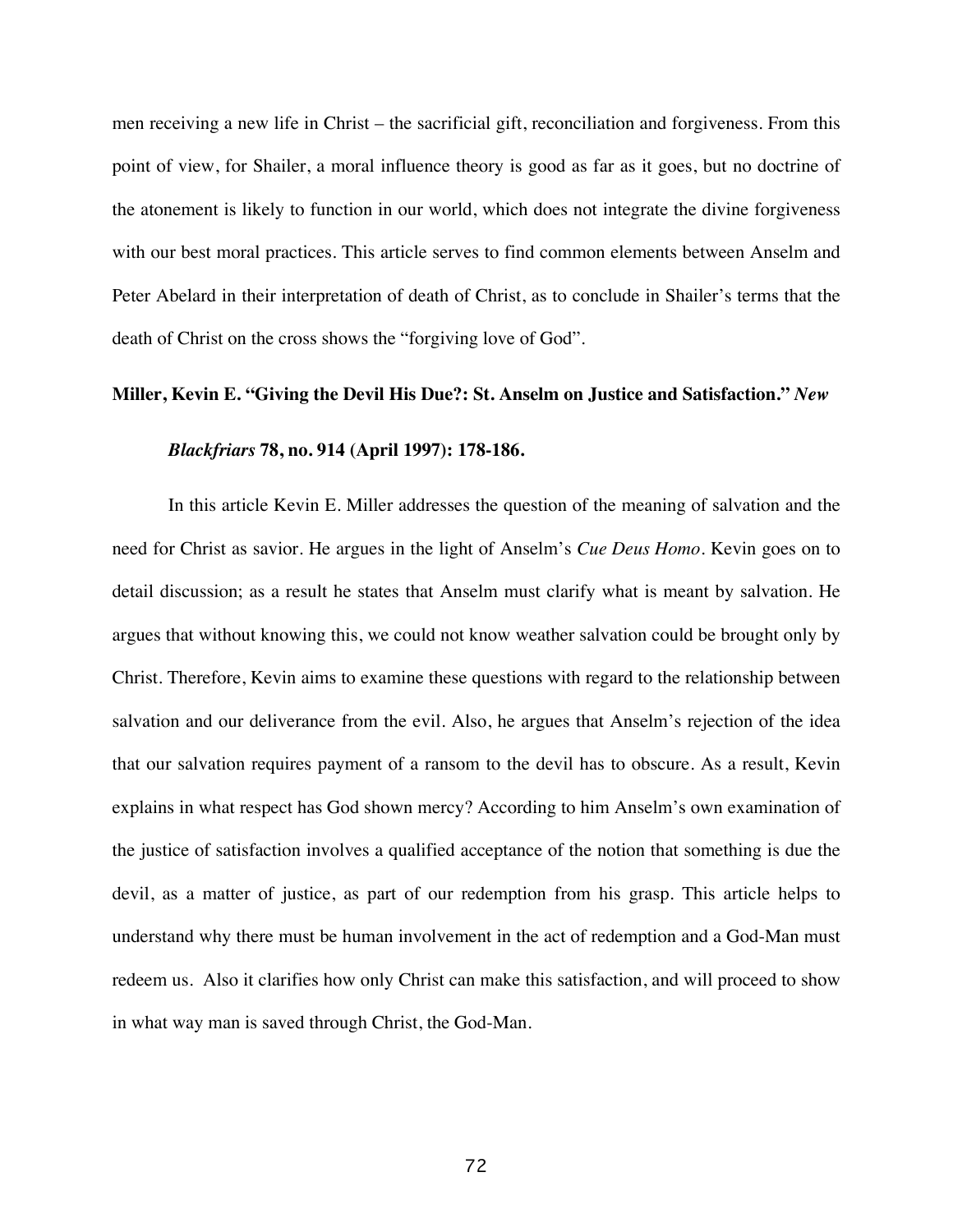men receiving a new life in Christ – the sacrificial gift, reconciliation and forgiveness. From this point of view, for Shailer, a moral influence theory is good as far as it goes, but no doctrine of the atonement is likely to function in our world, which does not integrate the divine forgiveness with our best moral practices. This article serves to find common elements between Anselm and Peter Abelard in their interpretation of death of Christ, as to conclude in Shailer's terms that the death of Christ on the cross shows the "forgiving love of God".

**Miller, Kevin E. "Giving the Devil His Due?: St. Anselm on Justice and Satisfaction."** ***New Blackfriars*** **78, no. 914 (April 1997): 178-186.**

In this article Kevin E. Miller addresses the question of the meaning of salvation and the need for Christ as savior. He argues in the light of Anselm's *Cue Deus Homo*. Kevin goes on to detail discussion; as a result he states that Anselm must clarify what is meant by salvation. He argues that without knowing this, we could not know weather salvation could be brought only by Christ. Therefore, Kevin aims to examine these questions with regard to the relationship between salvation and our deliverance from the evil. Also, he argues that Anselm's rejection of the idea that our salvation requires payment of a ransom to the devil has to obscure. As a result, Kevin explains in what respect has God shown mercy? According to him Anselm's own examination of the justice of satisfaction involves a qualified acceptance of the notion that something is due the devil, as a matter of justice, as part of our redemption from his grasp. This article helps to understand why there must be human involvement in the act of redemption and a God-Man must redeem us. Also it clarifies how only Christ can make this satisfaction, and will proceed to show in what way man is saved through Christ, the God-Man.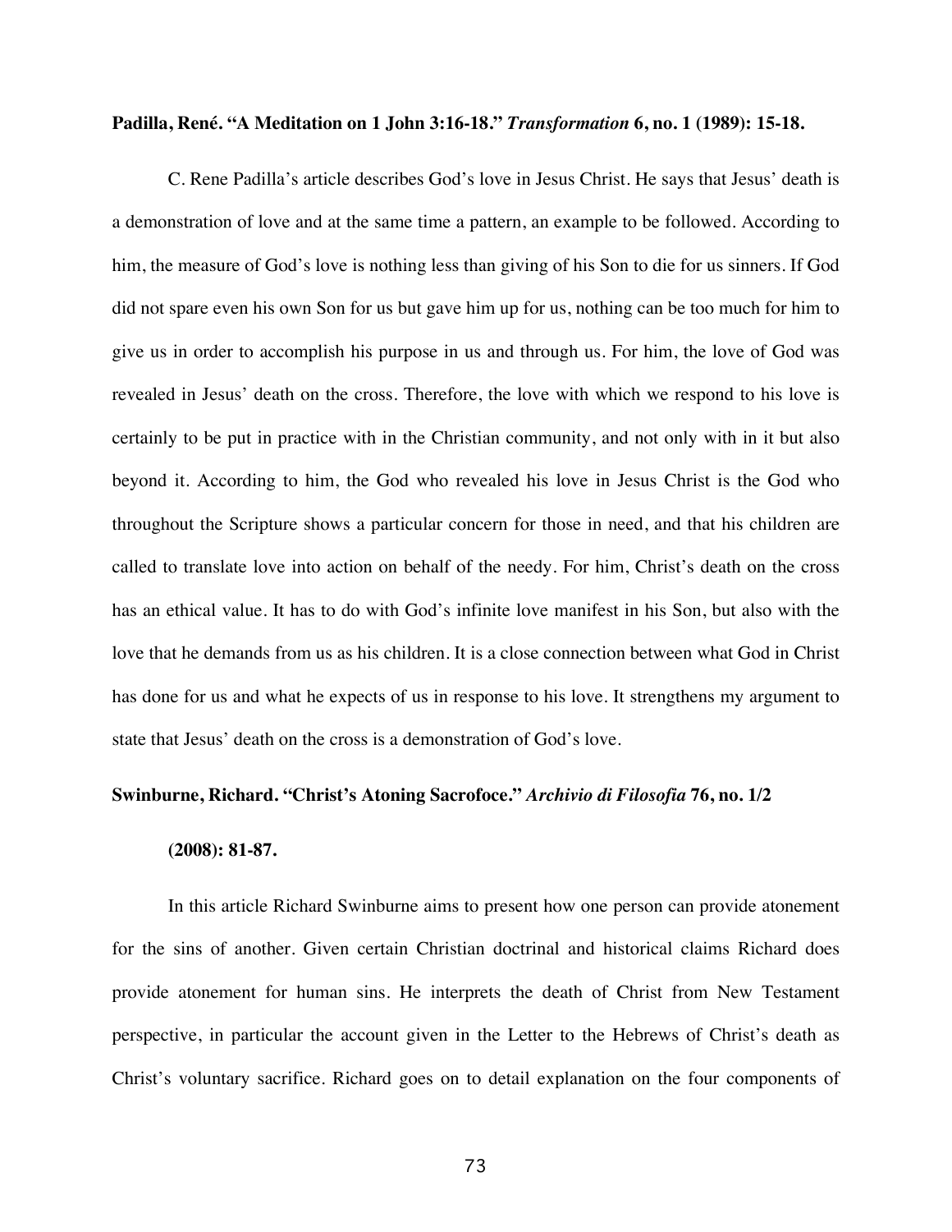**Padilla, René. "A Meditation on 1 John 3:16-18."** ***Transformation*** **6, no. 1 (1989): 15-18.**

C. Rene Padilla's article describes God's love in Jesus Christ. He says that Jesus' death is a demonstration of love and at the same time a pattern, an example to be followed. According to him, the measure of God's love is nothing less than giving of his Son to die for us sinners. If God did not spare even his own Son for us but gave him up for us, nothing can be too much for him to give us in order to accomplish his purpose in us and through us. For him, the love of God was revealed in Jesus' death on the cross. Therefore, the love with which we respond to his love is certainly to be put in practice with in the Christian community, and not only with in it but also beyond it. According to him, the God who revealed his love in Jesus Christ is the God who throughout the Scripture shows a particular concern for those in need, and that his children are called to translate love into action on behalf of the needy. For him, Christ's death on the cross has an ethical value. It has to do with God's infinite love manifest in his Son, but also with the love that he demands from us as his children. It is a close connection between what God in Christ has done for us and what he expects of us in response to his love. It strengthens my argument to state that Jesus' death on the cross is a demonstration of God's love.

**Swinburne, Richard. "Christ's Atoning Sacrofoce."** ***Archivio di Filosofia*** **76, no. 1/2 (2008): 81-87.**

In this article Richard Swinburne aims to present how one person can provide atonement for the sins of another. Given certain Christian doctrinal and historical claims Richard does provide atonement for human sins. He interprets the death of Christ from New Testament perspective, in particular the account given in the Letter to the Hebrews of Christ's death as Christ's voluntary sacrifice. Richard goes on to detail explanation on the four components of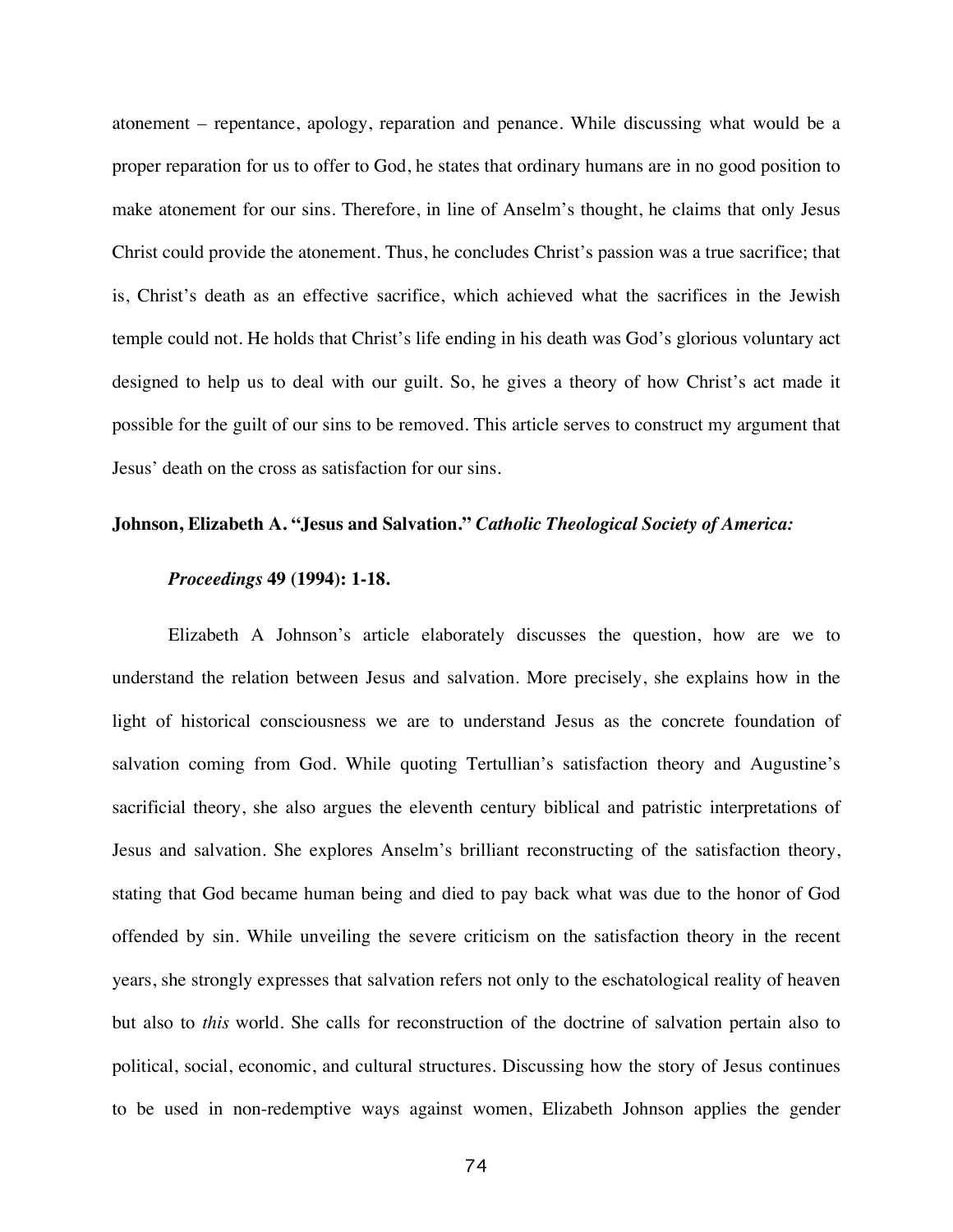atonement – repentance, apology, reparation and penance. While discussing what would be a proper reparation for us to offer to God, he states that ordinary humans are in no good position to make atonement for our sins. Therefore, in line of Anselm's thought, he claims that only Jesus Christ could provide the atonement. Thus, he concludes Christ's passion was a true sacrifice; that is, Christ's death as an effective sacrifice, which achieved what the sacrifices in the Jewish temple could not. He holds that Christ's life ending in his death was God's glorious voluntary act designed to help us to deal with our guilt. So, he gives a theory of how Christ's act made it possible for the guilt of our sins to be removed. This article serves to construct my argument that Jesus' death on the cross as satisfaction for our sins.

**Johnson, Elizabeth A. "Jesus and Salvation."** ***Catholic Theological Society of America: Proceedings*** **49 (1994): 1-18.**

Elizabeth A Johnson's article elaborately discusses the question, how are we to understand the relation between Jesus and salvation. More precisely, she explains how in the light of historical consciousness we are to understand Jesus as the concrete foundation of salvation coming from God. While quoting Tertullian's satisfaction theory and Augustine's sacrificial theory, she also argues the eleventh century biblical and patristic interpretations of Jesus and salvation. She explores Anselm's brilliant reconstructing of the satisfaction theory, stating that God became human being and died to pay back what was due to the honor of God offended by sin. While unveiling the severe criticism on the satisfaction theory in the recent years, she strongly expresses that salvation refers not only to the eschatological reality of heaven but also to *this* world. She calls for reconstruction of the doctrine of salvation pertain also to political, social, economic, and cultural structures. Discussing how the story of Jesus continues to be used in non-redemptive ways against women, Elizabeth Johnson applies the gender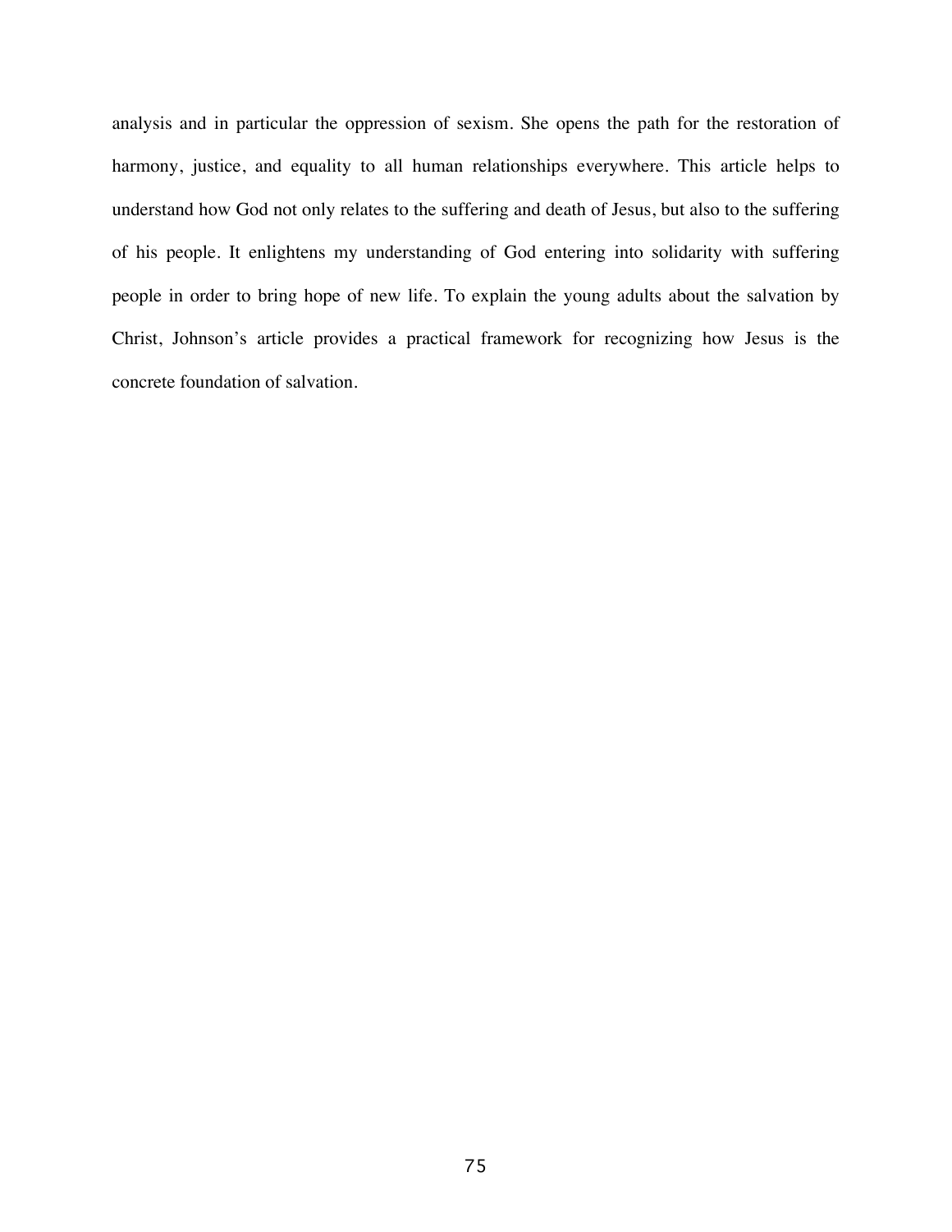analysis and in particular the oppression of sexism. She opens the path for the restoration of harmony, justice, and equality to all human relationships everywhere. This article helps to understand how God not only relates to the suffering and death of Jesus, but also to the suffering of his people. It enlightens my understanding of God entering into solidarity with suffering people in order to bring hope of new life. To explain the young adults about the salvation by Christ, Johnson's article provides a practical framework for recognizing how Jesus is the concrete foundation of salvation.